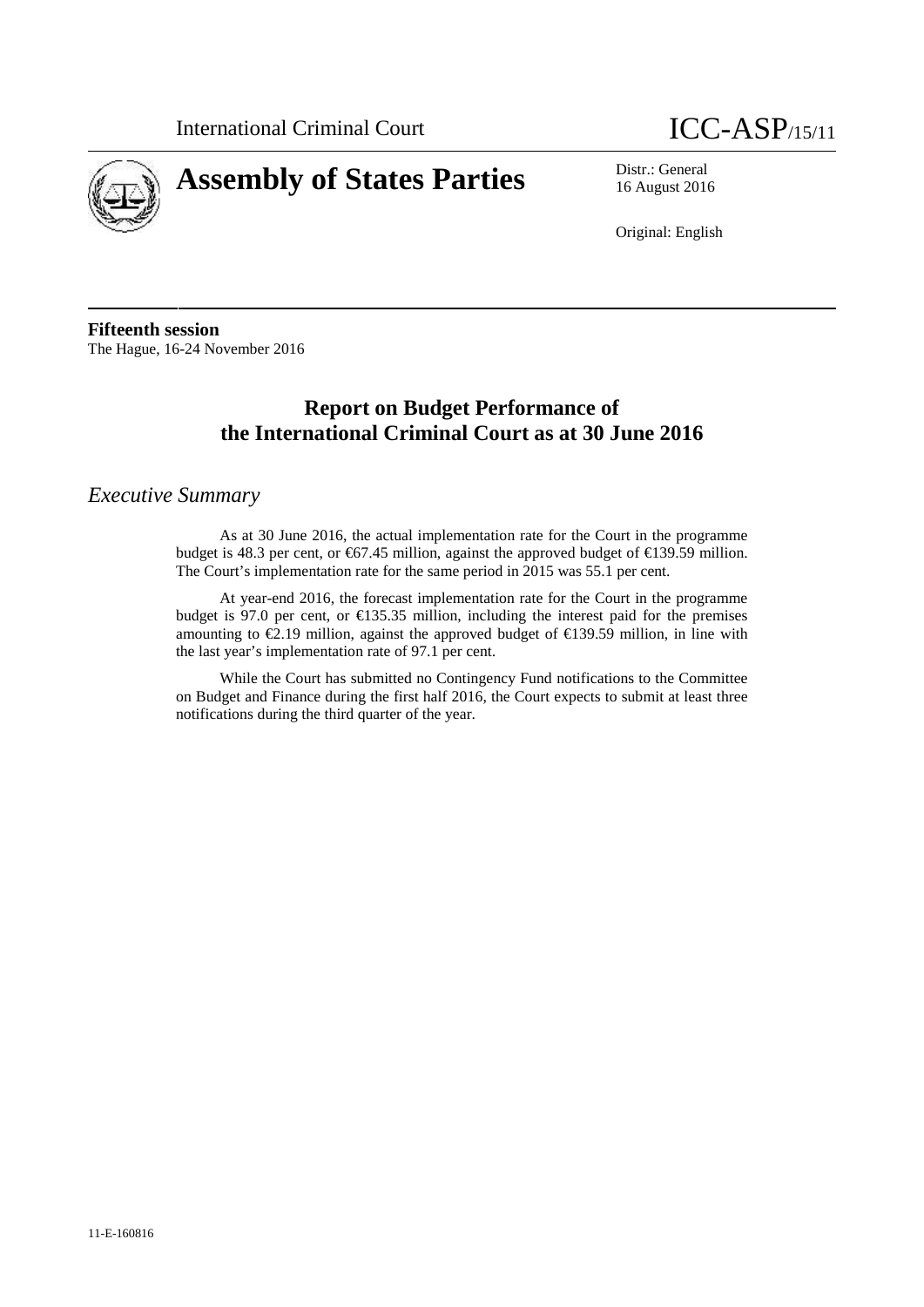International Criminal Court

# ICC-ASP/15/11

**Assembly of States Parties**

Distr.: General
16 August 2016

Original: English

**Fifteenth session**
The Hague, 16-24 November 2016

## Report on Budget Performance of the International Criminal Court as at 30 June 2016

### *Executive Summary*

As at 30 June 2016, the actual implementation rate for the Court in the programme budget is 48.3 per cent, or €67.45 million, against the approved budget of €139.59 million. The Court's implementation rate for the same period in 2015 was 55.1 per cent.

At year-end 2016, the forecast implementation rate for the Court in the programme budget is 97.0 per cent, or €135.35 million, including the interest paid for the premises amounting to €2.19 million, against the approved budget of €139.59 million, in line with the last year's implementation rate of 97.1 per cent.

While the Court has submitted no Contingency Fund notifications to the Committee on Budget and Finance during the first half 2016, the Court expects to submit at least three notifications during the third quarter of the year.

11-E-160816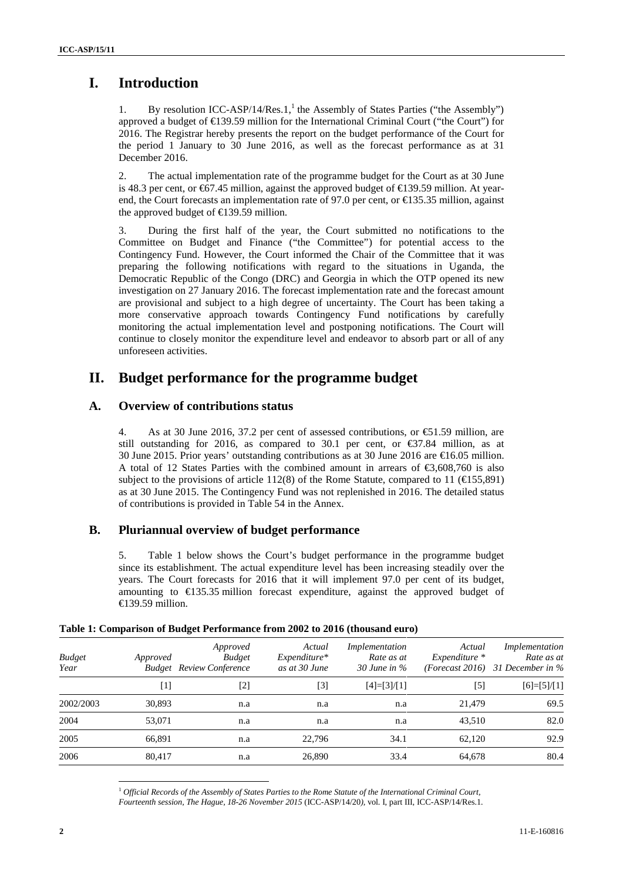# I. Introduction

1. By resolution ICC-ASP/14/Res.1,[1] the Assembly of States Parties ("the Assembly") approved a budget of €139.59 million for the International Criminal Court ("the Court") for 2016. The Registrar hereby presents the report on the budget performance of the Court for the period 1 January to 30 June 2016, as well as the forecast performance as at 31 December 2016.

2. The actual implementation rate of the programme budget for the Court as at 30 June is 48.3 per cent, or €67.45 million, against the approved budget of €139.59 million. At year-end, the Court forecasts an implementation rate of 97.0 per cent, or €135.35 million, against the approved budget of €139.59 million.

3. During the first half of the year, the Court submitted no notifications to the Committee on Budget and Finance ("the Committee") for potential access to the Contingency Fund. However, the Court informed the Chair of the Committee that it was preparing the following notifications with regard to the situations in Uganda, the Democratic Republic of the Congo (DRC) and Georgia in which the OTP opened its new investigation on 27 January 2016. The forecast implementation rate and the forecast amount are provisional and subject to a high degree of uncertainty. The Court has been taking a more conservative approach towards Contingency Fund notifications by carefully monitoring the actual implementation level and postponing notifications. The Court will continue to closely monitor the expenditure level and endeavor to absorb part or all of any unforeseen activities.

# II. Budget performance for the programme budget

## A. Overview of contributions status

4. As at 30 June 2016, 37.2 per cent of assessed contributions, or €51.59 million, are still outstanding for 2016, as compared to 30.1 per cent, or €37.84 million, as at 30 June 2015. Prior years' outstanding contributions as at 30 June 2016 are €16.05 million. A total of 12 States Parties with the combined amount in arrears of €3,608,760 is also subject to the provisions of article 112(8) of the Rome Statute, compared to 11 (€155,891) as at 30 June 2015. The Contingency Fund was not replenished in 2016. The detailed status of contributions is provided in Table 54 in the Annex.

## B. Pluriannual overview of budget performance

5. Table 1 below shows the Court's budget performance in the programme budget since its establishment. The actual expenditure level has been increasing steadily over the years. The Court forecasts for 2016 that it will implement 97.0 per cent of its budget, amounting to €135.35 million forecast expenditure, against the approved budget of €139.59 million.

**Table 1: Comparison of Budget Performance from 2002 to 2016 (thousand euro)**

| *Budget Year* | *Approved Budget* | *Approved Budget Review Conference* | *Actual Expenditure\* as at 30 June* | *Implementation Rate as at 30 June in %* | *Actual Expenditure \* (Forecast 2016)* | *Implementation Rate as at 31 December in %* |
|---|---|---|---|---|---|---|
| | [1] | [2] | [3] | [4]=[3]/[1] | [5] | [6]=[5]/[1] |
| 2002/2003 | 30,893 | n.a | n.a | n.a | 21,479 | 69.5 |
| 2004 | 53,071 | n.a | n.a | n.a | 43,510 | 82.0 |
| 2005 | 66,891 | n.a | 22,796 | 34.1 | 62,120 | 92.9 |
| 2006 | 80,417 | n.a | 26,890 | 33.4 | 64,678 | 80.4 |

[1] *Official Records of the Assembly of States Parties to the Rome Statute of the International Criminal Court, Fourteenth session, The Hague, 18-26 November 2015* (ICC-ASP/14/20), vol. I, part III, ICC-ASP/14/Res.1.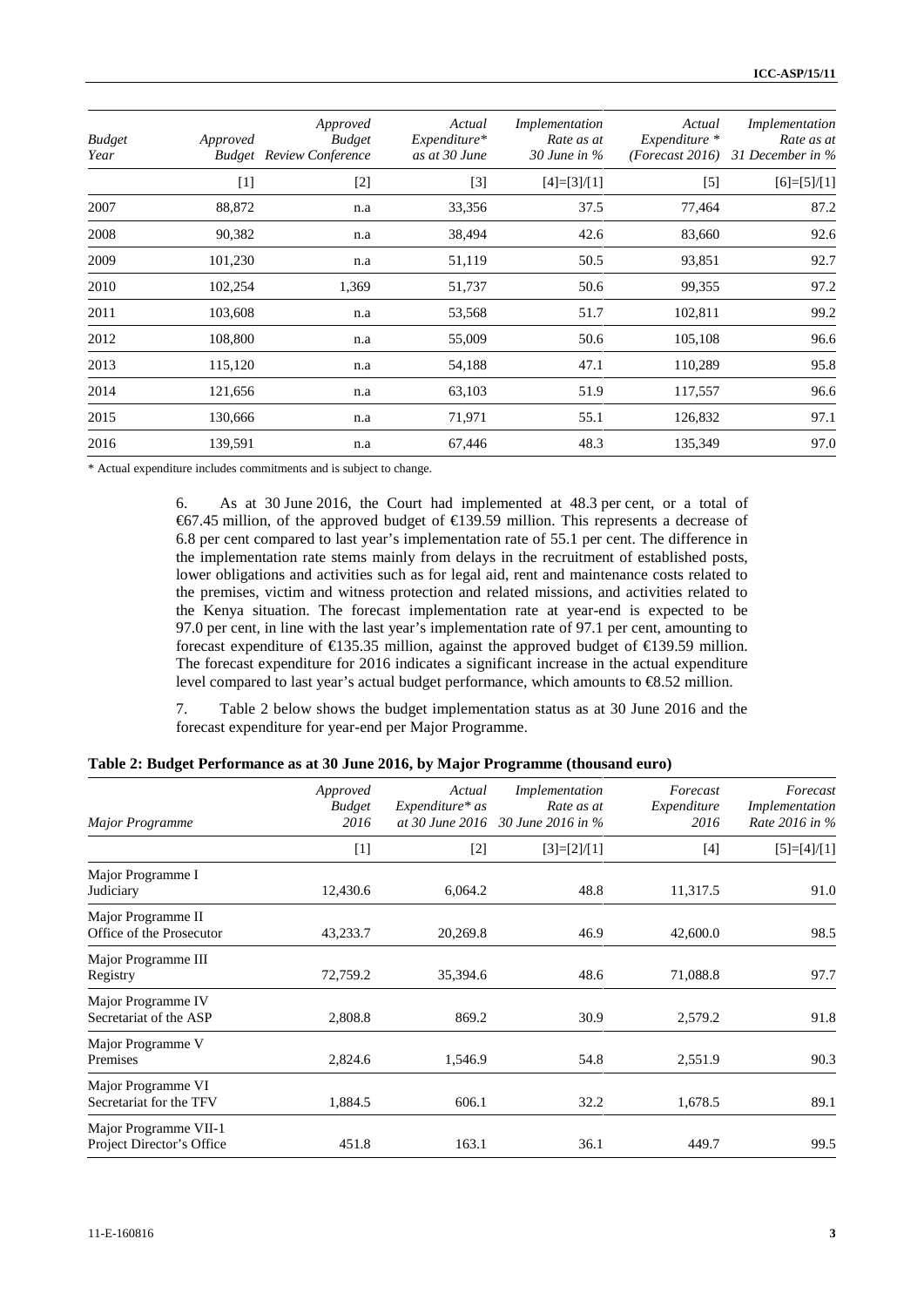| Budget Year | Approved Budget | Approved Budget Review Conference | Actual Expenditure* as at 30 June | Implementation Rate as at 30 June in % | Actual Expenditure * (Forecast 2016) | Implementation Rate as at 31 December in % |
|---|---|---|---|---|---|---|
| | [1] | [2] | [3] | [4]=[3]/[1] | [5] | [6]=[5]/[1] |
| 2007 | 88,872 | n.a | 33,356 | 37.5 | 77,464 | 87.2 |
| 2008 | 90,382 | n.a | 38,494 | 42.6 | 83,660 | 92.6 |
| 2009 | 101,230 | n.a | 51,119 | 50.5 | 93,851 | 92.7 |
| 2010 | 102,254 | 1,369 | 51,737 | 50.6 | 99,355 | 97.2 |
| 2011 | 103,608 | n.a | 53,568 | 51.7 | 102,811 | 99.2 |
| 2012 | 108,800 | n.a | 55,009 | 50.6 | 105,108 | 96.6 |
| 2013 | 115,120 | n.a | 54,188 | 47.1 | 110,289 | 95.8 |
| 2014 | 121,656 | n.a | 63,103 | 51.9 | 117,557 | 96.6 |
| 2015 | 130,666 | n.a | 71,971 | 55.1 | 126,832 | 97.1 |
| 2016 | 139,591 | n.a | 67,446 | 48.3 | 135,349 | 97.0 |

\* Actual expenditure includes commitments and is subject to change.

6. As at 30 June 2016, the Court had implemented at 48.3 per cent, or a total of €67.45 million, of the approved budget of €139.59 million. This represents a decrease of 6.8 per cent compared to last year's implementation rate of 55.1 per cent. The difference in the implementation rate stems mainly from delays in the recruitment of established posts, lower obligations and activities such as for legal aid, rent and maintenance costs related to the premises, victim and witness protection and related missions, and activities related to the Kenya situation. The forecast implementation rate at year-end is expected to be 97.0 per cent, in line with the last year's implementation rate of 97.1 per cent, amounting to forecast expenditure of €135.35 million, against the approved budget of €139.59 million. The forecast expenditure for 2016 indicates a significant increase in the actual expenditure level compared to last year's actual budget performance, which amounts to €8.52 million.

7. Table 2 below shows the budget implementation status as at 30 June 2016 and the forecast expenditure for year-end per Major Programme.

**Table 2: Budget Performance as at 30 June 2016, by Major Programme (thousand euro)**

| Major Programme | Approved Budget 2016 | Actual Expenditure* as at 30 June 2016 | Implementation Rate as at 30 June 2016 in % | Forecast Expenditure 2016 | Forecast Implementation Rate 2016 in % |
|---|---|---|---|---|---|
| | [1] | [2] | [3]=[2]/[1] | [4] | [5]=[4]/[1] |
| Major Programme I Judiciary | 12,430.6 | 6,064.2 | 48.8 | 11,317.5 | 91.0 |
| Major Programme II Office of the Prosecutor | 43,233.7 | 20,269.8 | 46.9 | 42,600.0 | 98.5 |
| Major Programme III Registry | 72,759.2 | 35,394.6 | 48.6 | 71,088.8 | 97.7 |
| Major Programme IV Secretariat of the ASP | 2,808.8 | 869.2 | 30.9 | 2,579.2 | 91.8 |
| Major Programme V Premises | 2,824.6 | 1,546.9 | 54.8 | 2,551.9 | 90.3 |
| Major Programme VI Secretariat for the TFV | 1,884.5 | 606.1 | 32.2 | 1,678.5 | 89.1 |
| Major Programme VII-1 Project Director's Office | 451.8 | 163.1 | 36.1 | 449.7 | 99.5 |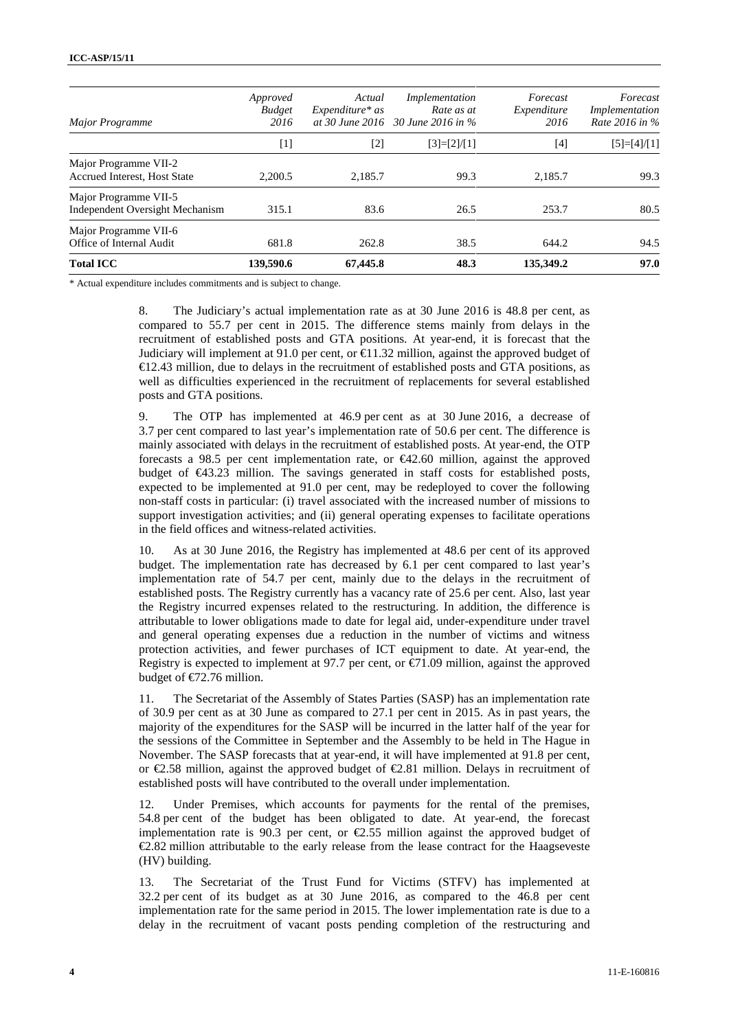| *Major Programme* | *Approved Budget 2016* | *Actual Expenditure* as at 30 June 2016* | *Implementation Rate as at 30 June 2016 in %* | *Forecast Expenditure 2016* | *Forecast Implementation Rate 2016 in %* |
|---|---|---|---|---|---|
| | [1] | [2] | [3]=[2]/[1] | [4] | [5]=[4]/[1] |
| Major Programme VII-2 Accrued Interest, Host State | 2,200.5 | 2,185.7 | 99.3 | 2,185.7 | 99.3 |
| Major Programme VII-5 Independent Oversight Mechanism | 315.1 | 83.6 | 26.5 | 253.7 | 80.5 |
| Major Programme VII-6 Office of Internal Audit | 681.8 | 262.8 | 38.5 | 644.2 | 94.5 |
| **Total ICC** | **139,590.6** | **67,445.8** | **48.3** | **135,349.2** | **97.0** |

\* Actual expenditure includes commitments and is subject to change.

8. The Judiciary's actual implementation rate as at 30 June 2016 is 48.8 per cent, as compared to 55.7 per cent in 2015. The difference stems mainly from delays in the recruitment of established posts and GTA positions. At year-end, it is forecast that the Judiciary will implement at 91.0 per cent, or €11.32 million, against the approved budget of €12.43 million, due to delays in the recruitment of established posts and GTA positions, as well as difficulties experienced in the recruitment of replacements for several established posts and GTA positions.

9. The OTP has implemented at 46.9 per cent as at 30 June 2016, a decrease of 3.7 per cent compared to last year's implementation rate of 50.6 per cent. The difference is mainly associated with delays in the recruitment of established posts. At year-end, the OTP forecasts a 98.5 per cent implementation rate, or €42.60 million, against the approved budget of €43.23 million. The savings generated in staff costs for established posts, expected to be implemented at 91.0 per cent, may be redeployed to cover the following non-staff costs in particular: (i) travel associated with the increased number of missions to support investigation activities; and (ii) general operating expenses to facilitate operations in the field offices and witness-related activities.

10. As at 30 June 2016, the Registry has implemented at 48.6 per cent of its approved budget. The implementation rate has decreased by 6.1 per cent compared to last year's implementation rate of 54.7 per cent, mainly due to the delays in the recruitment of established posts. The Registry currently has a vacancy rate of 25.6 per cent. Also, last year the Registry incurred expenses related to the restructuring. In addition, the difference is attributable to lower obligations made to date for legal aid, under-expenditure under travel and general operating expenses due a reduction in the number of victims and witness protection activities, and fewer purchases of ICT equipment to date. At year-end, the Registry is expected to implement at 97.7 per cent, or €71.09 million, against the approved budget of €72.76 million.

11. The Secretariat of the Assembly of States Parties (SASP) has an implementation rate of 30.9 per cent as at 30 June as compared to 27.1 per cent in 2015. As in past years, the majority of the expenditures for the SASP will be incurred in the latter half of the year for the sessions of the Committee in September and the Assembly to be held in The Hague in November. The SASP forecasts that at year-end, it will have implemented at 91.8 per cent, or €2.58 million, against the approved budget of €2.81 million. Delays in recruitment of established posts will have contributed to the overall under implementation.

12. Under Premises, which accounts for payments for the rental of the premises, 54.8 per cent of the budget has been obligated to date. At year-end, the forecast implementation rate is 90.3 per cent, or €2.55 million against the approved budget of €2.82 million attributable to the early release from the lease contract for the Haagseveste (HV) building.

13. The Secretariat of the Trust Fund for Victims (STFV) has implemented at 32.2 per cent of its budget as at 30 June 2016, as compared to the 46.8 per cent implementation rate for the same period in 2015. The lower implementation rate is due to a delay in the recruitment of vacant posts pending completion of the restructuring and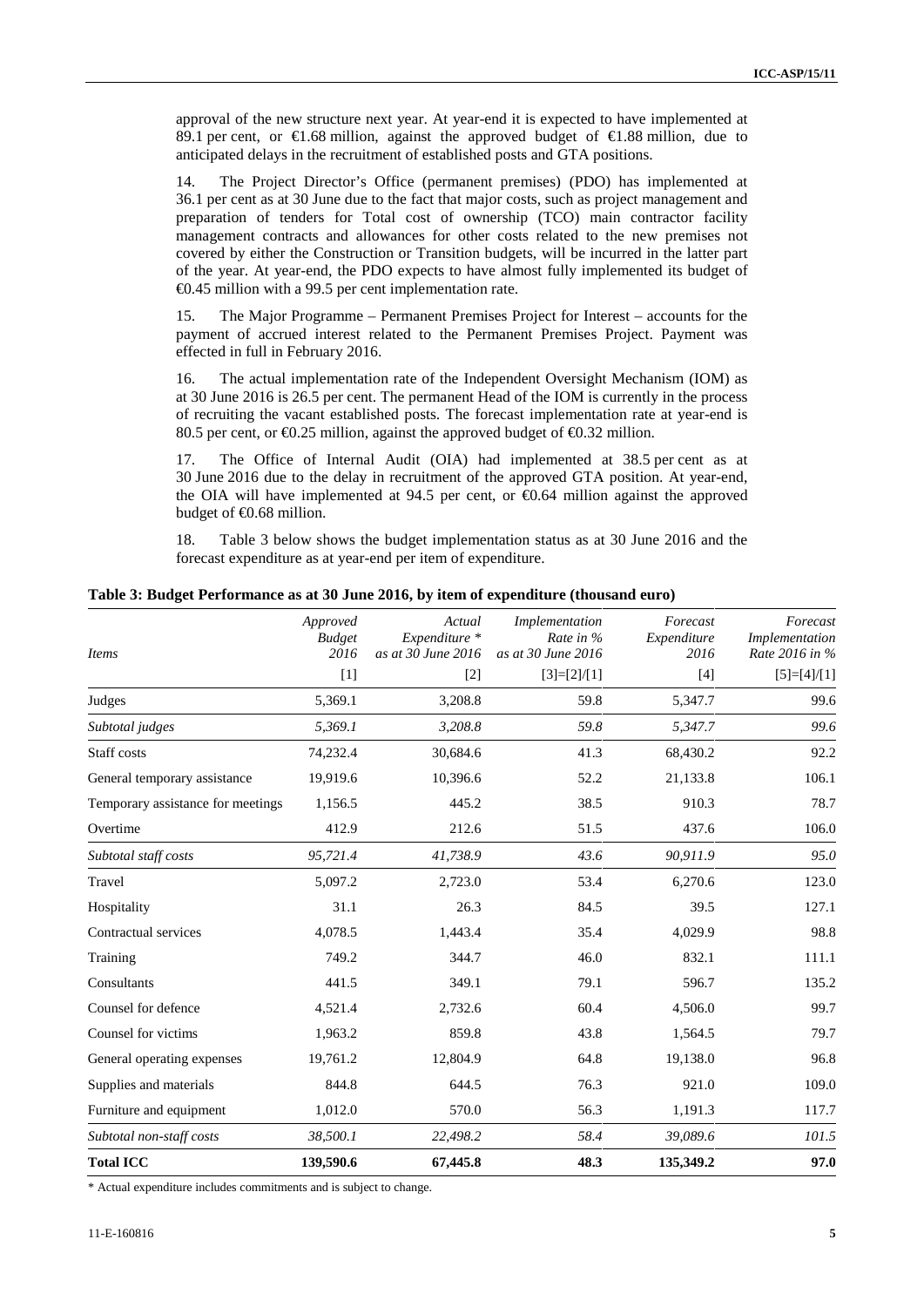approval of the new structure next year. At year-end it is expected to have implemented at 89.1 per cent, or €1.68 million, against the approved budget of €1.88 million, due to anticipated delays in the recruitment of established posts and GTA positions.

14. The Project Director's Office (permanent premises) (PDO) has implemented at 36.1 per cent as at 30 June due to the fact that major costs, such as project management and preparation of tenders for Total cost of ownership (TCO) main contractor facility management contracts and allowances for other costs related to the new premises not covered by either the Construction or Transition budgets, will be incurred in the latter part of the year. At year-end, the PDO expects to have almost fully implemented its budget of €0.45 million with a 99.5 per cent implementation rate.

15. The Major Programme – Permanent Premises Project for Interest – accounts for the payment of accrued interest related to the Permanent Premises Project. Payment was effected in full in February 2016.

16. The actual implementation rate of the Independent Oversight Mechanism (IOM) as at 30 June 2016 is 26.5 per cent. The permanent Head of the IOM is currently in the process of recruiting the vacant established posts. The forecast implementation rate at year-end is 80.5 per cent, or €0.25 million, against the approved budget of €0.32 million.

17. The Office of Internal Audit (OIA) had implemented at 38.5 per cent as at 30 June 2016 due to the delay in recruitment of the approved GTA position. At year-end, the OIA will have implemented at 94.5 per cent, or €0.64 million against the approved budget of €0.68 million.

18. Table 3 below shows the budget implementation status as at 30 June 2016 and the forecast expenditure as at year-end per item of expenditure.

**Table 3: Budget Performance as at 30 June 2016, by item of expenditure (thousand euro)**

| *Items* | *Approved Budget 2016* | *Actual Expenditure \* as at 30 June 2016* | *Implementation Rate in % as at 30 June 2016* | *Forecast Expenditure 2016* | *Forecast Implementation Rate 2016 in %* |
|---|---|---|---|---|---|
| | [1] | [2] | [3]=[2]/[1] | [4] | [5]=[4]/[1] |
| Judges | 5,369.1 | 3,208.8 | 59.8 | 5,347.7 | 99.6 |
| *Subtotal judges* | *5,369.1* | *3,208.8* | *59.8* | *5,347.7* | *99.6* |
| Staff costs | 74,232.4 | 30,684.6 | 41.3 | 68,430.2 | 92.2 |
| General temporary assistance | 19,919.6 | 10,396.6 | 52.2 | 21,133.8 | 106.1 |
| Temporary assistance for meetings | 1,156.5 | 445.2 | 38.5 | 910.3 | 78.7 |
| Overtime | 412.9 | 212.6 | 51.5 | 437.6 | 106.0 |
| *Subtotal staff costs* | *95,721.4* | *41,738.9* | *43.6* | *90,911.9* | *95.0* |
| Travel | 5,097.2 | 2,723.0 | 53.4 | 6,270.6 | 123.0 |
| Hospitality | 31.1 | 26.3 | 84.5 | 39.5 | 127.1 |
| Contractual services | 4,078.5 | 1,443.4 | 35.4 | 4,029.9 | 98.8 |
| Training | 749.2 | 344.7 | 46.0 | 832.1 | 111.1 |
| Consultants | 441.5 | 349.1 | 79.1 | 596.7 | 135.2 |
| Counsel for defence | 4,521.4 | 2,732.6 | 60.4 | 4,506.0 | 99.7 |
| Counsel for victims | 1,963.2 | 859.8 | 43.8 | 1,564.5 | 79.7 |
| General operating expenses | 19,761.2 | 12,804.9 | 64.8 | 19,138.0 | 96.8 |
| Supplies and materials | 844.8 | 644.5 | 76.3 | 921.0 | 109.0 |
| Furniture and equipment | 1,012.0 | 570.0 | 56.3 | 1,191.3 | 117.7 |
| *Subtotal non-staff costs* | *38,500.1* | *22,498.2* | *58.4* | *39,089.6* | *101.5* |
| **Total ICC** | **139,590.6** | **67,445.8** | **48.3** | **135,349.2** | **97.0** |

\* Actual expenditure includes commitments and is subject to change.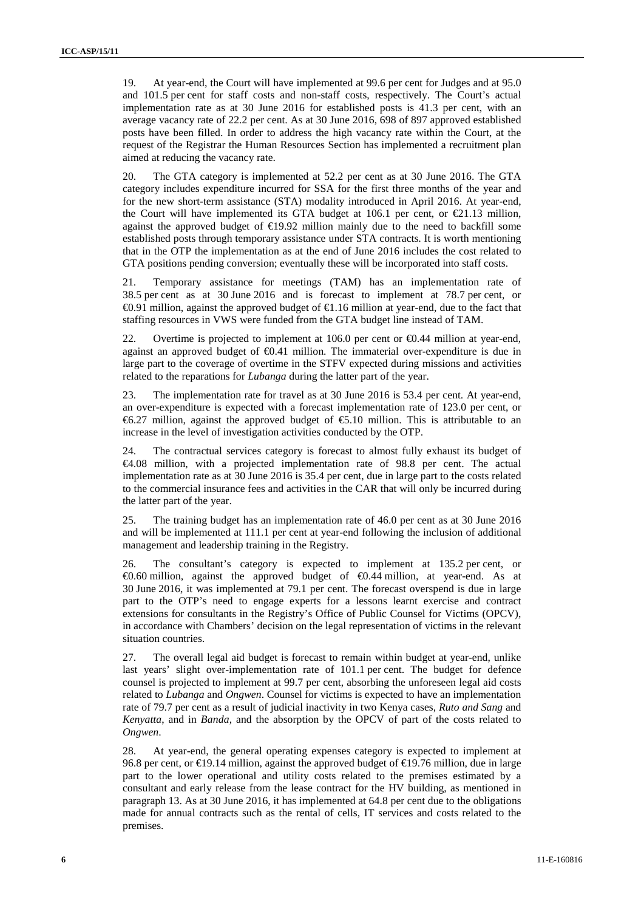19. At year-end, the Court will have implemented at 99.6 per cent for Judges and at 95.0 and 101.5 per cent for staff costs and non-staff costs, respectively. The Court's actual implementation rate as at 30 June 2016 for established posts is 41.3 per cent, with an average vacancy rate of 22.2 per cent. As at 30 June 2016, 698 of 897 approved established posts have been filled. In order to address the high vacancy rate within the Court, at the request of the Registrar the Human Resources Section has implemented a recruitment plan aimed at reducing the vacancy rate.

20. The GTA category is implemented at 52.2 per cent as at 30 June 2016. The GTA category includes expenditure incurred for SSA for the first three months of the year and for the new short-term assistance (STA) modality introduced in April 2016. At year-end, the Court will have implemented its GTA budget at 106.1 per cent, or €21.13 million, against the approved budget of €19.92 million mainly due to the need to backfill some established posts through temporary assistance under STA contracts. It is worth mentioning that in the OTP the implementation as at the end of June 2016 includes the cost related to GTA positions pending conversion; eventually these will be incorporated into staff costs.

21. Temporary assistance for meetings (TAM) has an implementation rate of 38.5 per cent as at 30 June 2016 and is forecast to implement at 78.7 per cent, or €0.91 million, against the approved budget of €1.16 million at year-end, due to the fact that staffing resources in VWS were funded from the GTA budget line instead of TAM.

22. Overtime is projected to implement at 106.0 per cent or €0.44 million at year-end, against an approved budget of €0.41 million. The immaterial over-expenditure is due in large part to the coverage of overtime in the STFV expected during missions and activities related to the reparations for *Lubanga* during the latter part of the year.

23. The implementation rate for travel as at 30 June 2016 is 53.4 per cent. At year-end, an over-expenditure is expected with a forecast implementation rate of 123.0 per cent, or €6.27 million, against the approved budget of €5.10 million. This is attributable to an increase in the level of investigation activities conducted by the OTP.

24. The contractual services category is forecast to almost fully exhaust its budget of €4.08 million, with a projected implementation rate of 98.8 per cent. The actual implementation rate as at 30 June 2016 is 35.4 per cent, due in large part to the costs related to the commercial insurance fees and activities in the CAR that will only be incurred during the latter part of the year.

25. The training budget has an implementation rate of 46.0 per cent as at 30 June 2016 and will be implemented at 111.1 per cent at year-end following the inclusion of additional management and leadership training in the Registry.

26. The consultant's category is expected to implement at 135.2 per cent, or €0.60 million, against the approved budget of €0.44 million, at year-end. As at 30 June 2016, it was implemented at 79.1 per cent. The forecast overspend is due in large part to the OTP's need to engage experts for a lessons learnt exercise and contract extensions for consultants in the Registry's Office of Public Counsel for Victims (OPCV), in accordance with Chambers' decision on the legal representation of victims in the relevant situation countries.

27. The overall legal aid budget is forecast to remain within budget at year-end, unlike last years' slight over-implementation rate of 101.1 per cent. The budget for defence counsel is projected to implement at 99.7 per cent, absorbing the unforeseen legal aid costs related to *Lubanga* and *Ongwen*. Counsel for victims is expected to have an implementation rate of 79.7 per cent as a result of judicial inactivity in two Kenya cases, *Ruto and Sang* and *Kenyatta*, and in *Banda*, and the absorption by the OPCV of part of the costs related to *Ongwen*.

28. At year-end, the general operating expenses category is expected to implement at 96.8 per cent, or €19.14 million, against the approved budget of €19.76 million, due in large part to the lower operational and utility costs related to the premises estimated by a consultant and early release from the lease contract for the HV building, as mentioned in paragraph 13. As at 30 June 2016, it has implemented at 64.8 per cent due to the obligations made for annual contracts such as the rental of cells, IT services and costs related to the premises.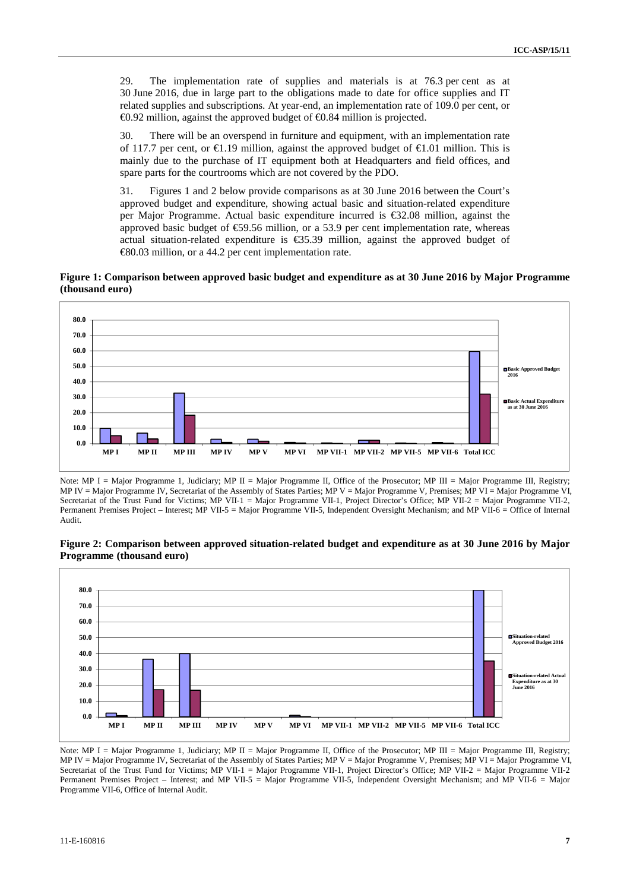29. The implementation rate of supplies and materials is at 76.3 per cent as at 30 June 2016, due in large part to the obligations made to date for office supplies and IT related supplies and subscriptions. At year-end, an implementation rate of 109.0 per cent, or €0.92 million, against the approved budget of €0.84 million is projected.

30. There will be an overspend in furniture and equipment, with an implementation rate of 117.7 per cent, or €1.19 million, against the approved budget of €1.01 million. This is mainly due to the purchase of IT equipment both at Headquarters and field offices, and spare parts for the courtrooms which are not covered by the PDO.

31. Figures 1 and 2 below provide comparisons as at 30 June 2016 between the Court's approved budget and expenditure, showing actual basic and situation-related expenditure per Major Programme. Actual basic expenditure incurred is €32.08 million, against the approved basic budget of €59.56 million, or a 53.9 per cent implementation rate, whereas actual situation-related expenditure is €35.39 million, against the approved budget of €80.03 million, or a 44.2 per cent implementation rate.

**Figure 1: Comparison between approved basic budget and expenditure as at 30 June 2016 by Major Programme (thousand euro)**

Note: MP I = Major Programme 1, Judiciary; MP II = Major Programme II, Office of the Prosecutor; MP III = Major Programme III, Registry; MP IV = Major Programme IV, Secretariat of the Assembly of States Parties; MP V = Major Programme V, Premises; MP VI = Major Programme VI, Secretariat of the Trust Fund for Victims; MP VII-1 = Major Programme VII-1, Project Director's Office; MP VII-2 = Major Programme VII-2, Permanent Premises Project – Interest; MP VII-5 = Major Programme VII-5, Independent Oversight Mechanism; and MP VII-6 = Office of Internal Audit.

**Figure 2: Comparison between approved situation-related budget and expenditure as at 30 June 2016 by Major Programme (thousand euro)**

Note: MP I = Major Programme 1, Judiciary; MP II = Major Programme II, Office of the Prosecutor; MP III = Major Programme III, Registry; MP IV = Major Programme IV, Secretariat of the Assembly of States Parties; MP V = Major Programme V, Premises; MP VI = Major Programme VI, Secretariat of the Trust Fund for Victims; MP VII-1 = Major Programme VII-1, Project Director's Office; MP VII-2 = Major Programme VII-2 Permanent Premises Project – Interest; and MP VII-5 = Major Programme VII-5, Independent Oversight Mechanism; and MP VII-6 = Major Programme VII-6, Office of Internal Audit.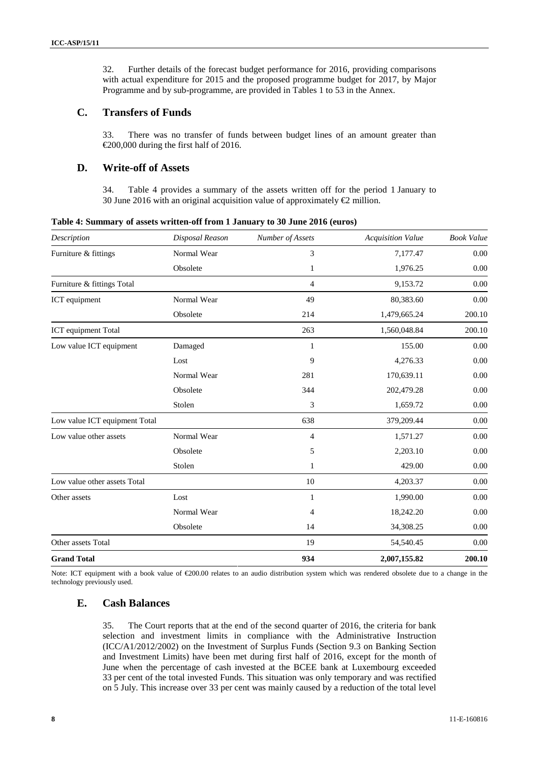32. Further details of the forecast budget performance for 2016, providing comparisons with actual expenditure for 2015 and the proposed programme budget for 2017, by Major Programme and by sub-programme, are provided in Tables 1 to 53 in the Annex.

## C. Transfers of Funds

33. There was no transfer of funds between budget lines of an amount greater than €200,000 during the first half of 2016.

## D. Write-off of Assets

34. Table 4 provides a summary of the assets written off for the period 1 January to 30 June 2016 with an original acquisition value of approximately €2 million.

**Table 4: Summary of assets written-off from 1 January to 30 June 2016 (euros)**

| *Description* | *Disposal Reason* | *Number of Assets* | *Acquisition Value* | *Book Value* |
|---|---|---|---|---|
| Furniture & fittings | Normal Wear | 3 | 7,177.47 | 0.00 |
| | Obsolete | 1 | 1,976.25 | 0.00 |
| Furniture & fittings Total | | 4 | 9,153.72 | 0.00 |
| ICT equipment | Normal Wear | 49 | 80,383.60 | 0.00 |
| | Obsolete | 214 | 1,479,665.24 | 200.10 |
| ICT equipment Total | | 263 | 1,560,048.84 | 200.10 |
| Low value ICT equipment | Damaged | 1 | 155.00 | 0.00 |
| | Lost | 9 | 4,276.33 | 0.00 |
| | Normal Wear | 281 | 170,639.11 | 0.00 |
| | Obsolete | 344 | 202,479.28 | 0.00 |
| | Stolen | 3 | 1,659.72 | 0.00 |
| Low value ICT equipment Total | | 638 | 379,209.44 | 0.00 |
| Low value other assets | Normal Wear | 4 | 1,571.27 | 0.00 |
| | Obsolete | 5 | 2,203.10 | 0.00 |
| | Stolen | 1 | 429.00 | 0.00 |
| Low value other assets Total | | 10 | 4,203.37 | 0.00 |
| Other assets | Lost | 1 | 1,990.00 | 0.00 |
| | Normal Wear | 4 | 18,242.20 | 0.00 |
| | Obsolete | 14 | 34,308.25 | 0.00 |
| Other assets Total | | 19 | 54,540.45 | 0.00 |
| **Grand Total** | | **934** | **2,007,155.82** | **200.10** |

Note: ICT equipment with a book value of €200.00 relates to an audio distribution system which was rendered obsolete due to a change in the technology previously used.

## E. Cash Balances

35. The Court reports that at the end of the second quarter of 2016, the criteria for bank selection and investment limits in compliance with the Administrative Instruction (ICC/A1/2012/2002) on the Investment of Surplus Funds (Section 9.3 on Banking Section and Investment Limits) have been met during first half of 2016, except for the month of June when the percentage of cash invested at the BCEE bank at Luxembourg exceeded 33 per cent of the total invested Funds. This situation was only temporary and was rectified on 5 July. This increase over 33 per cent was mainly caused by a reduction of the total level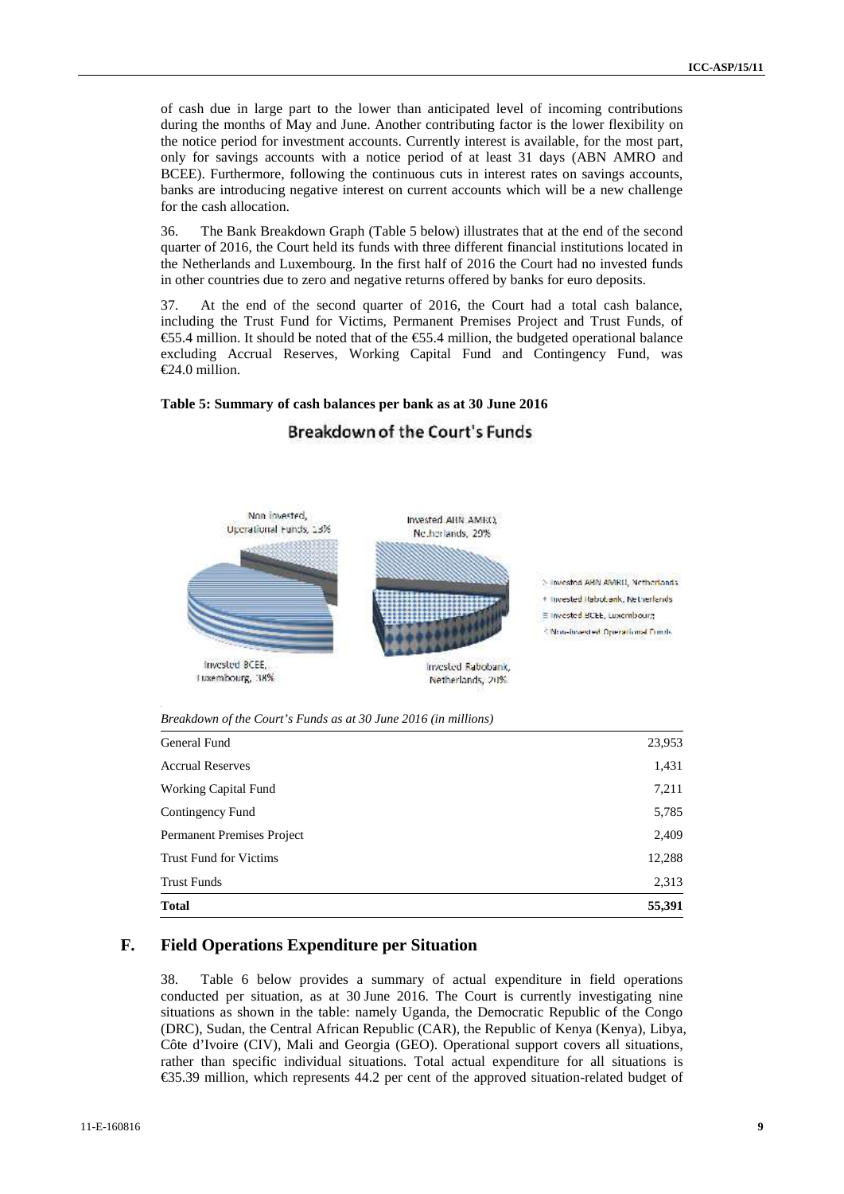of cash due in large part to the lower than anticipated level of incoming contributions during the months of May and June. Another contributing factor is the lower flexibility on the notice period for investment accounts. Currently interest is available, for the most part, only for savings accounts with a notice period of at least 31 days (ABN AMRO and BCEE). Furthermore, following the continuous cuts in interest rates on savings accounts, banks are introducing negative interest on current accounts which will be a new challenge for the cash allocation.

36. The Bank Breakdown Graph (Table 5 below) illustrates that at the end of the second quarter of 2016, the Court held its funds with three different financial institutions located in the Netherlands and Luxembourg. In the first half of 2016 the Court had no invested funds in other countries due to zero and negative returns offered by banks for euro deposits.

37. At the end of the second quarter of 2016, the Court had a total cash balance, including the Trust Fund for Victims, Permanent Premises Project and Trust Funds, of €55.4 million. It should be noted that of the €55.4 million, the budgeted operational balance excluding Accrual Reserves, Working Capital Fund and Contingency Fund, was €24.0 million.

**Table 5: Summary of cash balances per bank as at 30 June 2016**

Breakdown of the Court's Funds

- Non invested, Operational Funds, 13%
- Invested ABN AMRO, Netherlands, 29%
- Invested BCEE, Luxembourg, 38%
- Invested Rabobank, Netherlands, 20%

*Breakdown of the Court's Funds as at 30 June 2016 (in millions)*

| | |
|---|---|
| General Fund | 23,953 |
| Accrual Reserves | 1,431 |
| Working Capital Fund | 7,211 |
| Contingency Fund | 5,785 |
| Permanent Premises Project | 2,409 |
| Trust Fund for Victims | 12,288 |
| Trust Funds | 2,313 |
| **Total** | **55,391** |

## F. Field Operations Expenditure per Situation

38. Table 6 below provides a summary of actual expenditure in field operations conducted per situation, as at 30 June 2016. The Court is currently investigating nine situations as shown in the table: namely Uganda, the Democratic Republic of the Congo (DRC), Sudan, the Central African Republic (CAR), the Republic of Kenya (Kenya), Libya, Côte d'Ivoire (CIV), Mali and Georgia (GEO). Operational support covers all situations, rather than specific individual situations. Total actual expenditure for all situations is €35.39 million, which represents 44.2 per cent of the approved situation-related budget of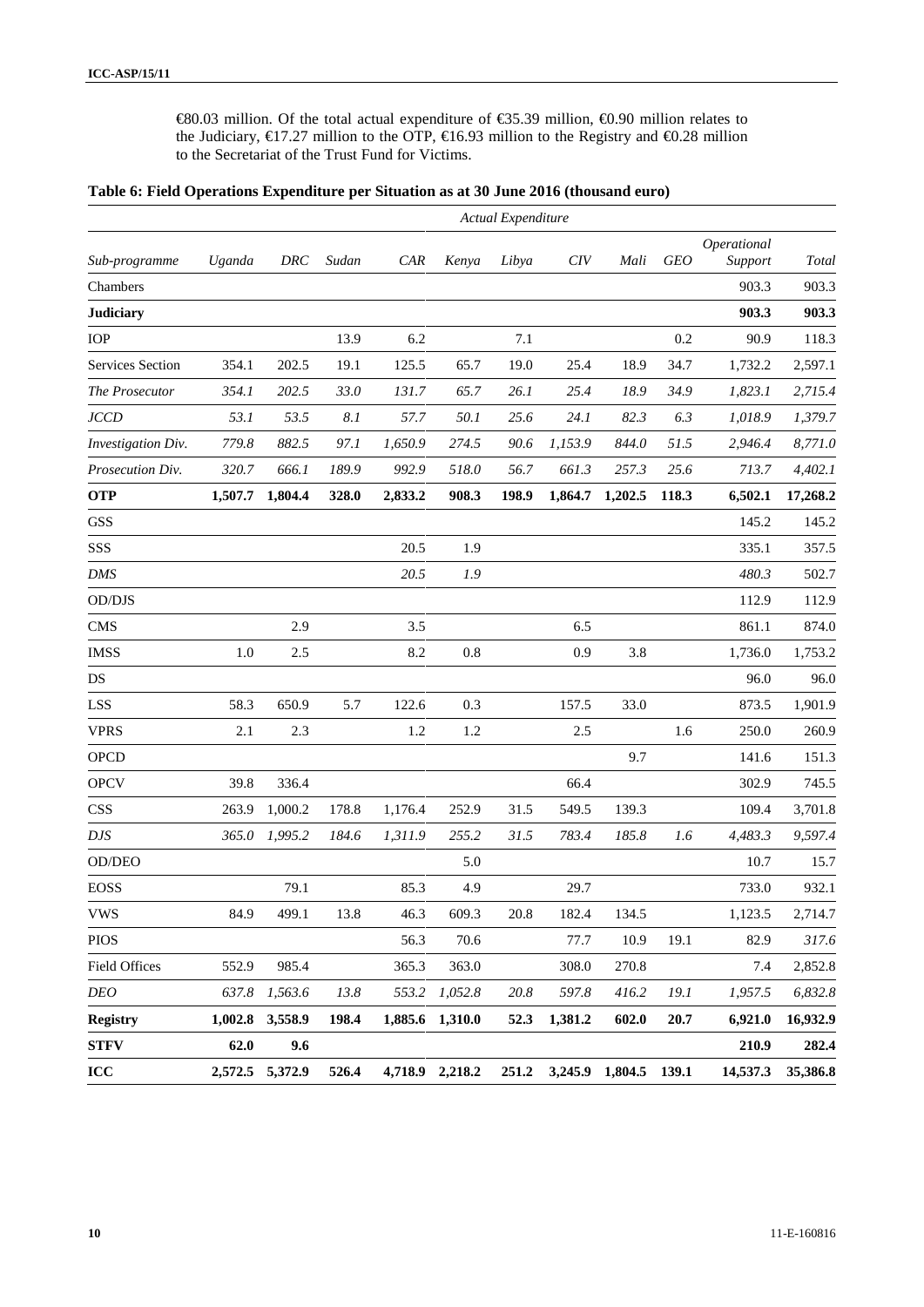€80.03 million. Of the total actual expenditure of €35.39 million, €0.90 million relates to the Judiciary, €17.27 million to the OTP, €16.93 million to the Registry and €0.28 million to the Secretariat of the Trust Fund for Victims.

**Table 6: Field Operations Expenditure per Situation as at 30 June 2016 (thousand euro)**

| | *Actual Expenditure* | | | | | | | | | | |
|---|---|---|---|---|---|---|---|---|---|---|---|
| *Sub-programme* | *Uganda* | *DRC* | *Sudan* | *CAR* | *Kenya* | *Libya* | *CIV* | *Mali* | *GEO* | *Operational Support* | *Total* |
| Chambers | | | | | | | | | | 903.3 | 903.3 |
| **Judiciary** | | | | | | | | | | **903.3** | **903.3** |
| IOP | | | 13.9 | 6.2 | | 7.1 | | | 0.2 | 90.9 | 118.3 |
| Services Section | 354.1 | 202.5 | 19.1 | 125.5 | 65.7 | 19.0 | 25.4 | 18.9 | 34.7 | 1,732.2 | 2,597.1 |
| *The Prosecutor* | *354.1* | *202.5* | *33.0* | *131.7* | *65.7* | *26.1* | *25.4* | *18.9* | *34.9* | *1,823.1* | *2,715.4* |
| *JCCD* | *53.1* | *53.5* | *8.1* | *57.7* | *50.1* | *25.6* | *24.1* | *82.3* | *6.3* | *1,018.9* | *1,379.7* |
| *Investigation Div.* | *779.8* | *882.5* | *97.1* | *1,650.9* | *274.5* | *90.6* | *1,153.9* | *844.0* | *51.5* | *2,946.4* | *8,771.0* |
| *Prosecution Div.* | *320.7* | *666.1* | *189.9* | *992.9* | *518.0* | *56.7* | *661.3* | *257.3* | *25.6* | *713.7* | *4,402.1* |
| **OTP** | **1,507.7** | **1,804.4** | **328.0** | **2,833.2** | **908.3** | **198.9** | **1,864.7** | **1,202.5** | **118.3** | **6,502.1** | **17,268.2** |
| GSS | | | | | | | | | | 145.2 | 145.2 |
| SSS | | | | 20.5 | 1.9 | | | | | 335.1 | 357.5 |
| *DMS* | | | | *20.5* | *1.9* | | | | | *480.3* | *502.7* |
| OD/DJS | | | | | | | | | | 112.9 | 112.9 |
| CMS | | 2.9 | | 3.5 | | | 6.5 | | | 861.1 | 874.0 |
| IMSS | 1.0 | 2.5 | | 8.2 | 0.8 | | 0.9 | 3.8 | | 1,736.0 | 1,753.2 |
| DS | | | | | | | | | | 96.0 | 96.0 |
| LSS | 58.3 | 650.9 | 5.7 | 122.6 | 0.3 | | 157.5 | 33.0 | | 873.5 | 1,901.9 |
| VPRS | 2.1 | 2.3 | | 1.2 | 1.2 | | 2.5 | | 1.6 | 250.0 | 260.9 |
| OPCD | | | | | | | | 9.7 | | 141.6 | 151.3 |
| OPCV | 39.8 | 336.4 | | | | | 66.4 | | | 302.9 | 745.5 |
| CSS | 263.9 | 1,000.2 | 178.8 | 1,176.4 | 252.9 | 31.5 | 549.5 | 139.3 | | 109.4 | 3,701.8 |
| *DJS* | *365.0* | *1,995.2* | *184.6* | *1,311.9* | *255.2* | *31.5* | *783.4* | *185.8* | *1.6* | *4,483.3* | *9,597.4* |
| OD/DEO | | | | | 5.0 | | | | | 10.7 | 15.7 |
| EOSS | | 79.1 | | 85.3 | 4.9 | | 29.7 | | | 733.0 | 932.1 |
| VWS | 84.9 | 499.1 | 13.8 | 46.3 | 609.3 | 20.8 | 182.4 | 134.5 | | 1,123.5 | 2,714.7 |
| PIOS | | | | 56.3 | 70.6 | | 77.7 | 10.9 | 19.1 | 82.9 | *317.6* |
| Field Offices | 552.9 | 985.4 | | 365.3 | 363.0 | | 308.0 | 270.8 | | 7.4 | 2,852.8 |
| *DEO* | *637.8* | *1,563.6* | *13.8* | *553.2* | *1,052.8* | *20.8* | *597.8* | *416.2* | *19.1* | *1,957.5* | *6,832.8* |
| **Registry** | **1,002.8** | **3,558.9** | **198.4** | **1,885.6** | **1,310.0** | **52.3** | **1,381.2** | **602.0** | **20.7** | **6,921.0** | **16,932.9** |
| **STFV** | **62.0** | **9.6** | | | | | | | | **210.9** | **282.4** |
| **ICC** | **2,572.5** | **5,372.9** | **526.4** | **4,718.9** | **2,218.2** | **251.2** | **3,245.9** | **1,804.5** | **139.1** | **14,537.3** | **35,386.8** |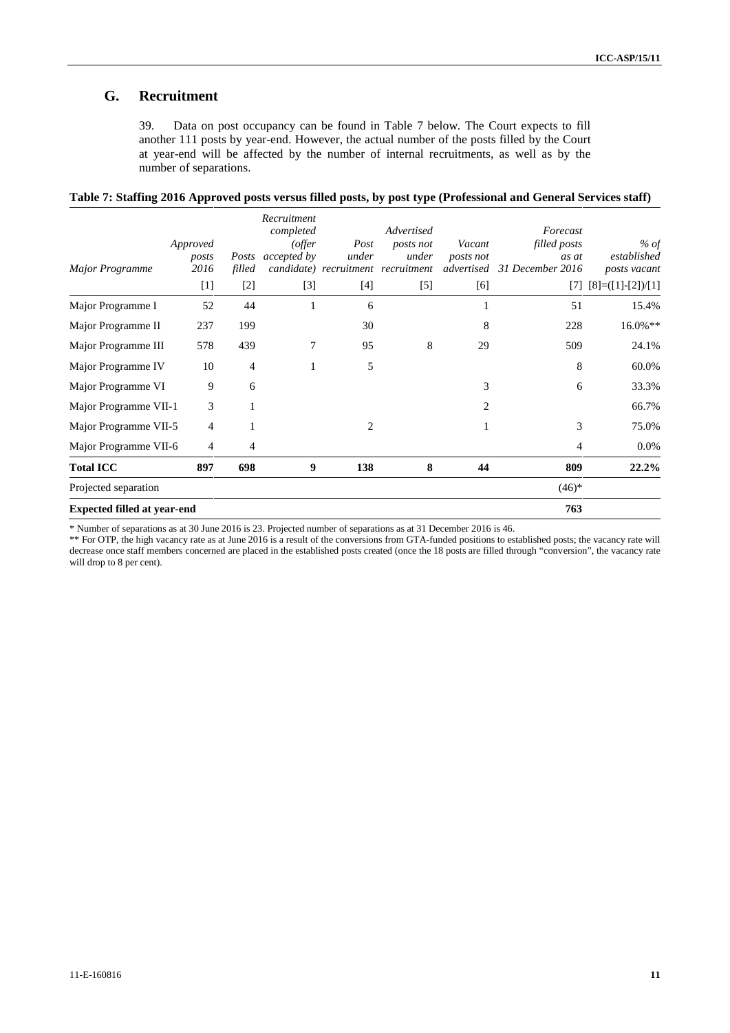## G. Recruitment

39. Data on post occupancy can be found in Table 7 below. The Court expects to fill another 111 posts by year-end. However, the actual number of the posts filled by the Court at year-end will be affected by the number of internal recruitments, as well as by the number of separations.

**Table 7: Staffing 2016 Approved posts versus filled posts, by post type (Professional and General Services staff)**

| *Major Programme* | *Approved posts 2016* | *Posts filled* | *Recruitment completed (offer accepted by candidate)* | *Post under recruitment* | *Advertised posts not under recruitment* | *Vacant posts not advertised* | *Forecast filled posts as at 31 December 2016* | *% of established posts vacant* |
|---|---|---|---|---|---|---|---|---|
| | [1] | [2] | [3] | [4] | [5] | [6] | [7] | [8]=([1]-[2])/[1] |
| Major Programme I | 52 | 44 | 1 | 6 | | 1 | 51 | 15.4% |
| Major Programme II | 237 | 199 | | 30 | | 8 | 228 | 16.0%** |
| Major Programme III | 578 | 439 | 7 | 95 | 8 | 29 | 509 | 24.1% |
| Major Programme IV | 10 | 4 | 1 | 5 | | | 8 | 60.0% |
| Major Programme VI | 9 | 6 | | | | 3 | 6 | 33.3% |
| Major Programme VII-1 | 3 | 1 | | | | 2 | | 66.7% |
| Major Programme VII-5 | 4 | 1 | | 2 | | 1 | 3 | 75.0% |
| Major Programme VII-6 | 4 | 4 | | | | | 4 | 0.0% |
| **Total ICC** | **897** | **698** | **9** | **138** | **8** | **44** | **809** | **22.2%** |
| Projected separation | | | | | | | (46)* | |
| **Expected filled at year-end** | | | | | | | **763** | |

\* Number of separations as at 30 June 2016 is 23. Projected number of separations as at 31 December 2016 is 46.

\** For OTP, the high vacancy rate as at June 2016 is a result of the conversions from GTA-funded positions to established posts; the vacancy rate will decrease once staff members concerned are placed in the established posts created (once the 18 posts are filled through "conversion", the vacancy rate will drop to 8 per cent).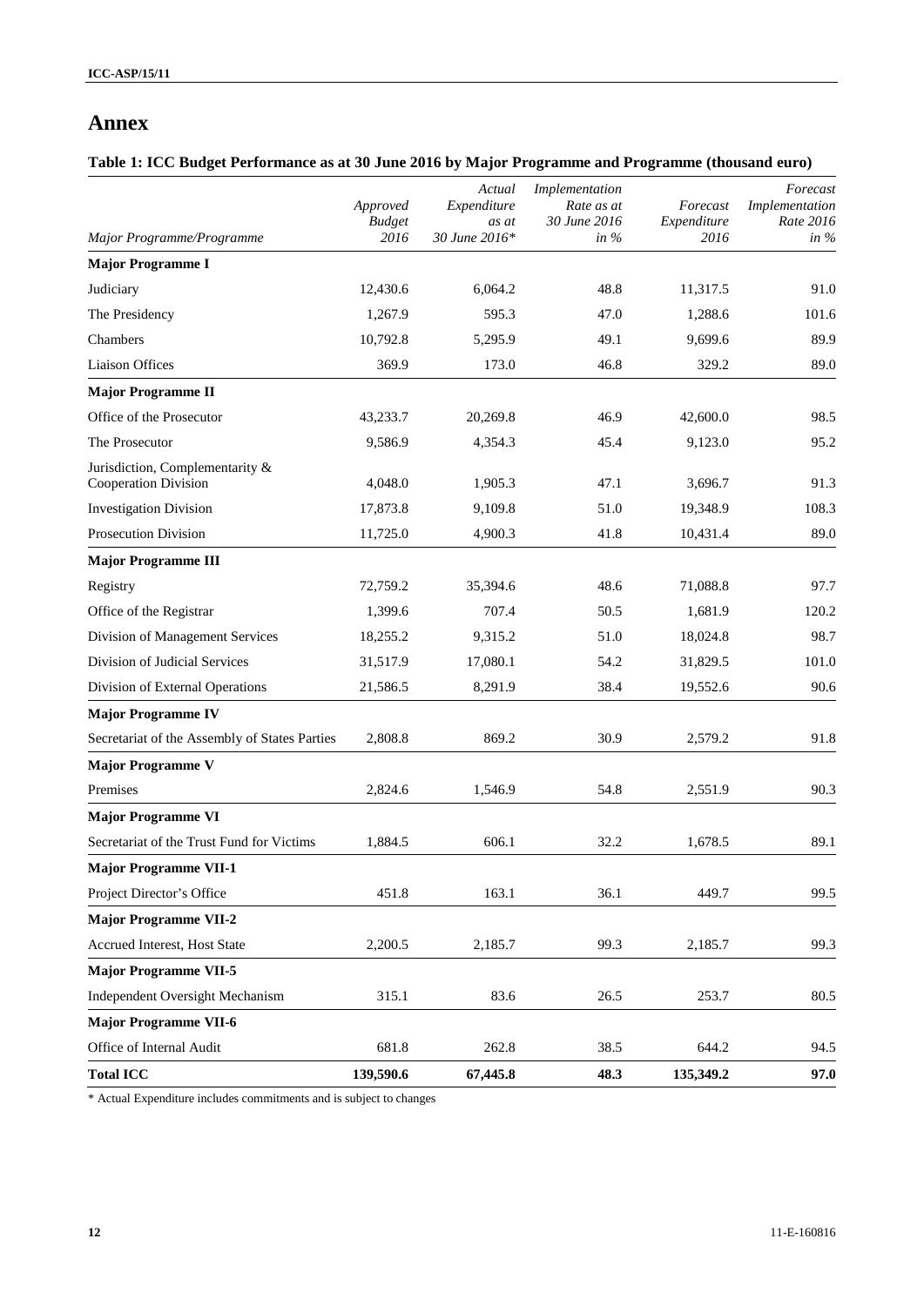# Annex

### Table 1: ICC Budget Performance as at 30 June 2016 by Major Programme and Programme (thousand euro)

| *Major Programme/Programme* | *Approved Budget 2016* | *Actual Expenditure as at 30 June 2016** | *Implementation Rate as at 30 June 2016 in %* | *Forecast Expenditure 2016* | *Forecast Implementation Rate 2016 in %* |
|---|---|---|---|---|---|
| **Major Programme I** | | | | | |
| Judiciary | 12,430.6 | 6,064.2 | 48.8 | 11,317.5 | 91.0 |
| The Presidency | 1,267.9 | 595.3 | 47.0 | 1,288.6 | 101.6 |
| Chambers | 10,792.8 | 5,295.9 | 49.1 | 9,699.6 | 89.9 |
| Liaison Offices | 369.9 | 173.0 | 46.8 | 329.2 | 89.0 |
| **Major Programme II** | | | | | |
| Office of the Prosecutor | 43,233.7 | 20,269.8 | 46.9 | 42,600.0 | 98.5 |
| The Prosecutor | 9,586.9 | 4,354.3 | 45.4 | 9,123.0 | 95.2 |
| Jurisdiction, Complementarity & Cooperation Division | 4,048.0 | 1,905.3 | 47.1 | 3,696.7 | 91.3 |
| Investigation Division | 17,873.8 | 9,109.8 | 51.0 | 19,348.9 | 108.3 |
| Prosecution Division | 11,725.0 | 4,900.3 | 41.8 | 10,431.4 | 89.0 |
| **Major Programme III** | | | | | |
| Registry | 72,759.2 | 35,394.6 | 48.6 | 71,088.8 | 97.7 |
| Office of the Registrar | 1,399.6 | 707.4 | 50.5 | 1,681.9 | 120.2 |
| Division of Management Services | 18,255.2 | 9,315.2 | 51.0 | 18,024.8 | 98.7 |
| Division of Judicial Services | 31,517.9 | 17,080.1 | 54.2 | 31,829.5 | 101.0 |
| Division of External Operations | 21,586.5 | 8,291.9 | 38.4 | 19,552.6 | 90.6 |
| **Major Programme IV** | | | | | |
| Secretariat of the Assembly of States Parties | 2,808.8 | 869.2 | 30.9 | 2,579.2 | 91.8 |
| **Major Programme V** | | | | | |
| Premises | 2,824.6 | 1,546.9 | 54.8 | 2,551.9 | 90.3 |
| **Major Programme VI** | | | | | |
| Secretariat of the Trust Fund for Victims | 1,884.5 | 606.1 | 32.2 | 1,678.5 | 89.1 |
| **Major Programme VII-1** | | | | | |
| Project Director's Office | 451.8 | 163.1 | 36.1 | 449.7 | 99.5 |
| **Major Programme VII-2** | | | | | |
| Accrued Interest, Host State | 2,200.5 | 2,185.7 | 99.3 | 2,185.7 | 99.3 |
| **Major Programme VII-5** | | | | | |
| Independent Oversight Mechanism | 315.1 | 83.6 | 26.5 | 253.7 | 80.5 |
| **Major Programme VII-6** | | | | | |
| Office of Internal Audit | 681.8 | 262.8 | 38.5 | 644.2 | 94.5 |
| **Total ICC** | **139,590.6** | **67,445.8** | **48.3** | **135,349.2** | **97.0** |

\* Actual Expenditure includes commitments and is subject to changes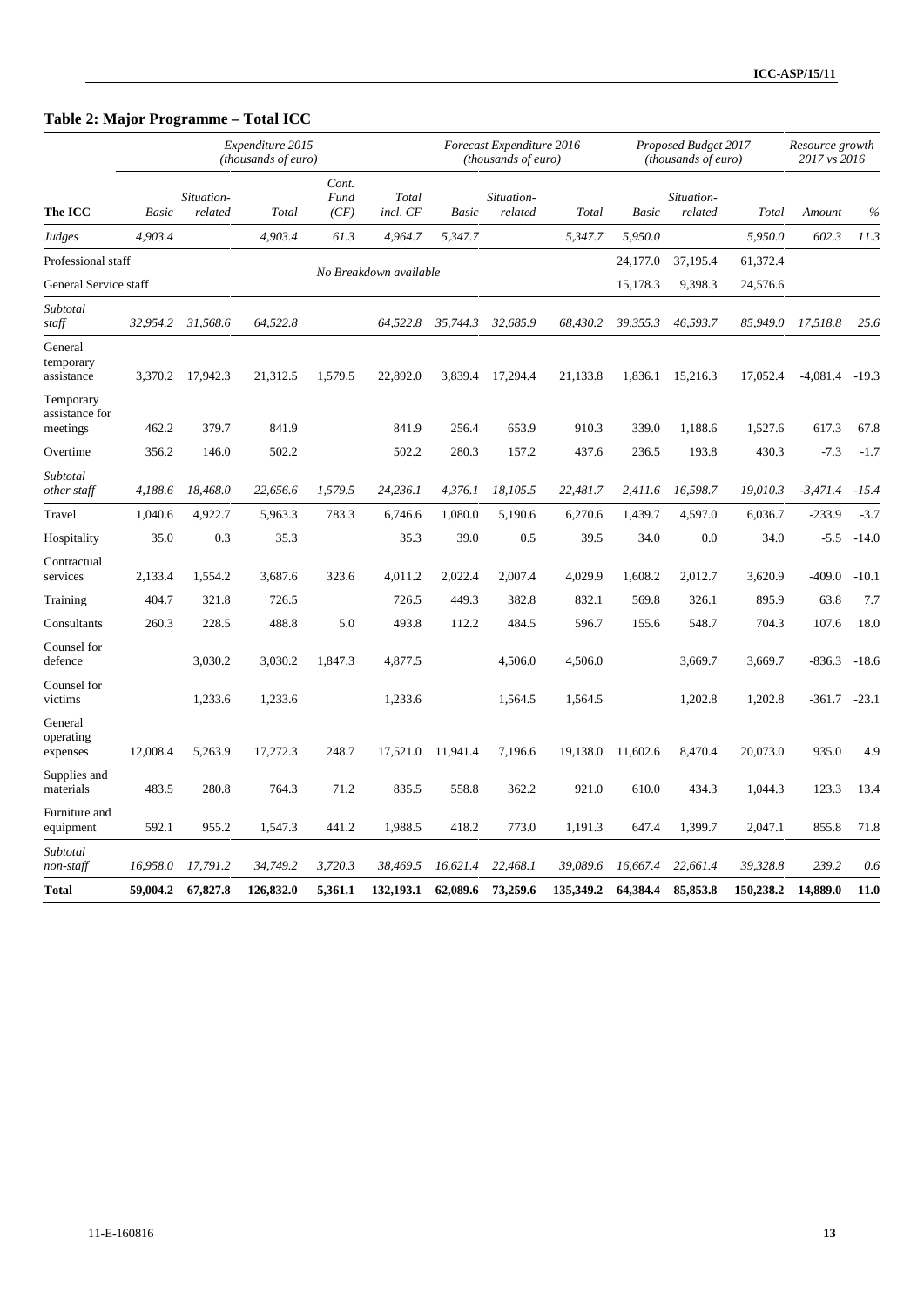## Table 2: Major Programme – Total ICC

| The ICC | Expenditure 2015 (thousands of euro) | | | | | Forecast Expenditure 2016 (thousands of euro) | | | Proposed Budget 2017 (thousands of euro) | | | Resource growth 2017 vs 2016 | |
|---|---|---|---|---|---|---|---|---|---|---|---|---|---|
| | *Basic* | *Situation-related* | *Total* | *Cont. Fund (CF)* | *Total incl. CF* | *Basic* | *Situation-related* | *Total* | *Basic* | *Situation-related* | *Total* | *Amount* | *%* |
| *Judges* | *4,903.4* | | *4,903.4* | *61.3* | *4,964.7* | *5,347.7* | | *5,347.7* | *5,950.0* | | *5,950.0* | *602.3* | *11.3* |
| Professional staff | No Breakdown available | | | | | | | | 24,177.0 | 37,195.4 | 61,372.4 | | |
| General Service staff | | | | | | | | | 15,178.3 | 9,398.3 | 24,576.6 | | |
| *Subtotal staff* | *32,954.2* | *31,568.6* | *64,522.8* | | *64,522.8* | *35,744.3* | *32,685.9* | *68,430.2* | *39,355.3* | *46,593.7* | *85,949.0* | *17,518.8* | *25.6* |
| General temporary assistance | 3,370.2 | 17,942.3 | 21,312.5 | 1,579.5 | 22,892.0 | 3,839.4 | 17,294.4 | 21,133.8 | 1,836.1 | 15,216.3 | 17,052.4 | -4,081.4 | -19.3 |
| Temporary assistance for meetings | 462.2 | 379.7 | 841.9 | | 841.9 | 256.4 | 653.9 | 910.3 | 339.0 | 1,188.6 | 1,527.6 | 617.3 | 67.8 |
| Overtime | 356.2 | 146.0 | 502.2 | | 502.2 | 280.3 | 157.2 | 437.6 | 236.5 | 193.8 | 430.3 | -7.3 | -1.7 |
| *Subtotal other staff* | *4,188.6* | *18,468.0* | *22,656.6* | *1,579.5* | *24,236.1* | *4,376.1* | *18,105.5* | *22,481.7* | *2,411.6* | *16,598.7* | *19,010.3* | *-3,471.4* | *-15.4* |
| Travel | 1,040.6 | 4,922.7 | 5,963.3 | 783.3 | 6,746.6 | 1,080.0 | 5,190.6 | 6,270.6 | 1,439.7 | 4,597.0 | 6,036.7 | -233.9 | -3.7 |
| Hospitality | 35.0 | 0.3 | 35.3 | | 35.3 | 39.0 | 0.5 | 39.5 | 34.0 | 0.0 | 34.0 | -5.5 | -14.0 |
| Contractual services | 2,133.4 | 1,554.2 | 3,687.6 | 323.6 | 4,011.2 | 2,022.4 | 2,007.4 | 4,029.9 | 1,608.2 | 2,012.7 | 3,620.9 | -409.0 | -10.1 |
| Training | 404.7 | 321.8 | 726.5 | | 726.5 | 449.3 | 382.8 | 832.1 | 569.8 | 326.1 | 895.9 | 63.8 | 7.7 |
| Consultants | 260.3 | 228.5 | 488.8 | 5.0 | 493.8 | 112.2 | 484.5 | 596.7 | 155.6 | 548.7 | 704.3 | 107.6 | 18.0 |
| Counsel for defence | | 3,030.2 | 3,030.2 | 1,847.3 | 4,877.5 | | 4,506.0 | 4,506.0 | | 3,669.7 | 3,669.7 | -836.3 | -18.6 |
| Counsel for victims | | 1,233.6 | 1,233.6 | | 1,233.6 | | 1,564.5 | 1,564.5 | | 1,202.8 | 1,202.8 | -361.7 | -23.1 |
| General operating expenses | 12,008.4 | 5,263.9 | 17,272.3 | 248.7 | 17,521.0 | 11,941.4 | 7,196.6 | 19,138.0 | 11,602.6 | 8,470.4 | 20,073.0 | 935.0 | 4.9 |
| Supplies and materials | 483.5 | 280.8 | 764.3 | 71.2 | 835.5 | 558.8 | 362.2 | 921.0 | 610.0 | 434.3 | 1,044.3 | 123.3 | 13.4 |
| Furniture and equipment | 592.1 | 955.2 | 1,547.3 | 441.2 | 1,988.5 | 418.2 | 773.0 | 1,191.3 | 647.4 | 1,399.7 | 2,047.1 | 855.8 | 71.8 |
| *Subtotal non-staff* | *16,958.0* | *17,791.2* | *34,749.2* | *3,720.3* | *38,469.5* | *16,621.4* | *22,468.1* | *39,089.6* | *16,667.4* | *22,661.4* | *39,328.8* | *239.2* | *0.6* |
| **Total** | **59,004.2** | **67,827.8** | **126,832.0** | **5,361.1** | **132,193.1** | **62,089.6** | **73,259.6** | **135,349.2** | **64,384.4** | **85,853.8** | **150,238.2** | **14,889.0** | **11.0** |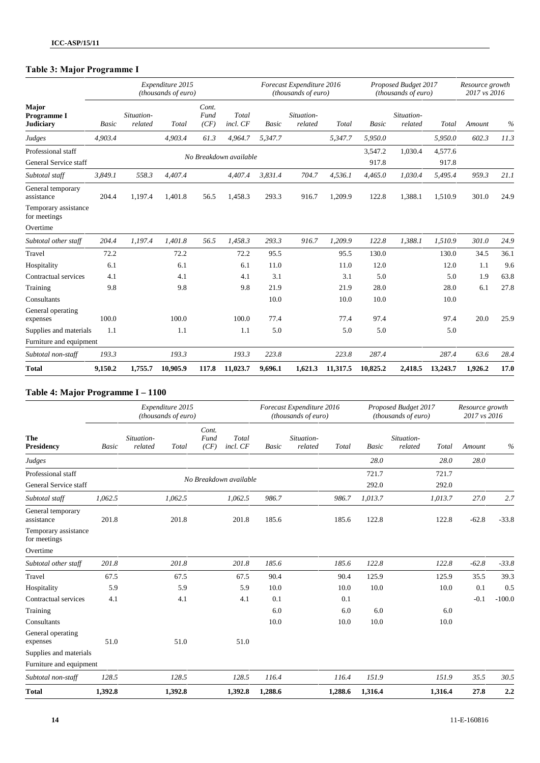## Table 3: Major Programme I

| Major Programme I Judiciary | Expenditure 2015 (thousands of euro) | | | | | Forecast Expenditure 2016 (thousands of euro) | | | Proposed Budget 2017 (thousands of euro) | | | Resource growth 2017 vs 2016 | |
|---|---|---|---|---|---|---|---|---|---|---|---|---|---|
| | Basic | Situation-related | Total | Cont. Fund (CF) | Total incl. CF | Basic | Situation-related | Total | Basic | Situation-related | Total | Amount | % |
| *Judges* | *4,903.4* | | *4,903.4* | *61.3* | *4,964.7* | *5,347.7* | | *5,347.7* | *5,950.0* | | *5,950.0* | *602.3* | *11.3* |
| Professional staff | No Breakdown available | | | | | | | | 3,547.2 | 1,030.4 | 4,577.6 | | |
| General Service staff | | | | | | | | | 917.8 | | 917.8 | | |
| *Subtotal staff* | *3,849.1* | *558.3* | *4,407.4* | | *4,407.4* | *3,831.4* | *704.7* | *4,536.1* | *4,465.0* | *1,030.4* | *5,495.4* | *959.3* | *21.1* |
| General temporary assistance | 204.4 | 1,197.4 | 1,401.8 | 56.5 | 1,458.3 | 293.3 | 916.7 | 1,209.9 | 122.8 | 1,388.1 | 1,510.9 | 301.0 | 24.9 |
| Temporary assistance for meetings | | | | | | | | | | | | | |
| Overtime | | | | | | | | | | | | | |
| *Subtotal other staff* | *204.4* | *1,197.4* | *1,401.8* | *56.5* | *1,458.3* | *293.3* | *916.7* | *1,209.9* | *122.8* | *1,388.1* | *1,510.9* | *301.0* | *24.9* |
| Travel | 72.2 | | 72.2 | | 72.2 | 95.5 | | 95.5 | 130.0 | | 130.0 | 34.5 | 36.1 |
| Hospitality | 6.1 | | 6.1 | | 6.1 | 11.0 | | 11.0 | 12.0 | | 12.0 | 1.1 | 9.6 |
| Contractual services | 4.1 | | 4.1 | | 4.1 | 3.1 | | 3.1 | 5.0 | | 5.0 | 1.9 | 63.8 |
| Training | 9.8 | | 9.8 | | 9.8 | 21.9 | | 21.9 | 28.0 | | 28.0 | 6.1 | 27.8 |
| Consultants | | | | | | 10.0 | | 10.0 | 10.0 | | 10.0 | | |
| General operating expenses | 100.0 | | 100.0 | | 100.0 | 77.4 | | 77.4 | 97.4 | | 97.4 | 20.0 | 25.9 |
| Supplies and materials | 1.1 | | 1.1 | | 1.1 | 5.0 | | 5.0 | 5.0 | | 5.0 | | |
| Furniture and equipment | | | | | | | | | | | | | |
| *Subtotal non-staff* | *193.3* | | *193.3* | | *193.3* | *223.8* | | *223.8* | *287.4* | | *287.4* | *63.6* | *28.4* |
| **Total** | **9,150.2** | **1,755.7** | **10,905.9** | **117.8** | **11,023.7** | **9,696.1** | **1,621.3** | **11,317.5** | **10,825.2** | **2,418.5** | **13,243.7** | **1,926.2** | **17.0** |

## Table 4: Major Programme I – 1100

| The Presidency | Expenditure 2015 (thousands of euro) | | | | | Forecast Expenditure 2016 (thousands of euro) | | | Proposed Budget 2017 (thousands of euro) | | | Resource growth 2017 vs 2016 | |
|---|---|---|---|---|---|---|---|---|---|---|---|---|---|
| | Basic | Situation-related | Total | Cont. Fund (CF) | Total incl. CF | Basic | Situation-related | Total | Basic | Situation-related | Total | Amount | % |
| *Judges* | | | | | | | | | *28.0* | | *28.0* | *28.0* | |
| Professional staff | No Breakdown available | | | | | | | | 721.7 | | 721.7 | | |
| General Service staff | | | | | | | | | 292.0 | | 292.0 | | |
| *Subtotal staff* | *1,062.5* | | *1,062.5* | | *1,062.5* | *986.7* | | *986.7* | *1,013.7* | | *1,013.7* | *27.0* | *2.7* |
| General temporary assistance | 201.8 | | 201.8 | | 201.8 | 185.6 | | 185.6 | 122.8 | | 122.8 | -62.8 | -33.8 |
| Temporary assistance for meetings | | | | | | | | | | | | | |
| Overtime | | | | | | | | | | | | | |
| *Subtotal other staff* | *201.8* | | *201.8* | | *201.8* | *185.6* | | *185.6* | *122.8* | | *122.8* | *-62.8* | *-33.8* |
| Travel | 67.5 | | 67.5 | | 67.5 | 90.4 | | 90.4 | 125.9 | | 125.9 | 35.5 | 39.3 |
| Hospitality | 5.9 | | 5.9 | | 5.9 | 10.0 | | 10.0 | 10.0 | | 10.0 | 0.1 | 0.5 |
| Contractual services | 4.1 | | 4.1 | | 4.1 | 0.1 | | 0.1 | | | | -0.1 | -100.0 |
| Training | | | | | | 6.0 | | 6.0 | 6.0 | | 6.0 | | |
| Consultants | | | | | | 10.0 | | 10.0 | 10.0 | | 10.0 | | |
| General operating expenses | 51.0 | | 51.0 | | 51.0 | | | | | | | | |
| Supplies and materials | | | | | | | | | | | | | |
| Furniture and equipment | | | | | | | | | | | | | |
| *Subtotal non-staff* | *128.5* | | *128.5* | | *128.5* | *116.4* | | *116.4* | *151.9* | | *151.9* | *35.5* | *30.5* |
| **Total** | **1,392.8** | | **1,392.8** | | **1,392.8** | **1,288.6** | | **1,288.6** | **1,316.4** | | **1,316.4** | **27.8** | **2.2** |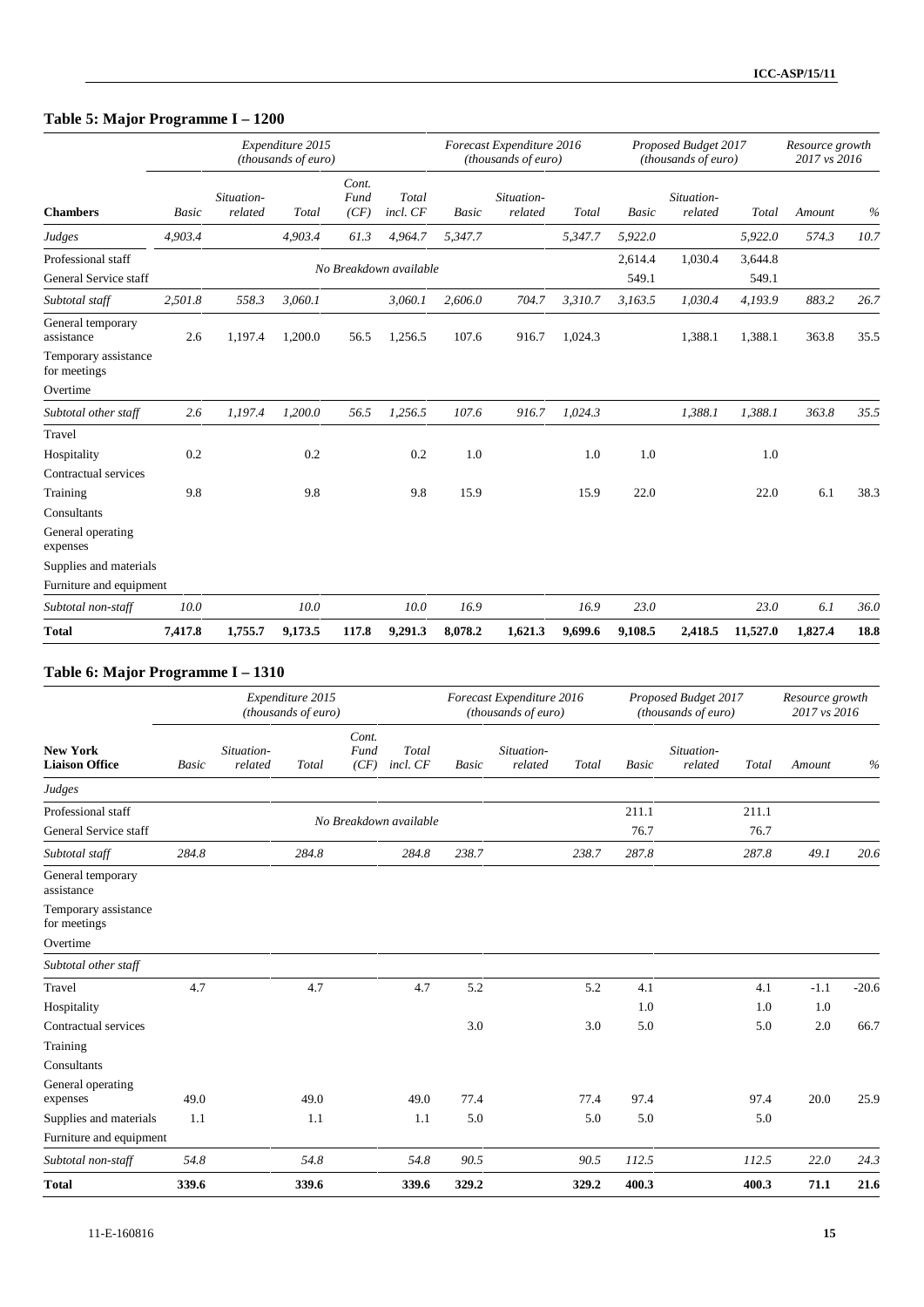## Table 5: Major Programme I – 1200

| Chambers | Expenditure 2015 (thousands of euro) | | | | | Forecast Expenditure 2016 (thousands of euro) | | | Proposed Budget 2017 (thousands of euro) | | | Resource growth 2017 vs 2016 | |
|---|---|---|---|---|---|---|---|---|---|---|---|---|---|
| | Basic | Situation-related | Total | Cont. Fund (CF) | Total incl. CF | Basic | Situation-related | Total | Basic | Situation-related | Total | Amount | % |
| *Judges* | *4,903.4* | | *4,903.4* | *61.3* | *4,964.7* | *5,347.7* | | *5,347.7* | *5,922.0* | | *5,922.0* | *574.3* | *10.7* |
| Professional staff | No Breakdown available | | | | | | | | 2,614.4 | 1,030.4 | 3,644.8 | | |
| General Service staff | | | | | | | | | 549.1 | | 549.1 | | |
| *Subtotal staff* | *2,501.8* | *558.3* | *3,060.1* | | *3,060.1* | *2,606.0* | *704.7* | *3,310.7* | *3,163.5* | *1,030.4* | *4,193.9* | *883.2* | *26.7* |
| General temporary assistance | 2.6 | 1,197.4 | 1,200.0 | 56.5 | 1,256.5 | 107.6 | 916.7 | 1,024.3 | | 1,388.1 | 1,388.1 | 363.8 | 35.5 |
| Temporary assistance for meetings | | | | | | | | | | | | | |
| Overtime | | | | | | | | | | | | | |
| *Subtotal other staff* | *2.6* | *1,197.4* | *1,200.0* | *56.5* | *1,256.5* | *107.6* | *916.7* | *1,024.3* | | *1,388.1* | *1,388.1* | *363.8* | *35.5* |
| Travel | | | | | | | | | | | | | |
| Hospitality | 0.2 | | 0.2 | | 0.2 | 1.0 | | 1.0 | 1.0 | | 1.0 | | |
| Contractual services | | | | | | | | | | | | | |
| Training | 9.8 | | 9.8 | | 9.8 | 15.9 | | 15.9 | 22.0 | | 22.0 | 6.1 | 38.3 |
| Consultants | | | | | | | | | | | | | |
| General operating expenses | | | | | | | | | | | | | |
| Supplies and materials | | | | | | | | | | | | | |
| Furniture and equipment | | | | | | | | | | | | | |
| *Subtotal non-staff* | *10.0* | | *10.0* | | *10.0* | *16.9* | | *16.9* | *23.0* | | *23.0* | *6.1* | *36.0* |
| **Total** | **7,417.8** | **1,755.7** | **9,173.5** | **117.8** | **9,291.3** | **8,078.2** | **1,621.3** | **9,699.6** | **9,108.5** | **2,418.5** | **11,527.0** | **1,827.4** | **18.8** |

## Table 6: Major Programme I – 1310

| New York Liaison Office | Expenditure 2015 (thousands of euro) | | | | | Forecast Expenditure 2016 (thousands of euro) | | | Proposed Budget 2017 (thousands of euro) | | | Resource growth 2017 vs 2016 | |
|---|---|---|---|---|---|---|---|---|---|---|---|---|---|
| | Basic | Situation-related | Total | Cont. Fund (CF) | Total incl. CF | Basic | Situation-related | Total | Basic | Situation-related | Total | Amount | % |
| *Judges* | | | | | | | | | | | | | |
| Professional staff | No Breakdown available | | | | | | | | 211.1 | | 211.1 | | |
| General Service staff | | | | | | | | | 76.7 | | 76.7 | | |
| *Subtotal staff* | *284.8* | | *284.8* | | *284.8* | *238.7* | | *238.7* | *287.8* | | *287.8* | *49.1* | *20.6* |
| General temporary assistance | | | | | | | | | | | | | |
| Temporary assistance for meetings | | | | | | | | | | | | | |
| Overtime | | | | | | | | | | | | | |
| *Subtotal other staff* | | | | | | | | | | | | | |
| Travel | 4.7 | | 4.7 | | 4.7 | 5.2 | | 5.2 | 4.1 | | 4.1 | -1.1 | -20.6 |
| Hospitality | | | | | | | | | 1.0 | | 1.0 | 1.0 | |
| Contractual services | | | | | | 3.0 | | 3.0 | 5.0 | | 5.0 | 2.0 | 66.7 |
| Training | | | | | | | | | | | | | |
| Consultants | | | | | | | | | | | | | |
| General operating expenses | 49.0 | | 49.0 | | 49.0 | 77.4 | | 77.4 | 97.4 | | 97.4 | 20.0 | 25.9 |
| Supplies and materials | 1.1 | | 1.1 | | 1.1 | 5.0 | | 5.0 | 5.0 | | 5.0 | | |
| Furniture and equipment | | | | | | | | | | | | | |
| *Subtotal non-staff* | *54.8* | | *54.8* | | *54.8* | *90.5* | | *90.5* | *112.5* | | *112.5* | *22.0* | *24.3* |
| **Total** | **339.6** | | **339.6** | | **339.6** | **329.2** | | **329.2** | **400.3** | | **400.3** | **71.1** | **21.6** |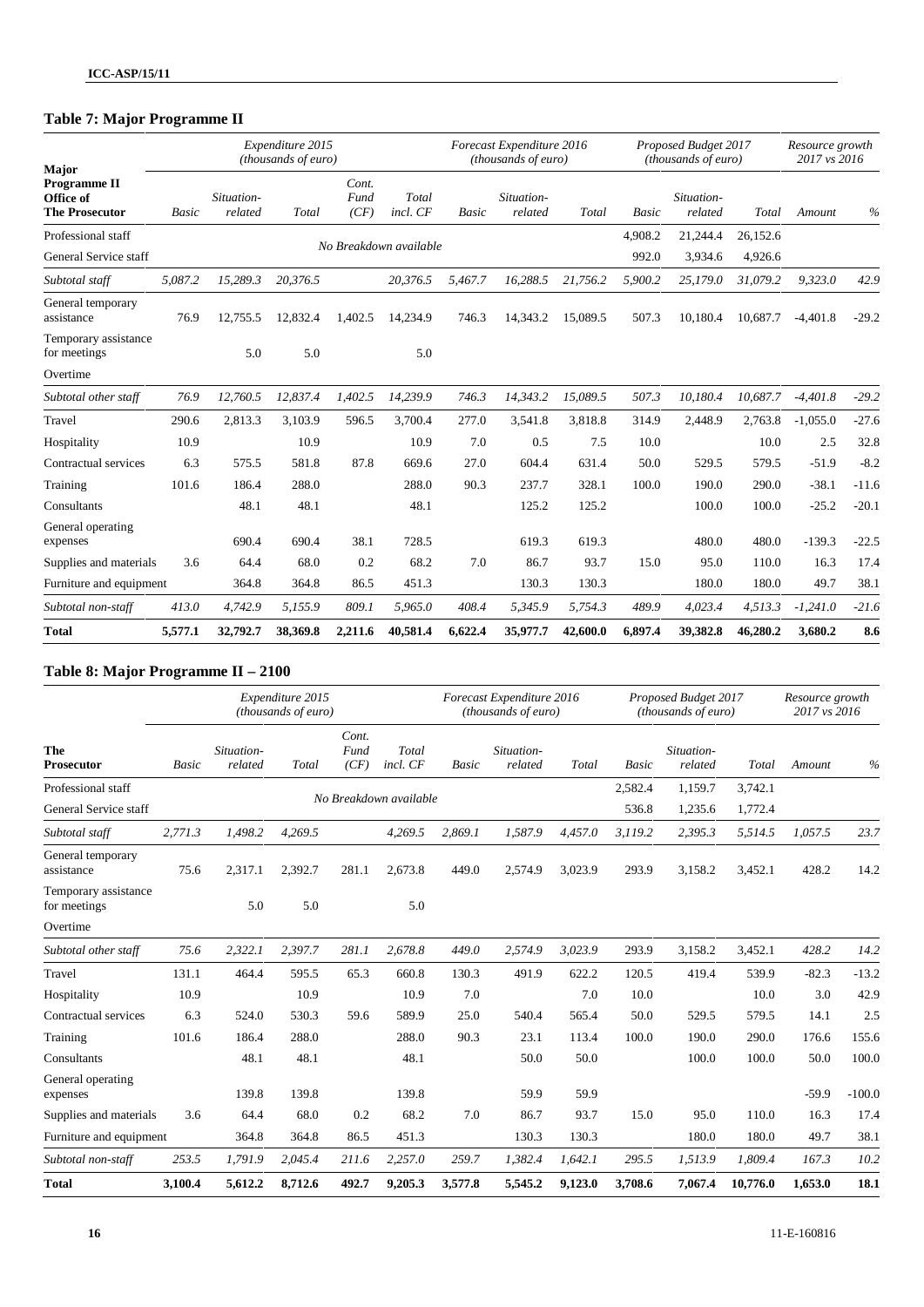## Table 7: Major Programme II

| Major Programme II Office of The Prosecutor | Expenditure 2015 (thousands of euro) | | | | | Forecast Expenditure 2016 (thousands of euro) | | | Proposed Budget 2017 (thousands of euro) | | | Resource growth 2017 vs 2016 | |
|---|---|---|---|---|---|---|---|---|---|---|---|---|---|
| | Basic | Situation-related | Total | Cont. Fund (CF) | Total incl. CF | Basic | Situation-related | Total | Basic | Situation-related | Total | Amount | % |
| Professional staff | No Breakdown available | | | | | | | | 4,908.2 | 21,244.4 | 26,152.6 | | |
| General Service staff | | | | | | | | | 992.0 | 3,934.6 | 4,926.6 | | |
| *Subtotal staff* | *5,087.2* | *15,289.3* | *20,376.5* | | *20,376.5* | *5,467.7* | *16,288.5* | *21,756.2* | *5,900.2* | *25,179.0* | *31,079.2* | *9,323.0* | *42.9* |
| General temporary assistance | 76.9 | 12,755.5 | 12,832.4 | 1,402.5 | 14,234.9 | 746.3 | 14,343.2 | 15,089.5 | 507.3 | 10,180.4 | 10,687.7 | -4,401.8 | -29.2 |
| Temporary assistance for meetings | | 5.0 | 5.0 | | 5.0 | | | | | | | | |
| Overtime | | | | | | | | | | | | | |
| *Subtotal other staff* | *76.9* | *12,760.5* | *12,837.4* | *1,402.5* | *14,239.9* | *746.3* | *14,343.2* | *15,089.5* | *507.3* | *10,180.4* | *10,687.7* | *-4,401.8* | *-29.2* |
| Travel | 290.6 | 2,813.3 | 3,103.9 | 596.5 | 3,700.4 | 277.0 | 3,541.8 | 3,818.8 | 314.9 | 2,448.9 | 2,763.8 | -1,055.0 | -27.6 |
| Hospitality | 10.9 | | 10.9 | | 10.9 | 7.0 | 0.5 | 7.5 | 10.0 | | 10.0 | 2.5 | 32.8 |
| Contractual services | 6.3 | 575.5 | 581.8 | 87.8 | 669.6 | 27.0 | 604.4 | 631.4 | 50.0 | 529.5 | 579.5 | -51.9 | -8.2 |
| Training | 101.6 | 186.4 | 288.0 | | 288.0 | 90.3 | 237.7 | 328.1 | 100.0 | 190.0 | 290.0 | -38.1 | -11.6 |
| Consultants | | 48.1 | 48.1 | | 48.1 | | 125.2 | 125.2 | | 100.0 | 100.0 | -25.2 | -20.1 |
| General operating expenses | | 690.4 | 690.4 | 38.1 | 728.5 | | 619.3 | 619.3 | | 480.0 | 480.0 | -139.3 | -22.5 |
| Supplies and materials | 3.6 | 64.4 | 68.0 | 0.2 | 68.2 | 7.0 | 86.7 | 93.7 | 15.0 | 95.0 | 110.0 | 16.3 | 17.4 |
| Furniture and equipment | | 364.8 | 364.8 | 86.5 | 451.3 | | 130.3 | 130.3 | | 180.0 | 180.0 | 49.7 | 38.1 |
| *Subtotal non-staff* | *413.0* | *4,742.9* | *5,155.9* | *809.1* | *5,965.0* | *408.4* | *5,345.9* | *5,754.3* | *489.9* | *4,023.4* | *4,513.3* | *-1,241.0* | *-21.6* |
| **Total** | **5,577.1** | **32,792.7** | **38,369.8** | **2,211.6** | **40,581.4** | **6,622.4** | **35,977.7** | **42,600.0** | **6,897.4** | **39,382.8** | **46,280.2** | **3,680.2** | **8.6** |

## Table 8: Major Programme II – 2100

| The Prosecutor | Expenditure 2015 (thousands of euro) | | | | | Forecast Expenditure 2016 (thousands of euro) | | | Proposed Budget 2017 (thousands of euro) | | | Resource growth 2017 vs 2016 | |
|---|---|---|---|---|---|---|---|---|---|---|---|---|---|
| | Basic | Situation-related | Total | Cont. Fund (CF) | Total incl. CF | Basic | Situation-related | Total | Basic | Situation-related | Total | Amount | % |
| Professional staff | No Breakdown available | | | | | | | | 2,582.4 | 1,159.7 | 3,742.1 | | |
| General Service staff | | | | | | | | | 536.8 | 1,235.6 | 1,772.4 | | |
| *Subtotal staff* | *2,771.3* | *1,498.2* | *4,269.5* | | *4,269.5* | *2,869.1* | *1,587.9* | *4,457.0* | *3,119.2* | *2,395.3* | *5,514.5* | *1,057.5* | *23.7* |
| General temporary assistance | 75.6 | 2,317.1 | 2,392.7 | 281.1 | 2,673.8 | 449.0 | 2,574.9 | 3,023.9 | 293.9 | 3,158.2 | 3,452.1 | 428.2 | 14.2 |
| Temporary assistance for meetings | | 5.0 | 5.0 | | 5.0 | | | | | | | | |
| Overtime | | | | | | | | | | | | | |
| *Subtotal other staff* | *75.6* | *2,322.1* | *2,397.7* | *281.1* | *2,678.8* | *449.0* | *2,574.9* | *3,023.9* | *293.9* | *3,158.2* | *3,452.1* | *428.2* | *14.2* |
| Travel | 131.1 | 464.4 | 595.5 | 65.3 | 660.8 | 130.3 | 491.9 | 622.2 | 120.5 | 419.4 | 539.9 | -82.3 | -13.2 |
| Hospitality | 10.9 | | 10.9 | | 10.9 | 7.0 | | 7.0 | 10.0 | | 10.0 | 3.0 | 42.9 |
| Contractual services | 6.3 | 524.0 | 530.3 | 59.6 | 589.9 | 25.0 | 540.4 | 565.4 | 50.0 | 529.5 | 579.5 | 14.1 | 2.5 |
| Training | 101.6 | 186.4 | 288.0 | | 288.0 | 90.3 | 23.1 | 113.4 | 100.0 | 190.0 | 290.0 | 176.6 | 155.6 |
| Consultants | | 48.1 | 48.1 | | 48.1 | | 50.0 | 50.0 | | 100.0 | 100.0 | 50.0 | 100.0 |
| General operating expenses | | 139.8 | 139.8 | | 139.8 | | 59.9 | 59.9 | | | | -59.9 | -100.0 |
| Supplies and materials | 3.6 | 64.4 | 68.0 | 0.2 | 68.2 | 7.0 | 86.7 | 93.7 | 15.0 | 95.0 | 110.0 | 16.3 | 17.4 |
| Furniture and equipment | | 364.8 | 364.8 | 86.5 | 451.3 | | 130.3 | 130.3 | | 180.0 | 180.0 | 49.7 | 38.1 |
| *Subtotal non-staff* | *253.5* | *1,791.9* | *2,045.4* | *211.6* | *2,257.0* | *259.7* | *1,382.4* | *1,642.1* | *295.5* | *1,513.9* | *1,809.4* | *167.3* | *10.2* |
| **Total** | **3,100.4** | **5,612.2** | **8,712.6** | **492.7** | **9,205.3** | **3,577.8** | **5,545.2** | **9,123.0** | **3,708.6** | **7,067.4** | **10,776.0** | **1,653.0** | **18.1** |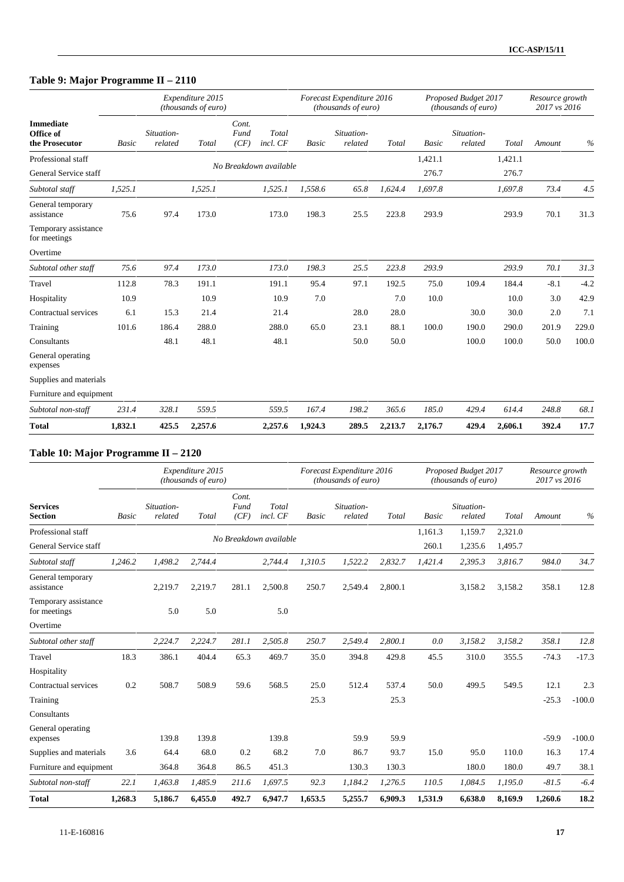## Table 9: Major Programme II – 2110

| Immediate Office of the Prosecutor | Expenditure 2015 (thousands of euro) | | | | | Forecast Expenditure 2016 (thousands of euro) | | | Proposed Budget 2017 (thousands of euro) | | | Resource growth 2017 vs 2016 | |
|---|---|---|---|---|---|---|---|---|---|---|---|---|---|
| | *Basic* | *Situation-related* | *Total* | *Cont. Fund (CF)* | *Total incl. CF* | *Basic* | *Situation-related* | *Total* | *Basic* | *Situation-related* | *Total* | *Amount* | *%* |
| Professional staff | No Breakdown available | | | | | | | | 1,421.1 | | 1,421.1 | | |
| General Service staff | | | | | | | | | 276.7 | | 276.7 | | |
| *Subtotal staff* | *1,525.1* | | *1,525.1* | | *1,525.1* | *1,558.6* | *65.8* | *1,624.4* | *1,697.8* | | *1,697.8* | *73.4* | *4.5* |
| General temporary assistance | 75.6 | 97.4 | 173.0 | | 173.0 | 198.3 | 25.5 | 223.8 | 293.9 | | 293.9 | 70.1 | 31.3 |
| Temporary assistance for meetings | | | | | | | | | | | | | |
| Overtime | | | | | | | | | | | | | |
| *Subtotal other staff* | *75.6* | *97.4* | *173.0* | | *173.0* | *198.3* | *25.5* | *223.8* | *293.9* | | *293.9* | *70.1* | *31.3* |
| Travel | 112.8 | 78.3 | 191.1 | | 191.1 | 95.4 | 97.1 | 192.5 | 75.0 | 109.4 | 184.4 | -8.1 | -4.2 |
| Hospitality | 10.9 | | 10.9 | | 10.9 | 7.0 | | 7.0 | 10.0 | | 10.0 | 3.0 | 42.9 |
| Contractual services | 6.1 | 15.3 | 21.4 | | 21.4 | | 28.0 | 28.0 | | 30.0 | 30.0 | 2.0 | 7.1 |
| Training | 101.6 | 186.4 | 288.0 | | 288.0 | 65.0 | 23.1 | 88.1 | 100.0 | 190.0 | 290.0 | 201.9 | 229.0 |
| Consultants | | 48.1 | 48.1 | | 48.1 | | 50.0 | 50.0 | | 100.0 | 100.0 | 50.0 | 100.0 |
| General operating expenses | | | | | | | | | | | | | |
| Supplies and materials | | | | | | | | | | | | | |
| Furniture and equipment | | | | | | | | | | | | | |
| *Subtotal non-staff* | *231.4* | *328.1* | *559.5* | | *559.5* | *167.4* | *198.2* | *365.6* | *185.0* | *429.4* | *614.4* | *248.8* | *68.1* |
| **Total** | **1,832.1** | **425.5** | **2,257.6** | | **2,257.6** | **1,924.3** | **289.5** | **2,213.7** | **2,176.7** | **429.4** | **2,606.1** | **392.4** | **17.7** |

## Table 10: Major Programme II – 2120

| Services Section | Expenditure 2015 (thousands of euro) | | | | | Forecast Expenditure 2016 (thousands of euro) | | | Proposed Budget 2017 (thousands of euro) | | | Resource growth 2017 vs 2016 | |
|---|---|---|---|---|---|---|---|---|---|---|---|---|---|
| | *Basic* | *Situation-related* | *Total* | *Cont. Fund (CF)* | *Total incl. CF* | *Basic* | *Situation-related* | *Total* | *Basic* | *Situation-related* | *Total* | *Amount* | *%* |
| Professional staff | No Breakdown available | | | | | | | | 1,161.3 | 1,159.7 | 2,321.0 | | |
| General Service staff | | | | | | | | | 260.1 | 1,235.6 | 1,495.7 | | |
| *Subtotal staff* | *1,246.2* | *1,498.2* | *2,744.4* | | *2,744.4* | *1,310.5* | *1,522.2* | *2,832.7* | *1,421.4* | *2,395.3* | *3,816.7* | *984.0* | *34.7* |
| General temporary assistance | | 2,219.7 | 2,219.7 | 281.1 | 2,500.8 | 250.7 | 2,549.4 | 2,800.1 | | 3,158.2 | 3,158.2 | 358.1 | 12.8 |
| Temporary assistance for meetings | | 5.0 | 5.0 | | 5.0 | | | | | | | | |
| Overtime | | | | | | | | | | | | | |
| *Subtotal other staff* | | *2,224.7* | *2,224.7* | *281.1* | *2,505.8* | *250.7* | *2,549.4* | *2,800.1* | *0.0* | *3,158.2* | *3,158.2* | *358.1* | *12.8* |
| Travel | 18.3 | 386.1 | 404.4 | 65.3 | 469.7 | 35.0 | 394.8 | 429.8 | 45.5 | 310.0 | 355.5 | -74.3 | -17.3 |
| Hospitality | | | | | | | | | | | | | |
| Contractual services | 0.2 | 508.7 | 508.9 | 59.6 | 568.5 | 25.0 | 512.4 | 537.4 | 50.0 | 499.5 | 549.5 | 12.1 | 2.3 |
| Training | | | | | | 25.3 | | 25.3 | | | | -25.3 | -100.0 |
| Consultants | | | | | | | | | | | | | |
| General operating expenses | | 139.8 | 139.8 | | 139.8 | | 59.9 | 59.9 | | | | -59.9 | -100.0 |
| Supplies and materials | 3.6 | 64.4 | 68.0 | 0.2 | 68.2 | 7.0 | 86.7 | 93.7 | 15.0 | 95.0 | 110.0 | 16.3 | 17.4 |
| Furniture and equipment | | 364.8 | 364.8 | 86.5 | 451.3 | | 130.3 | 130.3 | | 180.0 | 180.0 | 49.7 | 38.1 |
| *Subtotal non-staff* | *22.1* | *1,463.8* | *1,485.9* | *211.6* | *1,697.5* | *92.3* | *1,184.2* | *1,276.5* | *110.5* | *1,084.5* | *1,195.0* | *-81.5* | *-6.4* |
| **Total** | **1,268.3** | **5,186.7** | **6,455.0** | **492.7** | **6,947.7** | **1,653.5** | **5,255.7** | **6,909.3** | **1,531.9** | **6,638.0** | **8,169.9** | **1,260.6** | **18.2** |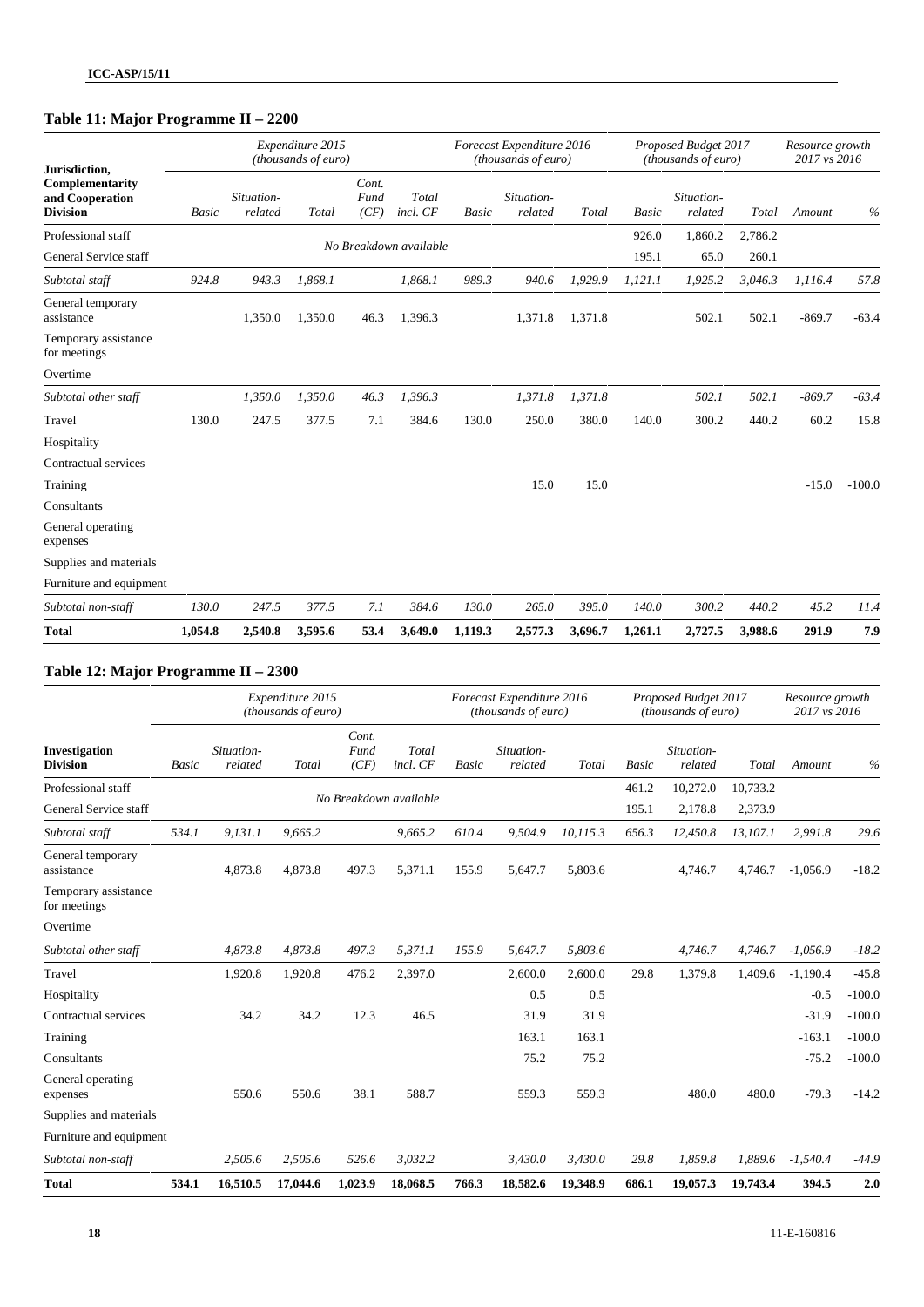## Table 11: Major Programme II – 2200

| Jurisdiction, Complementarity and Cooperation Division | Expenditure 2015 (thousands of euro) | | | | | Forecast Expenditure 2016 (thousands of euro) | | | Proposed Budget 2017 (thousands of euro) | | | Resource growth 2017 vs 2016 | |
|---|---|---|---|---|---|---|---|---|---|---|---|---|---|
| | *Basic* | *Situation-related* | *Total* | *Cont. Fund (CF)* | *Total incl. CF* | *Basic* | *Situation-related* | *Total* | *Basic* | *Situation-related* | *Total* | *Amount* | *%* |
| Professional staff | No Breakdown available | | | | | | | | 926.0 | 1,860.2 | 2,786.2 | | |
| General Service staff | | | | | | | | | 195.1 | 65.0 | 260.1 | | |
| *Subtotal staff* | *924.8* | *943.3* | *1,868.1* | | *1,868.1* | *989.3* | *940.6* | *1,929.9* | *1,121.1* | *1,925.2* | *3,046.3* | *1,116.4* | *57.8* |
| General temporary assistance | | 1,350.0 | 1,350.0 | 46.3 | 1,396.3 | | 1,371.8 | 1,371.8 | | 502.1 | 502.1 | -869.7 | -63.4 |
| Temporary assistance for meetings | | | | | | | | | | | | | |
| Overtime | | | | | | | | | | | | | |
| *Subtotal other staff* | | *1,350.0* | *1,350.0* | *46.3* | *1,396.3* | | *1,371.8* | *1,371.8* | | *502.1* | *502.1* | *-869.7* | *-63.4* |
| Travel | 130.0 | 247.5 | 377.5 | 7.1 | 384.6 | 130.0 | 250.0 | 380.0 | 140.0 | 300.2 | 440.2 | 60.2 | 15.8 |
| Hospitality | | | | | | | | | | | | | |
| Contractual services | | | | | | | | | | | | | |
| Training | | | | | | | 15.0 | 15.0 | | | | -15.0 | -100.0 |
| Consultants | | | | | | | | | | | | | |
| General operating expenses | | | | | | | | | | | | | |
| Supplies and materials | | | | | | | | | | | | | |
| Furniture and equipment | | | | | | | | | | | | | |
| *Subtotal non-staff* | *130.0* | *247.5* | *377.5* | *7.1* | *384.6* | *130.0* | *265.0* | *395.0* | *140.0* | *300.2* | *440.2* | *45.2* | *11.4* |
| **Total** | **1,054.8** | **2,540.8** | **3,595.6** | **53.4** | **3,649.0** | **1,119.3** | **2,577.3** | **3,696.7** | **1,261.1** | **2,727.5** | **3,988.6** | **291.9** | **7.9** |

## Table 12: Major Programme II – 2300

| Investigation Division | Expenditure 2015 (thousands of euro) | | | | | Forecast Expenditure 2016 (thousands of euro) | | | Proposed Budget 2017 (thousands of euro) | | | Resource growth 2017 vs 2016 | |
|---|---|---|---|---|---|---|---|---|---|---|---|---|---|
| | *Basic* | *Situation-related* | *Total* | *Cont. Fund (CF)* | *Total incl. CF* | *Basic* | *Situation-related* | *Total* | *Basic* | *Situation-related* | *Total* | *Amount* | *%* |
| Professional staff | No Breakdown available | | | | | | | | 461.2 | 10,272.0 | 10,733.2 | | |
| General Service staff | | | | | | | | | 195.1 | 2,178.8 | 2,373.9 | | |
| *Subtotal staff* | *534.1* | *9,131.1* | *9,665.2* | | *9,665.2* | *610.4* | *9,504.9* | *10,115.3* | *656.3* | *12,450.8* | *13,107.1* | *2,991.8* | *29.6* |
| General temporary assistance | | 4,873.8 | 4,873.8 | 497.3 | 5,371.1 | 155.9 | 5,647.7 | 5,803.6 | | 4,746.7 | 4,746.7 | -1,056.9 | -18.2 |
| Temporary assistance for meetings | | | | | | | | | | | | | |
| Overtime | | | | | | | | | | | | | |
| *Subtotal other staff* | | *4,873.8* | *4,873.8* | *497.3* | *5,371.1* | *155.9* | *5,647.7* | *5,803.6* | | *4,746.7* | *4,746.7* | *-1,056.9* | *-18.2* |
| Travel | | 1,920.8 | 1,920.8 | 476.2 | 2,397.0 | | 2,600.0 | 2,600.0 | 29.8 | 1,379.8 | 1,409.6 | -1,190.4 | -45.8 |
| Hospitality | | | | | | | 0.5 | 0.5 | | | | -0.5 | -100.0 |
| Contractual services | | 34.2 | 34.2 | 12.3 | 46.5 | | 31.9 | 31.9 | | | | -31.9 | -100.0 |
| Training | | | | | | | 163.1 | 163.1 | | | | -163.1 | -100.0 |
| Consultants | | | | | | | 75.2 | 75.2 | | | | -75.2 | -100.0 |
| General operating expenses | | 550.6 | 550.6 | 38.1 | 588.7 | | 559.3 | 559.3 | | 480.0 | 480.0 | -79.3 | -14.2 |
| Supplies and materials | | | | | | | | | | | | | |
| Furniture and equipment | | | | | | | | | | | | | |
| *Subtotal non-staff* | | *2,505.6* | *2,505.6* | *526.6* | *3,032.2* | | *3,430.0* | *3,430.0* | *29.8* | *1,859.8* | *1,889.6* | *-1,540.4* | *-44.9* |
| **Total** | **534.1** | **16,510.5** | **17,044.6** | **1,023.9** | **18,068.5** | **766.3** | **18,582.6** | **19,348.9** | **686.1** | **19,057.3** | **19,743.4** | **394.5** | **2.0** |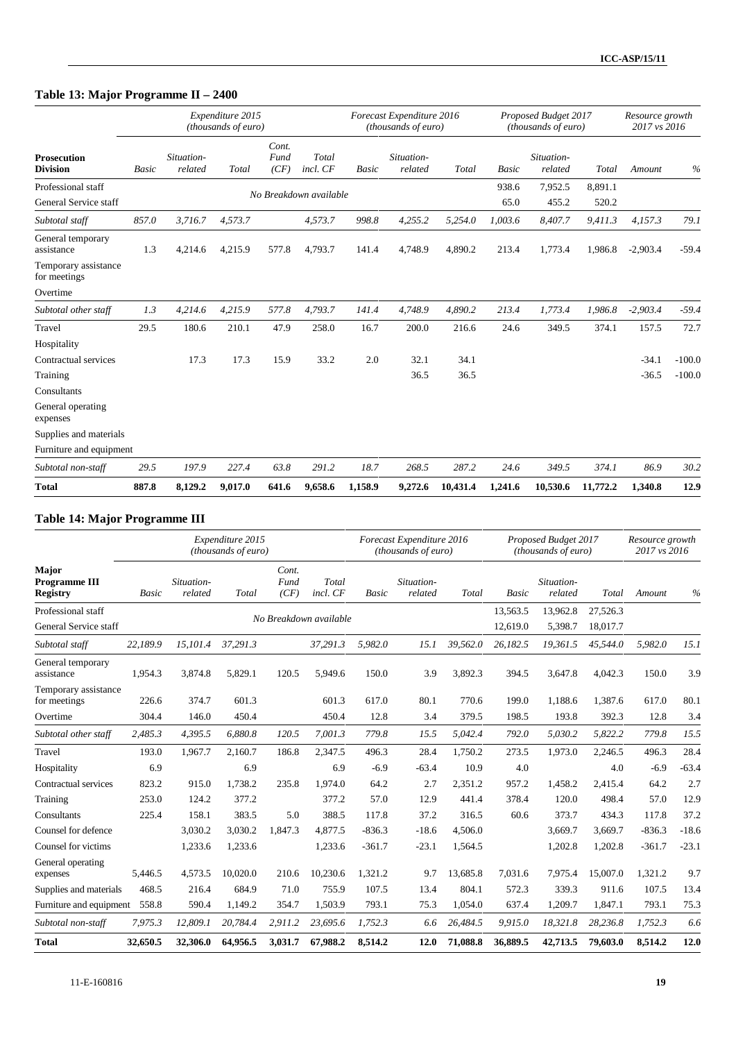## Table 13: Major Programme II – 2400

| Prosecution Division | Expenditure 2015 (thousands of euro) | | | | | Forecast Expenditure 2016 (thousands of euro) | | | Proposed Budget 2017 (thousands of euro) | | | Resource growth 2017 vs 2016 | |
|---|---|---|---|---|---|---|---|---|---|---|---|---|---|
| | *Basic* | *Situation-related* | *Total* | *Cont. Fund (CF)* | *Total incl. CF* | *Basic* | *Situation-related* | *Total* | *Basic* | *Situation-related* | *Total* | *Amount* | *%* |
| Professional staff | No Breakdown available | | | | | | | | 938.6 | 7,952.5 | 8,891.1 | | |
| General Service staff | | | | | | | | | 65.0 | 455.2 | 520.2 | | |
| *Subtotal staff* | *857.0* | *3,716.7* | *4,573.7* | | *4,573.7* | *998.8* | *4,255.2* | *5,254.0* | *1,003.6* | *8,407.7* | *9,411.3* | *4,157.3* | *79.1* |
| General temporary assistance | 1.3 | 4,214.6 | 4,215.9 | 577.8 | 4,793.7 | 141.4 | 4,748.9 | 4,890.2 | 213.4 | 1,773.4 | 1,986.8 | -2,903.4 | -59.4 |
| Temporary assistance for meetings | | | | | | | | | | | | | |
| Overtime | | | | | | | | | | | | | |
| *Subtotal other staff* | *1.3* | *4,214.6* | *4,215.9* | *577.8* | *4,793.7* | *141.4* | *4,748.9* | *4,890.2* | *213.4* | *1,773.4* | *1,986.8* | *-2,903.4* | *-59.4* |
| Travel | 29.5 | 180.6 | 210.1 | 47.9 | 258.0 | 16.7 | 200.0 | 216.6 | 24.6 | 349.5 | 374.1 | 157.5 | 72.7 |
| Hospitality | | | | | | | | | | | | | |
| Contractual services | | 17.3 | 17.3 | 15.9 | 33.2 | 2.0 | 32.1 | 34.1 | | | | -34.1 | -100.0 |
| Training | | | | | | | 36.5 | 36.5 | | | | -36.5 | -100.0 |
| Consultants | | | | | | | | | | | | | |
| General operating expenses | | | | | | | | | | | | | |
| Supplies and materials | | | | | | | | | | | | | |
| Furniture and equipment | | | | | | | | | | | | | |
| *Subtotal non-staff* | *29.5* | *197.9* | *227.4* | *63.8* | *291.2* | *18.7* | *268.5* | *287.2* | *24.6* | *349.5* | *374.1* | *86.9* | *30.2* |
| **Total** | **887.8** | **8,129.2** | **9,017.0** | **641.6** | **9,658.6** | **1,158.9** | **9,272.6** | **10,431.4** | **1,241.6** | **10,530.6** | **11,772.2** | **1,340.8** | **12.9** |

## Table 14: Major Programme III

| Major Programme III Registry | Expenditure 2015 (thousands of euro) | | | | | Forecast Expenditure 2016 (thousands of euro) | | | Proposed Budget 2017 (thousands of euro) | | | Resource growth 2017 vs 2016 | |
|---|---|---|---|---|---|---|---|---|---|---|---|---|---|
| | *Basic* | *Situation-related* | *Total* | *Cont. Fund (CF)* | *Total incl. CF* | *Basic* | *Situation-related* | *Total* | *Basic* | *Situation-related* | *Total* | *Amount* | *%* |
| Professional staff | No Breakdown available | | | | | | | | 13,563.5 | 13,962.8 | 27,526.3 | | |
| General Service staff | | | | | | | | | 12,619.0 | 5,398.7 | 18,017.7 | | |
| *Subtotal staff* | *22,189.9* | *15,101.4* | *37,291.3* | | *37,291.3* | *5,982.0* | *15.1* | *39,562.0* | *26,182.5* | *19,361.5* | *45,544.0* | *5,982.0* | *15.1* |
| General temporary assistance | 1,954.3 | 3,874.8 | 5,829.1 | 120.5 | 5,949.6 | 150.0 | 3.9 | 3,892.3 | 394.5 | 3,647.8 | 4,042.3 | 150.0 | 3.9 |
| Temporary assistance for meetings | 226.6 | 374.7 | 601.3 | | 601.3 | 617.0 | 80.1 | 770.6 | 199.0 | 1,188.6 | 1,387.6 | 617.0 | 80.1 |
| Overtime | 304.4 | 146.0 | 450.4 | | 450.4 | 12.8 | 3.4 | 379.5 | 198.5 | 193.8 | 392.3 | 12.8 | 3.4 |
| *Subtotal other staff* | *2,485.3* | *4,395.5* | *6,880.8* | *120.5* | *7,001.3* | *779.8* | *15.5* | *5,042.4* | *792.0* | *5,030.2* | *5,822.2* | *779.8* | *15.5* |
| Travel | 193.0 | 1,967.7 | 2,160.7 | 186.8 | 2,347.5 | 496.3 | 28.4 | 1,750.2 | 273.5 | 1,973.0 | 2,246.5 | 496.3 | 28.4 |
| Hospitality | 6.9 | | 6.9 | | 6.9 | -6.9 | -63.4 | 10.9 | 4.0 | | 4.0 | -6.9 | -63.4 |
| Contractual services | 823.2 | 915.0 | 1,738.2 | 235.8 | 1,974.0 | 64.2 | 2.7 | 2,351.2 | 957.2 | 1,458.2 | 2,415.4 | 64.2 | 2.7 |
| Training | 253.0 | 124.2 | 377.2 | | 377.2 | 57.0 | 12.9 | 441.4 | 378.4 | 120.0 | 498.4 | 57.0 | 12.9 |
| Consultants | 225.4 | 158.1 | 383.5 | 5.0 | 388.5 | 117.8 | 37.2 | 316.5 | 60.6 | 373.7 | 434.3 | 117.8 | 37.2 |
| Counsel for defence | | 3,030.2 | 3,030.2 | 1,847.3 | 4,877.5 | -836.3 | -18.6 | 4,506.0 | | 3,669.7 | 3,669.7 | -836.3 | -18.6 |
| Counsel for victims | | 1,233.6 | 1,233.6 | | 1,233.6 | -361.7 | -23.1 | 1,564.5 | | 1,202.8 | 1,202.8 | -361.7 | -23.1 |
| General operating expenses | 5,446.5 | 4,573.5 | 10,020.0 | 210.6 | 10,230.6 | 1,321.2 | 9.7 | 13,685.8 | 7,031.6 | 7,975.4 | 15,007.0 | 1,321.2 | 9.7 |
| Supplies and materials | 468.5 | 216.4 | 684.9 | 71.0 | 755.9 | 107.5 | 13.4 | 804.1 | 572.3 | 339.3 | 911.6 | 107.5 | 13.4 |
| Furniture and equipment | 558.8 | 590.4 | 1,149.2 | 354.7 | 1,503.9 | 793.1 | 75.3 | 1,054.0 | 637.4 | 1,209.7 | 1,847.1 | 793.1 | 75.3 |
| *Subtotal non-staff* | *7,975.3* | *12,809.1* | *20,784.4* | *2,911.2* | *23,695.6* | *1,752.3* | *6.6* | *26,484.5* | *9,915.0* | *18,321.8* | *28,236.8* | *1,752.3* | *6.6* |
| **Total** | **32,650.5** | **32,306.0** | **64,956.5** | **3,031.7** | **67,988.2** | **8,514.2** | **12.0** | **71,088.8** | **36,889.5** | **42,713.5** | **79,603.0** | **8,514.2** | **12.0** |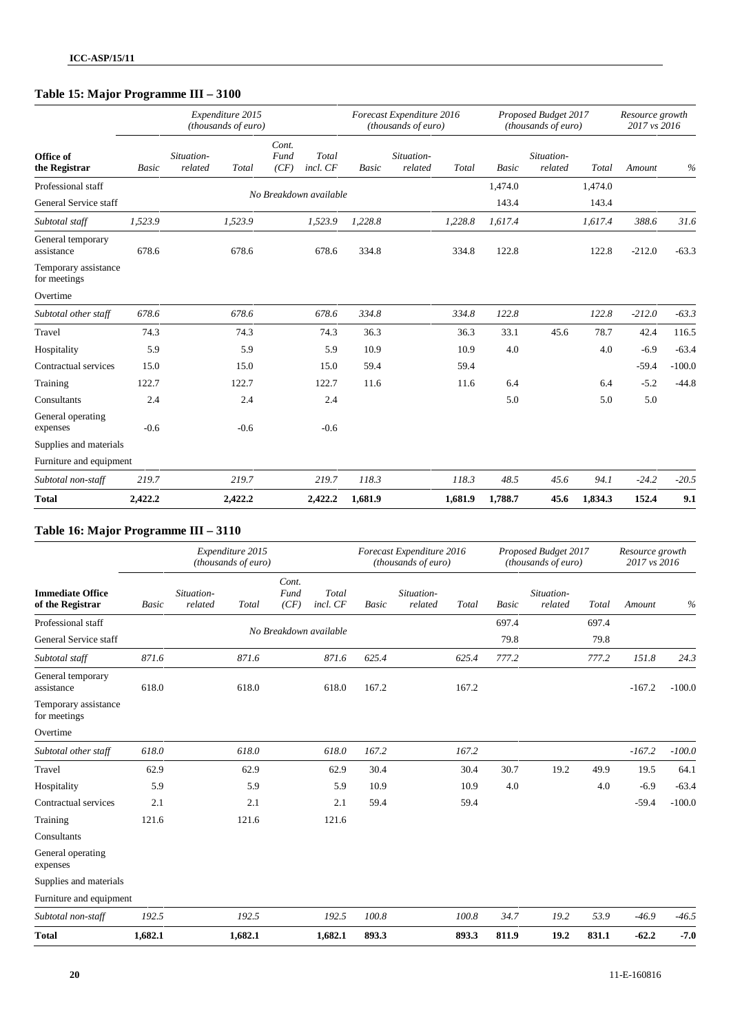### Table 15: Major Programme III – 3100

| Office of the Registrar | Expenditure 2015 (thousands of euro) | | | | | Forecast Expenditure 2016 (thousands of euro) | | | Proposed Budget 2017 (thousands of euro) | | | Resource growth 2017 vs 2016 | |
|---|---|---|---|---|---|---|---|---|---|---|---|---|---|
| | *Basic* | *Situation-related* | *Total* | *Cont. Fund (CF)* | *Total incl. CF* | *Basic* | *Situation-related* | *Total* | *Basic* | *Situation-related* | *Total* | *Amount* | *%* |
| Professional staff | | | No Breakdown available | | | | | | 1,474.0 | | 1,474.0 | | |
| General Service staff | | | | | | | | | 143.4 | | 143.4 | | |
| *Subtotal staff* | *1,523.9* | | *1,523.9* | | *1,523.9* | *1,228.8* | | *1,228.8* | *1,617.4* | | *1,617.4* | *388.6* | *31.6* |
| General temporary assistance | 678.6 | | 678.6 | | 678.6 | 334.8 | | 334.8 | 122.8 | | 122.8 | -212.0 | -63.3 |
| Temporary assistance for meetings | | | | | | | | | | | | | |
| Overtime | | | | | | | | | | | | | |
| *Subtotal other staff* | *678.6* | | *678.6* | | *678.6* | *334.8* | | *334.8* | *122.8* | | *122.8* | *-212.0* | *-63.3* |
| Travel | 74.3 | | 74.3 | | 74.3 | 36.3 | | 36.3 | 33.1 | 45.6 | 78.7 | 42.4 | 116.5 |
| Hospitality | 5.9 | | 5.9 | | 5.9 | 10.9 | | 10.9 | 4.0 | | 4.0 | -6.9 | -63.4 |
| Contractual services | 15.0 | | 15.0 | | 15.0 | 59.4 | | 59.4 | | | | -59.4 | -100.0 |
| Training | 122.7 | | 122.7 | | 122.7 | 11.6 | | 11.6 | 6.4 | | 6.4 | -5.2 | -44.8 |
| Consultants | 2.4 | | 2.4 | | 2.4 | | | | 5.0 | | 5.0 | 5.0 | |
| General operating expenses | -0.6 | | -0.6 | | -0.6 | | | | | | | | |
| Supplies and materials | | | | | | | | | | | | | |
| Furniture and equipment | | | | | | | | | | | | | |
| *Subtotal non-staff* | *219.7* | | *219.7* | | *219.7* | *118.3* | | *118.3* | *48.5* | *45.6* | *94.1* | *-24.2* | *-20.5* |
| **Total** | **2,422.2** | | **2,422.2** | | **2,422.2** | **1,681.9** | | **1,681.9** | **1,788.7** | **45.6** | **1,834.3** | **152.4** | **9.1** |

### Table 16: Major Programme III – 3110

| Immediate Office of the Registrar | Expenditure 2015 (thousands of euro) | | | | | Forecast Expenditure 2016 (thousands of euro) | | | Proposed Budget 2017 (thousands of euro) | | | Resource growth 2017 vs 2016 | |
|---|---|---|---|---|---|---|---|---|---|---|---|---|---|
| | *Basic* | *Situation-related* | *Total* | *Cont. Fund (CF)* | *Total incl. CF* | *Basic* | *Situation-related* | *Total* | *Basic* | *Situation-related* | *Total* | *Amount* | *%* |
| Professional staff | | | No Breakdown available | | | | | | 697.4 | | 697.4 | | |
| General Service staff | | | | | | | | | 79.8 | | 79.8 | | |
| *Subtotal staff* | *871.6* | | *871.6* | | *871.6* | *625.4* | | *625.4* | *777.2* | | *777.2* | *151.8* | *24.3* |
| General temporary assistance | 618.0 | | 618.0 | | 618.0 | 167.2 | | 167.2 | | | | -167.2 | -100.0 |
| Temporary assistance for meetings | | | | | | | | | | | | | |
| Overtime | | | | | | | | | | | | | |
| *Subtotal other staff* | *618.0* | | *618.0* | | *618.0* | *167.2* | | *167.2* | | | | *-167.2* | *-100.0* |
| Travel | 62.9 | | 62.9 | | 62.9 | 30.4 | | 30.4 | 30.7 | 19.2 | 49.9 | 19.5 | 64.1 |
| Hospitality | 5.9 | | 5.9 | | 5.9 | 10.9 | | 10.9 | 4.0 | | 4.0 | -6.9 | -63.4 |
| Contractual services | 2.1 | | 2.1 | | 2.1 | 59.4 | | 59.4 | | | | -59.4 | -100.0 |
| Training | 121.6 | | 121.6 | | 121.6 | | | | | | | | |
| Consultants | | | | | | | | | | | | | |
| General operating expenses | | | | | | | | | | | | | |
| Supplies and materials | | | | | | | | | | | | | |
| Furniture and equipment | | | | | | | | | | | | | |
| *Subtotal non-staff* | *192.5* | | *192.5* | | *192.5* | *100.8* | | *100.8* | *34.7* | *19.2* | *53.9* | *-46.9* | *-46.5* |
| **Total** | **1,682.1** | | **1,682.1** | | **1,682.1** | **893.3** | | **893.3** | **811.9** | **19.2** | **831.1** | **-62.2** | **-7.0** |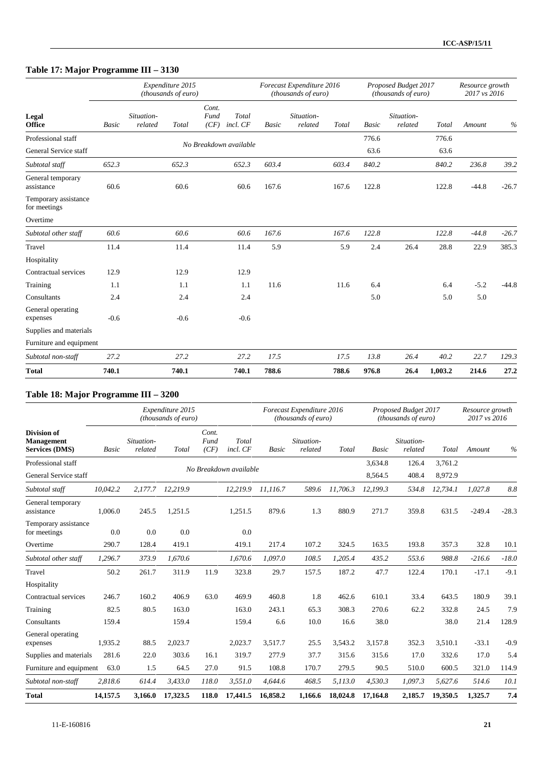## Table 17: Major Programme III – 3130

| Legal Office | Expenditure 2015 (thousands of euro) | | | | | Forecast Expenditure 2016 (thousands of euro) | | | Proposed Budget 2017 (thousands of euro) | | | Resource growth 2017 vs 2016 | |
|---|---|---|---|---|---|---|---|---|---|---|---|---|---|
| | *Basic* | *Situation-related* | *Total* | *Cont. Fund (CF)* | *Total incl. CF* | *Basic* | *Situation-related* | *Total* | *Basic* | *Situation-related* | *Total* | *Amount* | *%* |
| Professional staff | No Breakdown available | | | | | | | | 776.6 | | 776.6 | | |
| General Service staff | | | | | | | | | 63.6 | | 63.6 | | |
| *Subtotal staff* | *652.3* | | *652.3* | | *652.3* | *603.4* | | *603.4* | *840.2* | | *840.2* | *236.8* | *39.2* |
| General temporary assistance | 60.6 | | 60.6 | | 60.6 | 167.6 | | 167.6 | 122.8 | | 122.8 | -44.8 | -26.7 |
| Temporary assistance for meetings | | | | | | | | | | | | | |
| Overtime | | | | | | | | | | | | | |
| *Subtotal other staff* | *60.6* | | *60.6* | | *60.6* | *167.6* | | *167.6* | *122.8* | | *122.8* | *-44.8* | *-26.7* |
| Travel | 11.4 | | 11.4 | | 11.4 | 5.9 | | 5.9 | 2.4 | 26.4 | 28.8 | 22.9 | 385.3 |
| Hospitality | | | | | | | | | | | | | |
| Contractual services | 12.9 | | 12.9 | | 12.9 | | | | | | | | |
| Training | 1.1 | | 1.1 | | 1.1 | 11.6 | | 11.6 | 6.4 | | 6.4 | -5.2 | -44.8 |
| Consultants | 2.4 | | 2.4 | | 2.4 | | | | 5.0 | | 5.0 | 5.0 | |
| General operating expenses | -0.6 | | -0.6 | | -0.6 | | | | | | | | |
| Supplies and materials | | | | | | | | | | | | | |
| Furniture and equipment | | | | | | | | | | | | | |
| *Subtotal non-staff* | *27.2* | | *27.2* | | *27.2* | *17.5* | | *17.5* | *13.8* | *26.4* | *40.2* | *22.7* | *129.3* |
| **Total** | **740.1** | | **740.1** | | **740.1** | **788.6** | | **788.6** | **976.8** | **26.4** | **1,003.2** | **214.6** | **27.2** |

## Table 18: Major Programme III – 3200

| Division of Management Services (DMS) | Expenditure 2015 (thousands of euro) | | | | | Forecast Expenditure 2016 (thousands of euro) | | | Proposed Budget 2017 (thousands of euro) | | | Resource growth 2017 vs 2016 | |
|---|---|---|---|---|---|---|---|---|---|---|---|---|---|
| | *Basic* | *Situation-related* | *Total* | *Cont. Fund (CF)* | *Total incl. CF* | *Basic* | *Situation-related* | *Total* | *Basic* | *Situation-related* | *Total* | *Amount* | *%* |
| Professional staff | No Breakdown available | | | | | | | | 3,634.8 | 126.4 | 3,761.2 | | |
| General Service staff | | | | | | | | | 8,564.5 | 408.4 | 8,972.9 | | |
| *Subtotal staff* | *10,042.2* | *2,177.7* | *12,219.9* | | *12,219.9* | *11,116.7* | *589.6* | *11,706.3* | *12,199.3* | *534.8* | *12,734.1* | *1,027.8* | *8.8* |
| General temporary assistance | 1,006.0 | 245.5 | 1,251.5 | | 1,251.5 | 879.6 | 1.3 | 880.9 | 271.7 | 359.8 | 631.5 | -249.4 | -28.3 |
| Temporary assistance for meetings | 0.0 | 0.0 | 0.0 | | 0.0 | | | | | | | | |
| Overtime | 290.7 | 128.4 | 419.1 | | 419.1 | 217.4 | 107.2 | 324.5 | 163.5 | 193.8 | 357.3 | 32.8 | 10.1 |
| *Subtotal other staff* | *1,296.7* | *373.9* | *1,670.6* | | *1,670.6* | *1,097.0* | *108.5* | *1,205.4* | *435.2* | *553.6* | *988.8* | *-216.6* | *-18.0* |
| Travel | 50.2 | 261.7 | 311.9 | 11.9 | 323.8 | 29.7 | 157.5 | 187.2 | 47.7 | 122.4 | 170.1 | -17.1 | -9.1 |
| Hospitality | | | | | | | | | | | | | |
| Contractual services | 246.7 | 160.2 | 406.9 | 63.0 | 469.9 | 460.8 | 1.8 | 462.6 | 610.1 | 33.4 | 643.5 | 180.9 | 39.1 |
| Training | 82.5 | 80.5 | 163.0 | | 163.0 | 243.1 | 65.3 | 308.3 | 270.6 | 62.2 | 332.8 | 24.5 | 7.9 |
| Consultants | 159.4 | | 159.4 | | 159.4 | 6.6 | 10.0 | 16.6 | 38.0 | | 38.0 | 21.4 | 128.9 |
| General operating expenses | 1,935.2 | 88.5 | 2,023.7 | | 2,023.7 | 3,517.7 | 25.5 | 3,543.2 | 3,157.8 | 352.3 | 3,510.1 | -33.1 | -0.9 |
| Supplies and materials | 281.6 | 22.0 | 303.6 | 16.1 | 319.7 | 277.9 | 37.7 | 315.6 | 315.6 | 17.0 | 332.6 | 17.0 | 5.4 |
| Furniture and equipment | 63.0 | 1.5 | 64.5 | 27.0 | 91.5 | 108.8 | 170.7 | 279.5 | 90.5 | 510.0 | 600.5 | 321.0 | 114.9 |
| *Subtotal non-staff* | *2,818.6* | *614.4* | *3,433.0* | *118.0* | *3,551.0* | *4,644.6* | *468.5* | *5,113.0* | *4,530.3* | *1,097.3* | *5,627.6* | *514.6* | *10.1* |
| **Total** | **14,157.5** | **3,166.0** | **17,323.5** | **118.0** | **17,441.5** | **16,858.2** | **1,166.6** | **18,024.8** | **17,164.8** | **2,185.7** | **19,350.5** | **1,325.7** | **7.4** |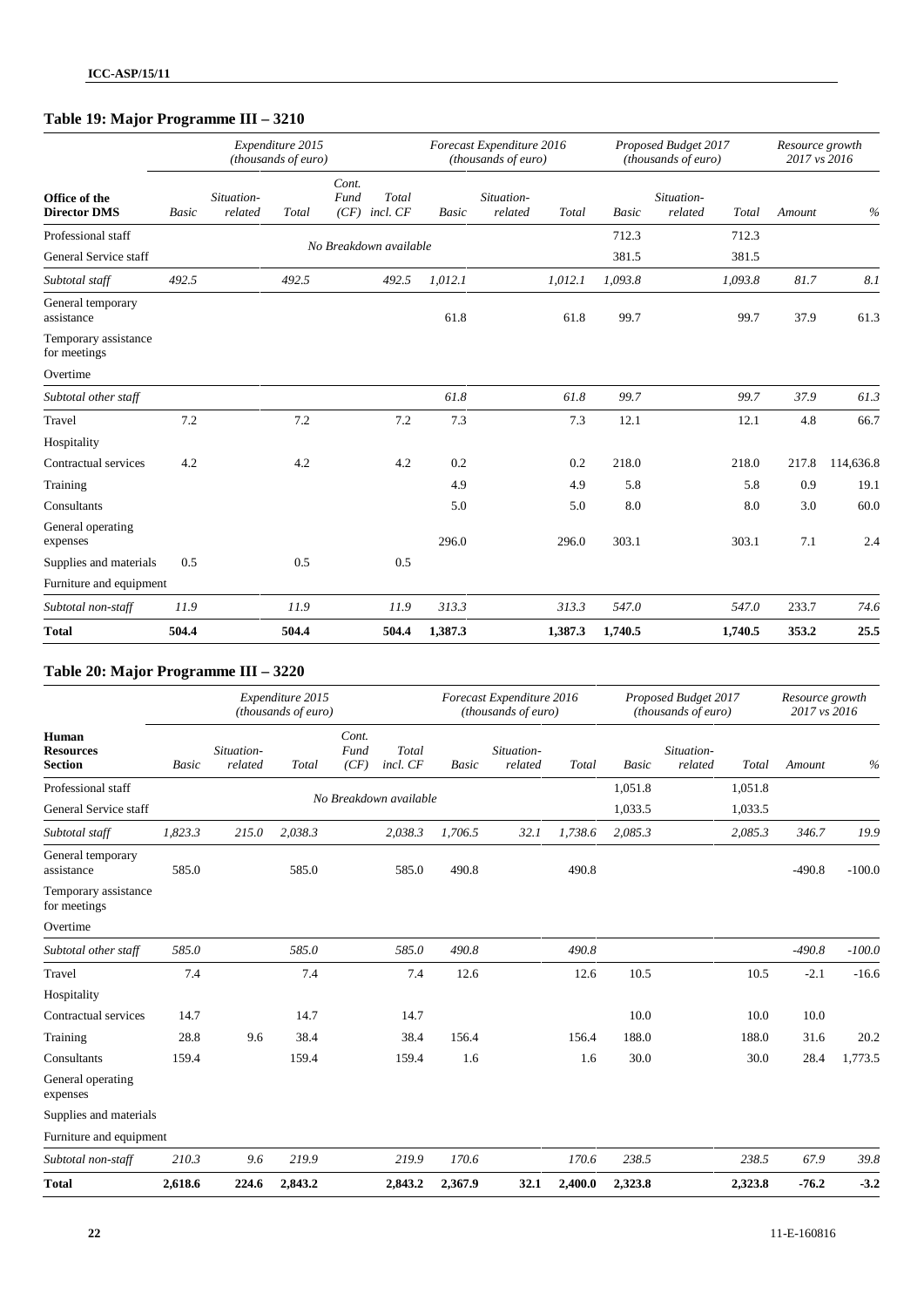## Table 19: Major Programme III – 3210

| Office of the Director DMS | Expenditure 2015 (thousands of euro) | | | | | Forecast Expenditure 2016 (thousands of euro) | | | Proposed Budget 2017 (thousands of euro) | | | Resource growth 2017 vs 2016 | |
|---|---|---|---|---|---|---|---|---|---|---|---|---|---|
| | Basic | Situation-related | Total | Cont. Fund (CF) | Total incl. CF | Basic | Situation-related | Total | Basic | Situation-related | Total | Amount | % |
| Professional staff | No Breakdown available | | | | | | | | 712.3 | | 712.3 | | |
| General Service staff | | | | | | | | | 381.5 | | 381.5 | | |
| *Subtotal staff* | *492.5* | | *492.5* | | *492.5* | *1,012.1* | | *1,012.1* | *1,093.8* | | *1,093.8* | *81.7* | *8.1* |
| General temporary assistance | | | | | | 61.8 | | 61.8 | 99.7 | | 99.7 | 37.9 | 61.3 |
| Temporary assistance for meetings | | | | | | | | | | | | | |
| Overtime | | | | | | | | | | | | | |
| *Subtotal other staff* | | | | | | *61.8* | | *61.8* | *99.7* | | *99.7* | *37.9* | *61.3* |
| Travel | 7.2 | | 7.2 | | 7.2 | 7.3 | | 7.3 | 12.1 | | 12.1 | 4.8 | 66.7 |
| Hospitality | | | | | | | | | | | | | |
| Contractual services | 4.2 | | 4.2 | | 4.2 | 0.2 | | 0.2 | 218.0 | | 218.0 | 217.8 | 114,636.8 |
| Training | | | | | | 4.9 | | 4.9 | 5.8 | | 5.8 | 0.9 | 19.1 |
| Consultants | | | | | | 5.0 | | 5.0 | 8.0 | | 8.0 | 3.0 | 60.0 |
| General operating expenses | | | | | | 296.0 | | 296.0 | 303.1 | | 303.1 | 7.1 | 2.4 |
| Supplies and materials | 0.5 | | 0.5 | | 0.5 | | | | | | | | |
| Furniture and equipment | | | | | | | | | | | | | |
| *Subtotal non-staff* | *11.9* | | *11.9* | | *11.9* | *313.3* | | *313.3* | *547.0* | | *547.0* | *233.7* | *74.6* |
| **Total** | **504.4** | | **504.4** | | **504.4** | **1,387.3** | | **1,387.3** | **1,740.5** | | **1,740.5** | **353.2** | **25.5** |

## Table 20: Major Programme III – 3220

| Human Resources Section | Expenditure 2015 (thousands of euro) | | | | | Forecast Expenditure 2016 (thousands of euro) | | | Proposed Budget 2017 (thousands of euro) | | | Resource growth 2017 vs 2016 | |
|---|---|---|---|---|---|---|---|---|---|---|---|---|---|
| | Basic | Situation-related | Total | Cont. Fund (CF) | Total incl. CF | Basic | Situation-related | Total | Basic | Situation-related | Total | Amount | % |
| Professional staff | No Breakdown available | | | | | | | | 1,051.8 | | 1,051.8 | | |
| General Service staff | | | | | | | | | 1,033.5 | | 1,033.5 | | |
| *Subtotal staff* | *1,823.3* | *215.0* | *2,038.3* | | *2,038.3* | *1,706.5* | *32.1* | *1,738.6* | *2,085.3* | | *2,085.3* | *346.7* | *19.9* |
| General temporary assistance | 585.0 | | 585.0 | | 585.0 | 490.8 | | 490.8 | | | | -490.8 | -100.0 |
| Temporary assistance for meetings | | | | | | | | | | | | | |
| Overtime | | | | | | | | | | | | | |
| *Subtotal other staff* | *585.0* | | *585.0* | | *585.0* | *490.8* | | *490.8* | | | | *-490.8* | *-100.0* |
| Travel | 7.4 | | 7.4 | | 7.4 | 12.6 | | 12.6 | 10.5 | | 10.5 | -2.1 | -16.6 |
| Hospitality | | | | | | | | | | | | | |
| Contractual services | 14.7 | | 14.7 | | 14.7 | | | | 10.0 | | 10.0 | 10.0 | |
| Training | 28.8 | 9.6 | 38.4 | | 38.4 | 156.4 | | 156.4 | 188.0 | | 188.0 | 31.6 | 20.2 |
| Consultants | 159.4 | | 159.4 | | 159.4 | 1.6 | | 1.6 | 30.0 | | 30.0 | 28.4 | 1,773.5 |
| General operating expenses | | | | | | | | | | | | | |
| Supplies and materials | | | | | | | | | | | | | |
| Furniture and equipment | | | | | | | | | | | | | |
| *Subtotal non-staff* | *210.3* | *9.6* | *219.9* | | *219.9* | *170.6* | | *170.6* | *238.5* | | *238.5* | *67.9* | *39.8* |
| **Total** | **2,618.6** | **224.6** | **2,843.2** | | **2,843.2** | **2,367.9** | **32.1** | **2,400.0** | **2,323.8** | | **2,323.8** | **-76.2** | **-3.2** |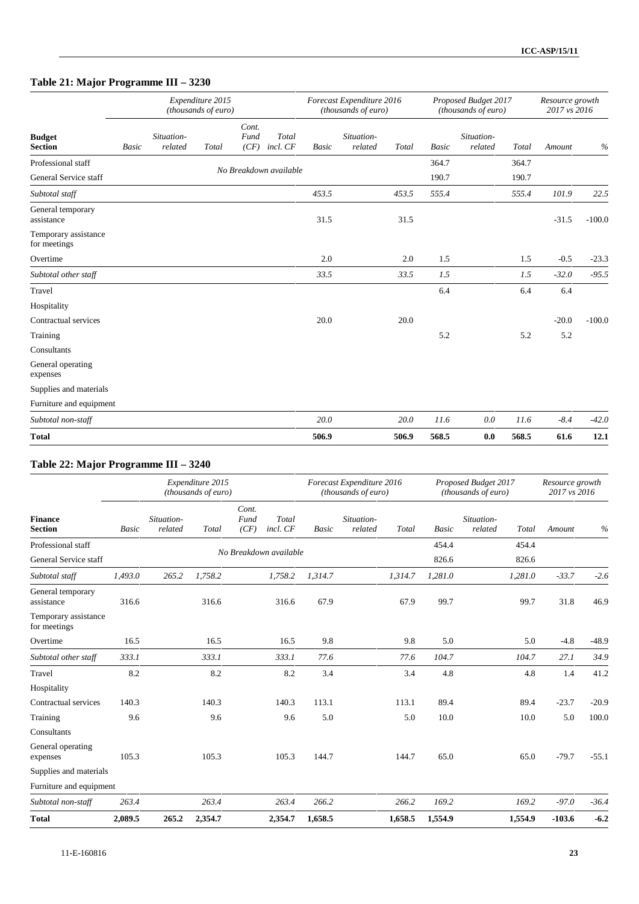## Table 21: Major Programme III – 3230

| Budget Section | Expenditure 2015 (thousands of euro) | | | | | Forecast Expenditure 2016 (thousands of euro) | | | Proposed Budget 2017 (thousands of euro) | | | Resource growth 2017 vs 2016 | |
|---|---|---|---|---|---|---|---|---|---|---|---|---|---|
| | *Basic* | *Situation-related* | *Total* | *Cont. Fund (CF)* | *Total incl. CF* | *Basic* | *Situation-related* | *Total* | *Basic* | *Situation-related* | *Total* | *Amount* | *%* |
| Professional staff | No Breakdown available | | | | | | | | 364.7 | | 364.7 | | |
| General Service staff | | | | | | | | | 190.7 | | 190.7 | | |
| *Subtotal staff* | | | | | | *453.5* | | *453.5* | *555.4* | | *555.4* | *101.9* | *22.5* |
| General temporary assistance | | | | | | 31.5 | | 31.5 | | | | -31.5 | -100.0 |
| Temporary assistance for meetings | | | | | | | | | | | | | |
| Overtime | | | | | | 2.0 | | 2.0 | 1.5 | | 1.5 | -0.5 | -23.3 |
| *Subtotal other staff* | | | | | | *33.5* | | *33.5* | *1.5* | | *1.5* | *-32.0* | *-95.5* |
| Travel | | | | | | | | | 6.4 | | 6.4 | 6.4 | |
| Hospitality | | | | | | | | | | | | | |
| Contractual services | | | | | | 20.0 | | 20.0 | | | | -20.0 | -100.0 |
| Training | | | | | | | | | 5.2 | | 5.2 | 5.2 | |
| Consultants | | | | | | | | | | | | | |
| General operating expenses | | | | | | | | | | | | | |
| Supplies and materials | | | | | | | | | | | | | |
| Furniture and equipment | | | | | | | | | | | | | |
| *Subtotal non-staff* | | | | | | *20.0* | | *20.0* | *11.6* | *0.0* | *11.6* | *-8.4* | *-42.0* |
| **Total** | | | | | | **506.9** | | **506.9** | **568.5** | **0.0** | **568.5** | **61.6** | **12.1** |

## Table 22: Major Programme III – 3240

| Finance Section | Expenditure 2015 (thousands of euro) | | | | | Forecast Expenditure 2016 (thousands of euro) | | | Proposed Budget 2017 (thousands of euro) | | | Resource growth 2017 vs 2016 | |
|---|---|---|---|---|---|---|---|---|---|---|---|---|---|
| | *Basic* | *Situation-related* | *Total* | *Cont. Fund (CF)* | *Total incl. CF* | *Basic* | *Situation-related* | *Total* | *Basic* | *Situation-related* | *Total* | *Amount* | *%* |
| Professional staff | No Breakdown available | | | | | | | | 454.4 | | 454.4 | | |
| General Service staff | | | | | | | | | 826.6 | | 826.6 | | |
| *Subtotal staff* | *1,493.0* | *265.2* | *1,758.2* | | *1,758.2* | *1,314.7* | | *1,314.7* | *1,281.0* | | *1,281.0* | *-33.7* | *-2.6* |
| General temporary assistance | 316.6 | | 316.6 | | 316.6 | 67.9 | | 67.9 | 99.7 | | 99.7 | 31.8 | 46.9 |
| Temporary assistance for meetings | | | | | | | | | | | | | |
| Overtime | 16.5 | | 16.5 | | 16.5 | 9.8 | | 9.8 | 5.0 | | 5.0 | -4.8 | -48.9 |
| *Subtotal other staff* | *333.1* | | *333.1* | | *333.1* | *77.6* | | *77.6* | *104.7* | | *104.7* | *27.1* | *34.9* |
| Travel | 8.2 | | 8.2 | | 8.2 | 3.4 | | 3.4 | 4.8 | | 4.8 | 1.4 | 41.2 |
| Hospitality | | | | | | | | | | | | | |
| Contractual services | 140.3 | | 140.3 | | 140.3 | 113.1 | | 113.1 | 89.4 | | 89.4 | -23.7 | -20.9 |
| Training | 9.6 | | 9.6 | | 9.6 | 5.0 | | 5.0 | 10.0 | | 10.0 | 5.0 | 100.0 |
| Consultants | | | | | | | | | | | | | |
| General operating expenses | 105.3 | | 105.3 | | 105.3 | 144.7 | | 144.7 | 65.0 | | 65.0 | -79.7 | -55.1 |
| Supplies and materials | | | | | | | | | | | | | |
| Furniture and equipment | | | | | | | | | | | | | |
| *Subtotal non-staff* | *263.4* | | *263.4* | | *263.4* | *266.2* | | *266.2* | *169.2* | | *169.2* | *-97.0* | *-36.4* |
| **Total** | **2,089.5** | **265.2** | **2,354.7** | | **2,354.7** | **1,658.5** | | **1,658.5** | **1,554.9** | | **1,554.9** | **-103.6** | **-6.2** |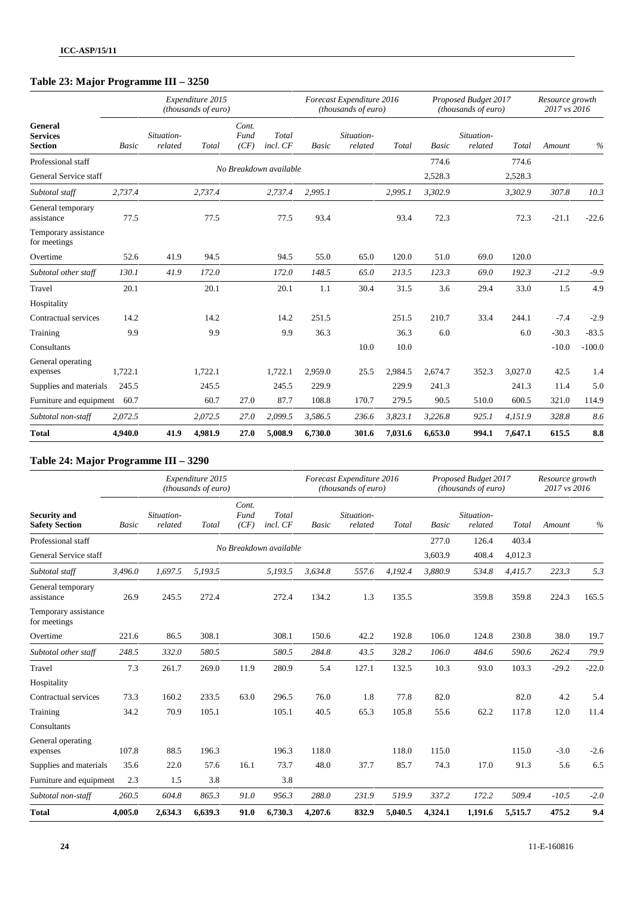## Table 23: Major Programme III – 3250

| General Services Section | Expenditure 2015 (thousands of euro) | | | | | Forecast Expenditure 2016 (thousands of euro) | | | Proposed Budget 2017 (thousands of euro) | | | Resource growth 2017 vs 2016 | |
|---|---|---|---|---|---|---|---|---|---|---|---|---|---|
| | Basic | Situation-related | Total | Cont. Fund (CF) | Total incl. CF | Basic | Situation-related | Total | Basic | Situation-related | Total | Amount | % |
| Professional staff | No Breakdown available | | | | | | | | 774.6 | | 774.6 | | |
| General Service staff | | | | | | | | | 2,528.3 | | 2,528.3 | | |
| *Subtotal staff* | *2,737.4* | | *2,737.4* | | *2,737.4* | *2,995.1* | | *2,995.1* | *3,302.9* | | *3,302.9* | *307.8* | *10.3* |
| General temporary assistance | 77.5 | | 77.5 | | 77.5 | 93.4 | | 93.4 | 72.3 | | 72.3 | -21.1 | -22.6 |
| Temporary assistance for meetings | | | | | | | | | | | | | |
| Overtime | 52.6 | 41.9 | 94.5 | | 94.5 | 55.0 | 65.0 | 120.0 | 51.0 | 69.0 | 120.0 | | |
| *Subtotal other staff* | *130.1* | *41.9* | *172.0* | | *172.0* | *148.5* | *65.0* | *213.5* | *123.3* | *69.0* | *192.3* | *-21.2* | *-9.9* |
| Travel | 20.1 | | 20.1 | | 20.1 | 1.1 | 30.4 | 31.5 | 3.6 | 29.4 | 33.0 | 1.5 | 4.9 |
| Hospitality | | | | | | | | | | | | | |
| Contractual services | 14.2 | | 14.2 | | 14.2 | 251.5 | | 251.5 | 210.7 | 33.4 | 244.1 | -7.4 | -2.9 |
| Training | 9.9 | | 9.9 | | 9.9 | 36.3 | | 36.3 | 6.0 | | 6.0 | -30.3 | -83.5 |
| Consultants | | | | | | | 10.0 | 10.0 | | | | -10.0 | -100.0 |
| General operating expenses | 1,722.1 | | 1,722.1 | | 1,722.1 | 2,959.0 | 25.5 | 2,984.5 | 2,674.7 | 352.3 | 3,027.0 | 42.5 | 1.4 |
| Supplies and materials | 245.5 | | 245.5 | | 245.5 | 229.9 | | 229.9 | 241.3 | | 241.3 | 11.4 | 5.0 |
| Furniture and equipment | 60.7 | | 60.7 | 27.0 | 87.7 | 108.8 | 170.7 | 279.5 | 90.5 | 510.0 | 600.5 | 321.0 | 114.9 |
| *Subtotal non-staff* | *2,072.5* | | *2,072.5* | *27.0* | *2,099.5* | *3,586.5* | *236.6* | *3,823.1* | *3,226.8* | *925.1* | *4,151.9* | *328.8* | *8.6* |
| **Total** | **4,940.0** | **41.9** | **4,981.9** | **27.0** | **5,008.9** | **6,730.0** | **301.6** | **7,031.6** | **6,653.0** | **994.1** | **7,647.1** | **615.5** | **8.8** |

## Table 24: Major Programme III – 3290

| Security and Safety Section | Expenditure 2015 (thousands of euro) | | | | | Forecast Expenditure 2016 (thousands of euro) | | | Proposed Budget 2017 (thousands of euro) | | | Resource growth 2017 vs 2016 | |
|---|---|---|---|---|---|---|---|---|---|---|---|---|---|
| | Basic | Situation-related | Total | Cont. Fund (CF) | Total incl. CF | Basic | Situation-related | Total | Basic | Situation-related | Total | Amount | % |
| Professional staff | No Breakdown available | | | | | | | | 277.0 | 126.4 | 403.4 | | |
| General Service staff | | | | | | | | | 3,603.9 | 408.4 | 4,012.3 | | |
| *Subtotal staff* | *3,496.0* | *1,697.5* | *5,193.5* | | *5,193.5* | *3,634.8* | *557.6* | *4,192.4* | *3,880.9* | *534.8* | *4,415.7* | *223.3* | *5.3* |
| General temporary assistance | 26.9 | 245.5 | 272.4 | | 272.4 | 134.2 | 1.3 | 135.5 | | 359.8 | 359.8 | 224.3 | 165.5 |
| Temporary assistance for meetings | | | | | | | | | | | | | |
| Overtime | 221.6 | 86.5 | 308.1 | | 308.1 | 150.6 | 42.2 | 192.8 | 106.0 | 124.8 | 230.8 | 38.0 | 19.7 |
| *Subtotal other staff* | *248.5* | *332.0* | *580.5* | | *580.5* | *284.8* | *43.5* | *328.2* | *106.0* | *484.6* | *590.6* | *262.4* | *79.9* |
| Travel | 7.3 | 261.7 | 269.0 | 11.9 | 280.9 | 5.4 | 127.1 | 132.5 | 10.3 | 93.0 | 103.3 | -29.2 | -22.0 |
| Hospitality | | | | | | | | | | | | | |
| Contractual services | 73.3 | 160.2 | 233.5 | 63.0 | 296.5 | 76.0 | 1.8 | 77.8 | 82.0 | | 82.0 | 4.2 | 5.4 |
| Training | 34.2 | 70.9 | 105.1 | | 105.1 | 40.5 | 65.3 | 105.8 | 55.6 | 62.2 | 117.8 | 12.0 | 11.4 |
| Consultants | | | | | | | | | | | | | |
| General operating expenses | 107.8 | 88.5 | 196.3 | | 196.3 | 118.0 | | 118.0 | 115.0 | | 115.0 | -3.0 | -2.6 |
| Supplies and materials | 35.6 | 22.0 | 57.6 | 16.1 | 73.7 | 48.0 | 37.7 | 85.7 | 74.3 | 17.0 | 91.3 | 5.6 | 6.5 |
| Furniture and equipment | 2.3 | 1.5 | 3.8 | | 3.8 | | | | | | | | |
| *Subtotal non-staff* | *260.5* | *604.8* | *865.3* | *91.0* | *956.3* | *288.0* | *231.9* | *519.9* | *337.2* | *172.2* | *509.4* | *-10.5* | *-2.0* |
| **Total** | **4,005.0** | **2,634.3** | **6,639.3** | **91.0** | **6,730.3** | **4,207.6** | **832.9** | **5,040.5** | **4,324.1** | **1,191.6** | **5,515.7** | **475.2** | **9.4** |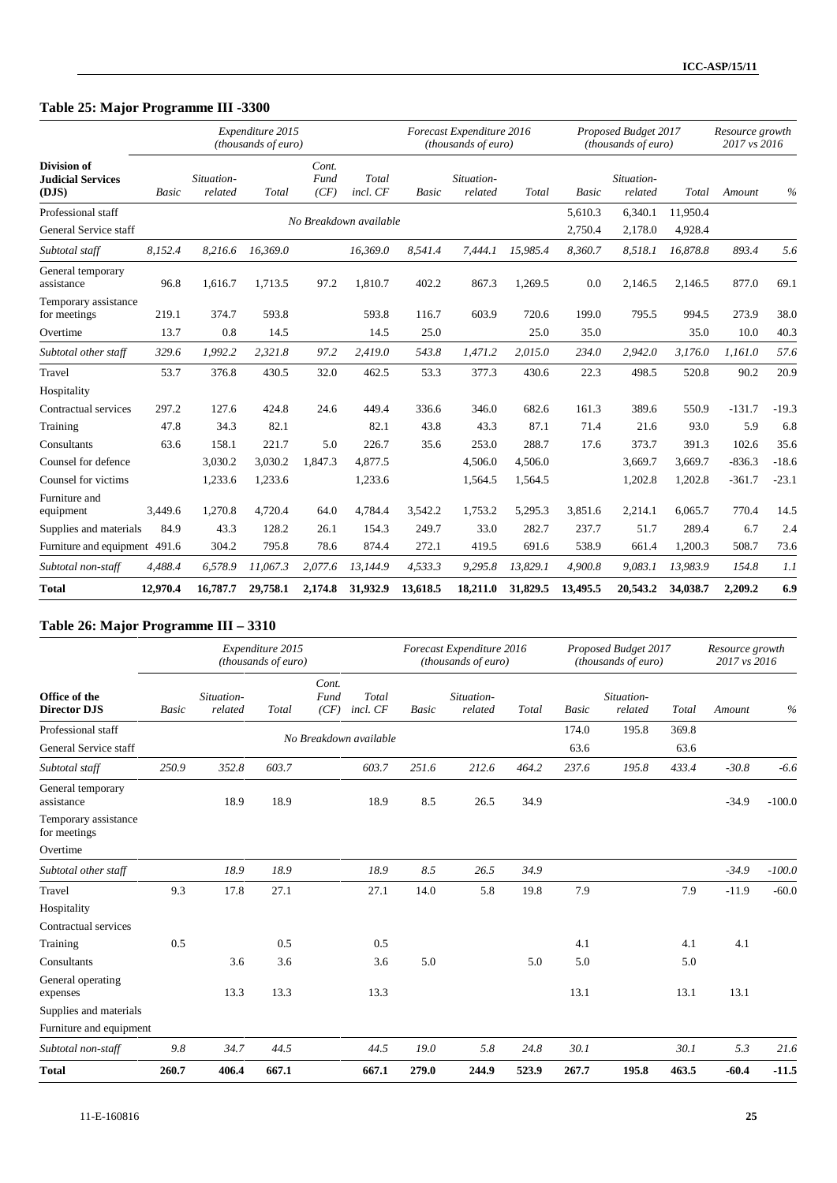## Table 25: Major Programme III -3300

| Division of Judicial Services (DJS) | Expenditure 2015 (thousands of euro) | | | | | Forecast Expenditure 2016 (thousands of euro) | | | Proposed Budget 2017 (thousands of euro) | | | Resource growth 2017 vs 2016 | |
|---|---|---|---|---|---|---|---|---|---|---|---|---|---|
| | *Basic* | *Situation-related* | *Total* | *Cont. Fund (CF)* | *Total incl. CF* | *Basic* | *Situation-related* | *Total* | *Basic* | *Situation-related* | *Total* | *Amount* | *%* |
| Professional staff | | | No Breakdown available | | | | | | 5,610.3 | 6,340.1 | 11,950.4 | | |
| General Service staff | | | | | | | | | 2,750.4 | 2,178.0 | 4,928.4 | | |
| *Subtotal staff* | *8,152.4* | *8,216.6* | *16,369.0* | | *16,369.0* | *8,541.4* | *7,444.1* | *15,985.4* | *8,360.7* | *8,518.1* | *16,878.8* | *893.4* | *5.6* |
| General temporary assistance | 96.8 | 1,616.7 | 1,713.5 | 97.2 | 1,810.7 | 402.2 | 867.3 | 1,269.5 | 0.0 | 2,146.5 | 2,146.5 | 877.0 | 69.1 |
| Temporary assistance for meetings | 219.1 | 374.7 | 593.8 | | 593.8 | 116.7 | 603.9 | 720.6 | 199.0 | 795.5 | 994.5 | 273.9 | 38.0 |
| Overtime | 13.7 | 0.8 | 14.5 | | 14.5 | 25.0 | | 25.0 | 35.0 | | 35.0 | 10.0 | 40.3 |
| *Subtotal other staff* | *329.6* | *1,992.2* | *2,321.8* | *97.2* | *2,419.0* | *543.8* | *1,471.2* | *2,015.0* | *234.0* | *2,942.0* | *3,176.0* | *1,161.0* | *57.6* |
| Travel | 53.7 | 376.8 | 430.5 | 32.0 | 462.5 | 53.3 | 377.3 | 430.6 | 22.3 | 498.5 | 520.8 | 90.2 | 20.9 |
| Hospitality | | | | | | | | | | | | | |
| Contractual services | 297.2 | 127.6 | 424.8 | 24.6 | 449.4 | 336.6 | 346.0 | 682.6 | 161.3 | 389.6 | 550.9 | -131.7 | -19.3 |
| Training | 47.8 | 34.3 | 82.1 | | 82.1 | 43.8 | 43.3 | 87.1 | 71.4 | 21.6 | 93.0 | 5.9 | 6.8 |
| Consultants | 63.6 | 158.1 | 221.7 | 5.0 | 226.7 | 35.6 | 253.0 | 288.7 | 17.6 | 373.7 | 391.3 | 102.6 | 35.6 |
| Counsel for defence | | 3,030.2 | 3,030.2 | 1,847.3 | 4,877.5 | | 4,506.0 | 4,506.0 | | 3,669.7 | 3,669.7 | -836.3 | -18.6 |
| Counsel for victims | | 1,233.6 | 1,233.6 | | 1,233.6 | | 1,564.5 | 1,564.5 | | 1,202.8 | 1,202.8 | -361.7 | -23.1 |
| Furniture and equipment | 3,449.6 | 1,270.8 | 4,720.4 | 64.0 | 4,784.4 | 3,542.2 | 1,753.2 | 5,295.3 | 3,851.6 | 2,214.1 | 6,065.7 | 770.4 | 14.5 |
| Supplies and materials | 84.9 | 43.3 | 128.2 | 26.1 | 154.3 | 249.7 | 33.0 | 282.7 | 237.7 | 51.7 | 289.4 | 6.7 | 2.4 |
| Furniture and equipment | 491.6 | 304.2 | 795.8 | 78.6 | 874.4 | 272.1 | 419.5 | 691.6 | 538.9 | 661.4 | 1,200.3 | 508.7 | 73.6 |
| *Subtotal non-staff* | *4,488.4* | *6,578.9* | *11,067.3* | *2,077.6* | *13,144.9* | *4,533.3* | *9,295.8* | *13,829.1* | *4,900.8* | *9,083.1* | *13,983.9* | *154.8* | *1.1* |
| **Total** | **12,970.4** | **16,787.7** | **29,758.1** | **2,174.8** | **31,932.9** | **13,618.5** | **18,211.0** | **31,829.5** | **13,495.5** | **20,543.2** | **34,038.7** | **2,209.2** | **6.9** |

## Table 26: Major Programme III – 3310

| Office of the Director DJS | Expenditure 2015 (thousands of euro) | | | | | Forecast Expenditure 2016 (thousands of euro) | | | Proposed Budget 2017 (thousands of euro) | | | Resource growth 2017 vs 2016 | |
|---|---|---|---|---|---|---|---|---|---|---|---|---|---|
| | *Basic* | *Situation-related* | *Total* | *Cont. Fund (CF)* | *Total incl. CF* | *Basic* | *Situation-related* | *Total* | *Basic* | *Situation-related* | *Total* | *Amount* | *%* |
| Professional staff | | | No Breakdown available | | | | | | 174.0 | 195.8 | 369.8 | | |
| General Service staff | | | | | | | | | 63.6 | | 63.6 | | |
| *Subtotal staff* | *250.9* | *352.8* | *603.7* | | *603.7* | *251.6* | *212.6* | *464.2* | *237.6* | *195.8* | *433.4* | *-30.8* | *-6.6* |
| General temporary assistance | | 18.9 | 18.9 | | 18.9 | 8.5 | 26.5 | 34.9 | | | | -34.9 | -100.0 |
| Temporary assistance for meetings | | | | | | | | | | | | | |
| Overtime | | | | | | | | | | | | | |
| *Subtotal other staff* | | *18.9* | *18.9* | | *18.9* | *8.5* | *26.5* | *34.9* | | | | *-34.9* | *-100.0* |
| Travel | 9.3 | 17.8 | 27.1 | | 27.1 | 14.0 | 5.8 | 19.8 | 7.9 | | 7.9 | -11.9 | -60.0 |
| Hospitality | | | | | | | | | | | | | |
| Contractual services | | | | | | | | | | | | | |
| Training | 0.5 | | 0.5 | | 0.5 | | | | 4.1 | | 4.1 | 4.1 | |
| Consultants | | 3.6 | 3.6 | | 3.6 | 5.0 | | 5.0 | 5.0 | | 5.0 | | |
| General operating expenses | | 13.3 | 13.3 | | 13.3 | | | | 13.1 | | 13.1 | 13.1 | |
| Supplies and materials | | | | | | | | | | | | | |
| Furniture and equipment | | | | | | | | | | | | | |
| *Subtotal non-staff* | *9.8* | *34.7* | *44.5* | | *44.5* | *19.0* | *5.8* | *24.8* | *30.1* | | *30.1* | *5.3* | *21.6* |
| **Total** | **260.7** | **406.4** | **667.1** | | **667.1** | **279.0** | **244.9** | **523.9** | **267.7** | **195.8** | **463.5** | **-60.4** | **-11.5** |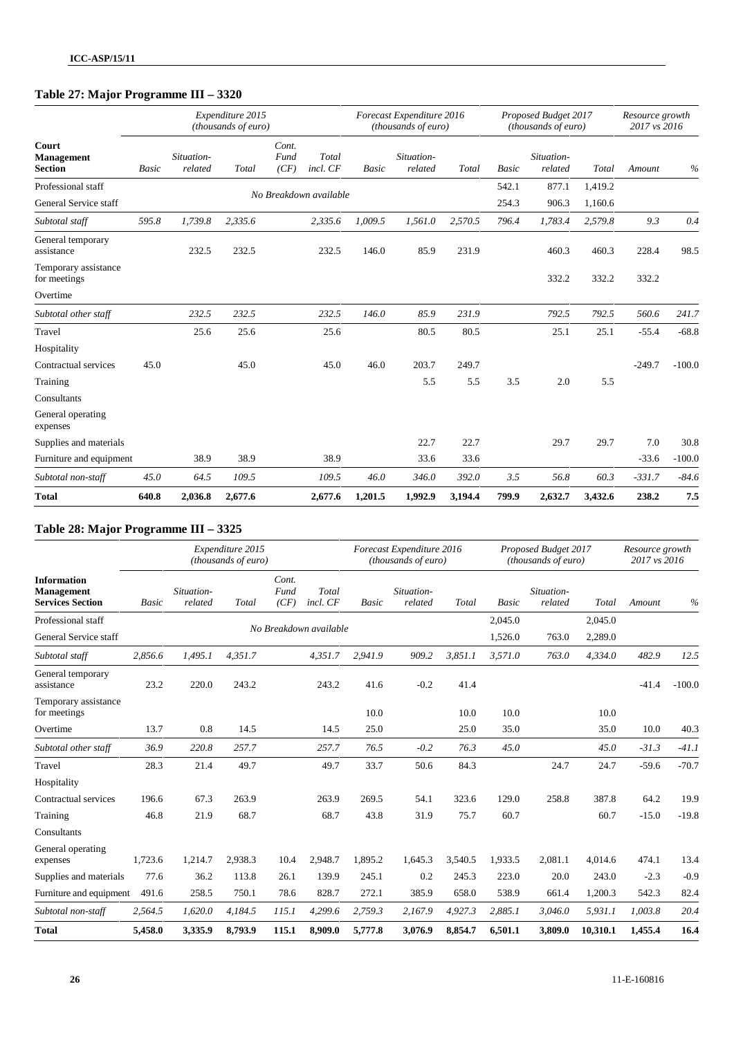## Table 27: Major Programme III – 3320

| Court Management Section | Expenditure 2015 (thousands of euro) | | | | | Forecast Expenditure 2016 (thousands of euro) | | | Proposed Budget 2017 (thousands of euro) | | | Resource growth 2017 vs 2016 | |
|---|---|---|---|---|---|---|---|---|---|---|---|---|---|
| | Basic | Situation-related | Total | Cont. Fund (CF) | Total incl. CF | Basic | Situation-related | Total | Basic | Situation-related | Total | Amount | % |
| Professional staff | No Breakdown available | | | | | | | | 542.1 | 877.1 | 1,419.2 | | |
| General Service staff | | | | | | | | | 254.3 | 906.3 | 1,160.6 | | |
| *Subtotal staff* | *595.8* | *1,739.8* | *2,335.6* | | *2,335.6* | *1,009.5* | *1,561.0* | *2,570.5* | *796.4* | *1,783.4* | *2,579.8* | *9.3* | *0.4* |
| General temporary assistance | | 232.5 | 232.5 | | 232.5 | 146.0 | 85.9 | 231.9 | | 460.3 | 460.3 | 228.4 | 98.5 |
| Temporary assistance for meetings | | | | | | | | | | 332.2 | 332.2 | 332.2 | |
| Overtime | | | | | | | | | | | | | |
| *Subtotal other staff* | | *232.5* | *232.5* | | *232.5* | *146.0* | *85.9* | *231.9* | | *792.5* | *792.5* | *560.6* | *241.7* |
| Travel | | 25.6 | 25.6 | | 25.6 | | 80.5 | 80.5 | | 25.1 | 25.1 | -55.4 | -68.8 |
| Hospitality | | | | | | | | | | | | | |
| Contractual services | 45.0 | | 45.0 | | 45.0 | 46.0 | 203.7 | 249.7 | | | | -249.7 | -100.0 |
| Training | | | | | | | 5.5 | 5.5 | 3.5 | 2.0 | 5.5 | | |
| Consultants | | | | | | | | | | | | | |
| General operating expenses | | | | | | | | | | | | | |
| Supplies and materials | | | | | | | 22.7 | 22.7 | | 29.7 | 29.7 | 7.0 | 30.8 |
| Furniture and equipment | | 38.9 | 38.9 | | 38.9 | | 33.6 | 33.6 | | | | -33.6 | -100.0 |
| *Subtotal non-staff* | *45.0* | *64.5* | *109.5* | | *109.5* | *46.0* | *346.0* | *392.0* | *3.5* | *56.8* | *60.3* | *-331.7* | *-84.6* |
| **Total** | **640.8** | **2,036.8** | **2,677.6** | | **2,677.6** | **1,201.5** | **1,992.9** | **3,194.4** | **799.9** | **2,632.7** | **3,432.6** | **238.2** | **7.5** |

## Table 28: Major Programme III – 3325

| Information Management Services Section | Expenditure 2015 (thousands of euro) | | | | | Forecast Expenditure 2016 (thousands of euro) | | | Proposed Budget 2017 (thousands of euro) | | | Resource growth 2017 vs 2016 | |
|---|---|---|---|---|---|---|---|---|---|---|---|---|---|
| | Basic | Situation-related | Total | Cont. Fund (CF) | Total incl. CF | Basic | Situation-related | Total | Basic | Situation-related | Total | Amount | % |
| Professional staff | No Breakdown available | | | | | | | | 2,045.0 | | 2,045.0 | | |
| General Service staff | | | | | | | | | 1,526.0 | 763.0 | 2,289.0 | | |
| *Subtotal staff* | *2,856.6* | *1,495.1* | *4,351.7* | | *4,351.7* | *2,941.9* | *909.2* | *3,851.1* | *3,571.0* | *763.0* | *4,334.0* | *482.9* | *12.5* |
| General temporary assistance | 23.2 | 220.0 | 243.2 | | 243.2 | 41.6 | -0.2 | 41.4 | | | | -41.4 | -100.0 |
| Temporary assistance for meetings | | | | | | 10.0 | | 10.0 | 10.0 | | 10.0 | | |
| Overtime | 13.7 | 0.8 | 14.5 | | 14.5 | 25.0 | | 25.0 | 35.0 | | 35.0 | 10.0 | 40.3 |
| *Subtotal other staff* | *36.9* | *220.8* | *257.7* | | *257.7* | *76.5* | *-0.2* | *76.3* | *45.0* | | *45.0* | *-31.3* | *-41.1* |
| Travel | 28.3 | 21.4 | 49.7 | | 49.7 | 33.7 | 50.6 | 84.3 | | 24.7 | 24.7 | -59.6 | -70.7 |
| Hospitality | | | | | | | | | | | | | |
| Contractual services | 196.6 | 67.3 | 263.9 | | 263.9 | 269.5 | 54.1 | 323.6 | 129.0 | 258.8 | 387.8 | 64.2 | 19.9 |
| Training | 46.8 | 21.9 | 68.7 | | 68.7 | 43.8 | 31.9 | 75.7 | 60.7 | | 60.7 | -15.0 | -19.8 |
| Consultants | | | | | | | | | | | | | |
| General operating expenses | 1,723.6 | 1,214.7 | 2,938.3 | 10.4 | 2,948.7 | 1,895.2 | 1,645.3 | 3,540.5 | 1,933.5 | 2,081.1 | 4,014.6 | 474.1 | 13.4 |
| Supplies and materials | 77.6 | 36.2 | 113.8 | 26.1 | 139.9 | 245.1 | 0.2 | 245.3 | 223.0 | 20.0 | 243.0 | -2.3 | -0.9 |
| Furniture and equipment | 491.6 | 258.5 | 750.1 | 78.6 | 828.7 | 272.1 | 385.9 | 658.0 | 538.9 | 661.4 | 1,200.3 | 542.3 | 82.4 |
| *Subtotal non-staff* | *2,564.5* | *1,620.0* | *4,184.5* | *115.1* | *4,299.6* | *2,759.3* | *2,167.9* | *4,927.3* | *2,885.1* | *3,046.0* | *5,931.1* | *1,003.8* | *20.4* |
| **Total** | **5,458.0** | **3,335.9** | **8,793.9** | **115.1** | **8,909.0** | **5,777.8** | **3,076.9** | **8,854.7** | **6,501.1** | **3,809.0** | **10,310.1** | **1,455.4** | **16.4** |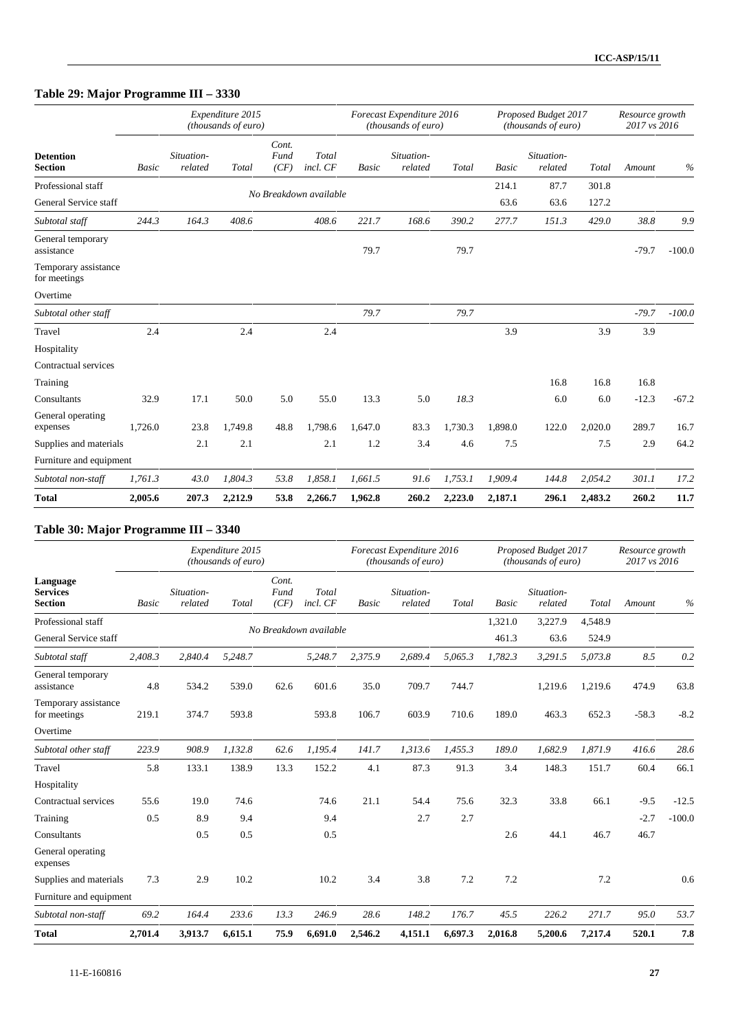## Table 29: Major Programme III – 3330

| Detention Section | Expenditure 2015 (thousands of euro) | | | | | Forecast Expenditure 2016 (thousands of euro) | | | Proposed Budget 2017 (thousands of euro) | | | Resource growth 2017 vs 2016 | |
|---|---|---|---|---|---|---|---|---|---|---|---|---|---|
| | Basic | Situation-related | Total | Cont. Fund (CF) | Total incl. CF | Basic | Situation-related | Total | Basic | Situation-related | Total | Amount | % |
| Professional staff | No Breakdown available | | | | | | | | 214.1 | 87.7 | 301.8 | | |
| General Service staff | | | | | | | | | 63.6 | 63.6 | 127.2 | | |
| *Subtotal staff* | *244.3* | *164.3* | *408.6* | | *408.6* | *221.7* | *168.6* | *390.2* | *277.7* | *151.3* | *429.0* | *38.8* | *9.9* |
| General temporary assistance | | | | | | 79.7 | | 79.7 | | | | -79.7 | -100.0 |
| Temporary assistance for meetings | | | | | | | | | | | | | |
| Overtime | | | | | | | | | | | | | |
| *Subtotal other staff* | | | | | | *79.7* | | *79.7* | | | | *-79.7* | *-100.0* |
| Travel | 2.4 | | 2.4 | | 2.4 | | | | 3.9 | | 3.9 | 3.9 | |
| Hospitality | | | | | | | | | | | | | |
| Contractual services | | | | | | | | | | | | | |
| Training | | | | | | | | | | 16.8 | 16.8 | 16.8 | |
| Consultants | 32.9 | 17.1 | 50.0 | 5.0 | 55.0 | 13.3 | 5.0 | *18.3* | | 6.0 | 6.0 | -12.3 | -67.2 |
| General operating expenses | 1,726.0 | 23.8 | 1,749.8 | 48.8 | 1,798.6 | 1,647.0 | 83.3 | 1,730.3 | 1,898.0 | 122.0 | 2,020.0 | 289.7 | 16.7 |
| Supplies and materials | | 2.1 | 2.1 | | 2.1 | 1.2 | 3.4 | 4.6 | 7.5 | | 7.5 | 2.9 | 64.2 |
| Furniture and equipment | | | | | | | | | | | | | |
| *Subtotal non-staff* | *1,761.3* | *43.0* | *1,804.3* | *53.8* | *1,858.1* | *1,661.5* | *91.6* | *1,753.1* | *1,909.4* | *144.8* | *2,054.2* | *301.1* | *17.2* |
| **Total** | **2,005.6** | **207.3** | **2,212.9** | **53.8** | **2,266.7** | **1,962.8** | **260.2** | **2,223.0** | **2,187.1** | **296.1** | **2,483.2** | **260.2** | **11.7** |

## Table 30: Major Programme III – 3340

| Language Services Section | Expenditure 2015 (thousands of euro) | | | | | Forecast Expenditure 2016 (thousands of euro) | | | Proposed Budget 2017 (thousands of euro) | | | Resource growth 2017 vs 2016 | |
|---|---|---|---|---|---|---|---|---|---|---|---|---|---|
| | Basic | Situation-related | Total | Cont. Fund (CF) | Total incl. CF | Basic | Situation-related | Total | Basic | Situation-related | Total | Amount | % |
| Professional staff | No Breakdown available | | | | | | | | 1,321.0 | 3,227.9 | 4,548.9 | | |
| General Service staff | | | | | | | | | 461.3 | 63.6 | 524.9 | | |
| *Subtotal staff* | *2,408.3* | *2,840.4* | *5,248.7* | | *5,248.7* | *2,375.9* | *2,689.4* | *5,065.3* | *1,782.3* | *3,291.5* | *5,073.8* | *8.5* | *0.2* |
| General temporary assistance | 4.8 | 534.2 | 539.0 | 62.6 | 601.6 | 35.0 | 709.7 | 744.7 | | 1,219.6 | 1,219.6 | 474.9 | 63.8 |
| Temporary assistance for meetings | 219.1 | 374.7 | 593.8 | | 593.8 | 106.7 | 603.9 | 710.6 | 189.0 | 463.3 | 652.3 | -58.3 | -8.2 |
| Overtime | | | | | | | | | | | | | |
| *Subtotal other staff* | *223.9* | *908.9* | *1,132.8* | *62.6* | *1,195.4* | *141.7* | *1,313.6* | *1,455.3* | *189.0* | *1,682.9* | *1,871.9* | *416.6* | *28.6* |
| Travel | 5.8 | 133.1 | 138.9 | 13.3 | 152.2 | 4.1 | 87.3 | 91.3 | 3.4 | 148.3 | 151.7 | 60.4 | 66.1 |
| Hospitality | | | | | | | | | | | | | |
| Contractual services | 55.6 | 19.0 | 74.6 | | 74.6 | 21.1 | 54.4 | 75.6 | 32.3 | 33.8 | 66.1 | -9.5 | -12.5 |
| Training | 0.5 | 8.9 | 9.4 | | 9.4 | | 2.7 | 2.7 | | | | -2.7 | -100.0 |
| Consultants | | 0.5 | 0.5 | | 0.5 | | | | 2.6 | 44.1 | 46.7 | 46.7 | |
| General operating expenses | | | | | | | | | | | | | |
| Supplies and materials | 7.3 | 2.9 | 10.2 | | 10.2 | 3.4 | 3.8 | 7.2 | 7.2 | | 7.2 | | 0.6 |
| Furniture and equipment | | | | | | | | | | | | | |
| *Subtotal non-staff* | *69.2* | *164.4* | *233.6* | *13.3* | *246.9* | *28.6* | *148.2* | *176.7* | *45.5* | *226.2* | *271.7* | *95.0* | *53.7* |
| **Total** | **2,701.4** | **3,913.7** | **6,615.1** | **75.9** | **6,691.0** | **2,546.2** | **4,151.1** | **6,697.3** | **2,016.8** | **5,200.6** | **7,217.4** | **520.1** | **7.8** |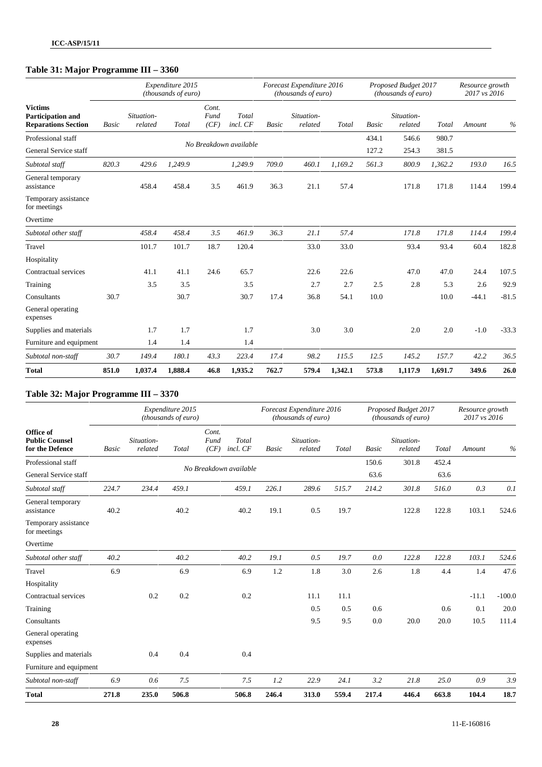### Table 31: Major Programme III – 3360

| Victims Participation and Reparations Section | Expenditure 2015 (thousands of euro) | | | | | Forecast Expenditure 2016 (thousands of euro) | | | Proposed Budget 2017 (thousands of euro) | | | Resource growth 2017 vs 2016 | |
|---|---|---|---|---|---|---|---|---|---|---|---|---|---|
| | Basic | Situation-related | Total | Cont. Fund (CF) | Total incl. CF | Basic | Situation-related | Total | Basic | Situation-related | Total | Amount | % |
| Professional staff | No Breakdown available | | | | | | | | 434.1 | 546.6 | 980.7 | | |
| General Service staff | | | | | | | | | 127.2 | 254.3 | 381.5 | | |
| *Subtotal staff* | *820.3* | *429.6* | *1,249.9* | | *1,249.9* | *709.0* | *460.1* | *1,169.2* | *561.3* | *800.9* | *1,362.2* | *193.0* | *16.5* |
| General temporary assistance | | 458.4 | 458.4 | 3.5 | 461.9 | 36.3 | 21.1 | 57.4 | | 171.8 | 171.8 | 114.4 | 199.4 |
| Temporary assistance for meetings | | | | | | | | | | | | | |
| Overtime | | | | | | | | | | | | | |
| *Subtotal other staff* | | *458.4* | *458.4* | *3.5* | *461.9* | *36.3* | *21.1* | *57.4* | | *171.8* | *171.8* | *114.4* | *199.4* |
| Travel | | 101.7 | 101.7 | 18.7 | 120.4 | | 33.0 | 33.0 | | 93.4 | 93.4 | 60.4 | 182.8 |
| Hospitality | | | | | | | | | | | | | |
| Contractual services | | 41.1 | 41.1 | 24.6 | 65.7 | | 22.6 | 22.6 | | 47.0 | 47.0 | 24.4 | 107.5 |
| Training | | 3.5 | 3.5 | | 3.5 | | 2.7 | 2.7 | 2.5 | 2.8 | 5.3 | 2.6 | 92.9 |
| Consultants | 30.7 | | 30.7 | | 30.7 | 17.4 | 36.8 | 54.1 | 10.0 | | 10.0 | -44.1 | -81.5 |
| General operating expenses | | | | | | | | | | | | | |
| Supplies and materials | | 1.7 | 1.7 | | 1.7 | | 3.0 | 3.0 | | 2.0 | 2.0 | -1.0 | -33.3 |
| Furniture and equipment | | 1.4 | 1.4 | | 1.4 | | | | | | | | |
| *Subtotal non-staff* | *30.7* | *149.4* | *180.1* | *43.3* | *223.4* | *17.4* | *98.2* | *115.5* | *12.5* | *145.2* | *157.7* | *42.2* | *36.5* |
| **Total** | **851.0** | **1,037.4** | **1,888.4** | **46.8** | **1,935.2** | **762.7** | **579.4** | **1,342.1** | **573.8** | **1,117.9** | **1,691.7** | **349.6** | **26.0** |

### Table 32: Major Programme III – 3370

| Office of Public Counsel for the Defence | Expenditure 2015 (thousands of euro) | | | | | Forecast Expenditure 2016 (thousands of euro) | | | Proposed Budget 2017 (thousands of euro) | | | Resource growth 2017 vs 2016 | |
|---|---|---|---|---|---|---|---|---|---|---|---|---|---|
| | Basic | Situation-related | Total | Cont. Fund (CF) | Total incl. CF | Basic | Situation-related | Total | Basic | Situation-related | Total | Amount | % |
| Professional staff | No Breakdown available | | | | | | | | 150.6 | 301.8 | 452.4 | | |
| General Service staff | | | | | | | | | 63.6 | | 63.6 | | |
| *Subtotal staff* | *224.7* | *234.4* | *459.1* | | *459.1* | *226.1* | *289.6* | *515.7* | *214.2* | *301.8* | *516.0* | *0.3* | *0.1* |
| General temporary assistance | 40.2 | | 40.2 | | 40.2 | 19.1 | 0.5 | 19.7 | | 122.8 | 122.8 | 103.1 | 524.6 |
| Temporary assistance for meetings | | | | | | | | | | | | | |
| Overtime | | | | | | | | | | | | | |
| *Subtotal other staff* | *40.2* | | *40.2* | | *40.2* | *19.1* | *0.5* | *19.7* | *0.0* | *122.8* | *122.8* | *103.1* | *524.6* |
| Travel | 6.9 | | 6.9 | | 6.9 | 1.2 | 1.8 | 3.0 | 2.6 | 1.8 | 4.4 | 1.4 | 47.6 |
| Hospitality | | | | | | | | | | | | | |
| Contractual services | | 0.2 | 0.2 | | 0.2 | | 11.1 | 11.1 | | | | -11.1 | -100.0 |
| Training | | | | | | | 0.5 | 0.5 | 0.6 | | 0.6 | 0.1 | 20.0 |
| Consultants | | | | | | | 9.5 | 9.5 | 0.0 | 20.0 | 20.0 | 10.5 | 111.4 |
| General operating expenses | | | | | | | | | | | | | |
| Supplies and materials | | 0.4 | 0.4 | | 0.4 | | | | | | | | |
| Furniture and equipment | | | | | | | | | | | | | |
| *Subtotal non-staff* | *6.9* | *0.6* | *7.5* | | *7.5* | *1.2* | *22.9* | *24.1* | *3.2* | *21.8* | *25.0* | *0.9* | *3.9* |
| **Total** | **271.8** | **235.0** | **506.8** | | **506.8** | **246.4** | **313.0** | **559.4** | **217.4** | **446.4** | **663.8** | **104.4** | **18.7** |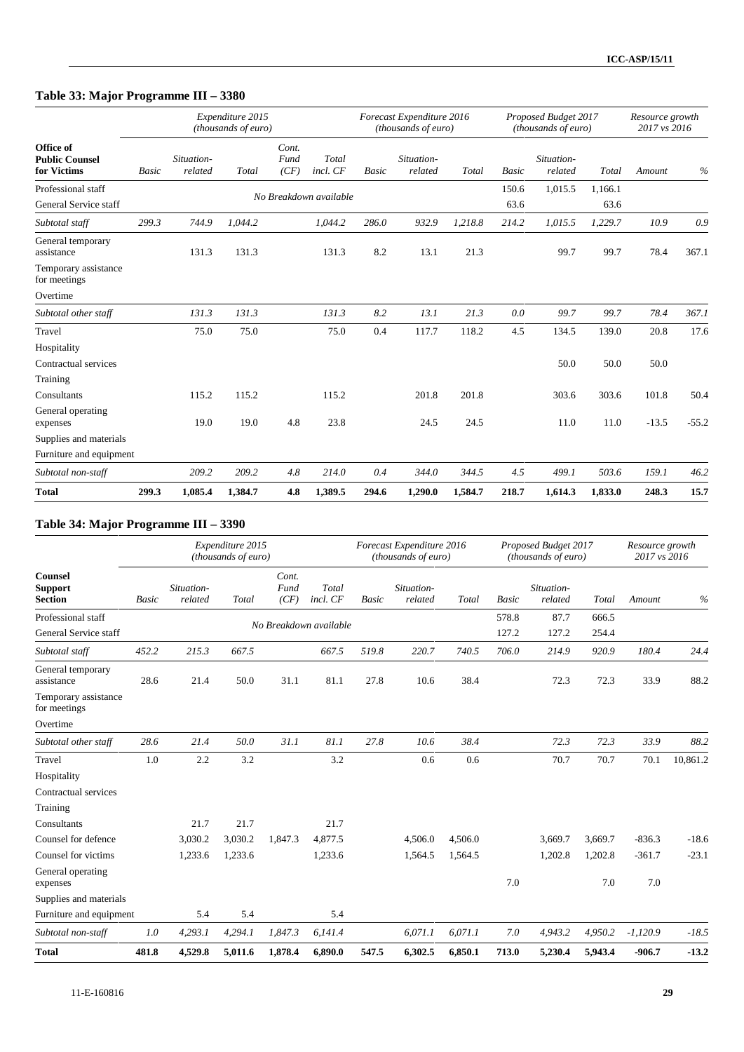## Table 33: Major Programme III – 3380

| Office of Public Counsel for Victims | Expenditure 2015 (thousands of euro) | | | | | Forecast Expenditure 2016 (thousands of euro) | | | Proposed Budget 2017 (thousands of euro) | | | Resource growth 2017 vs 2016 | |
|---|---|---|---|---|---|---|---|---|---|---|---|---|---|
| | *Basic* | *Situation-related* | *Total* | *Cont. Fund (CF)* | *Total incl. CF* | *Basic* | *Situation-related* | *Total* | *Basic* | *Situation-related* | *Total* | *Amount* | *%* |
| Professional staff | | | No Breakdown available | | | | | | 150.6 | 1,015.5 | 1,166.1 | | |
| General Service staff | | | | | | | | | 63.6 | | 63.6 | | |
| *Subtotal staff* | *299.3* | *744.9* | *1,044.2* | | *1,044.2* | *286.0* | *932.9* | *1,218.8* | *214.2* | *1,015.5* | *1,229.7* | *10.9* | *0.9* |
| General temporary assistance | | 131.3 | 131.3 | | 131.3 | 8.2 | 13.1 | 21.3 | | 99.7 | 99.7 | 78.4 | 367.1 |
| Temporary assistance for meetings | | | | | | | | | | | | | |
| Overtime | | | | | | | | | | | | | |
| *Subtotal other staff* | | *131.3* | *131.3* | | *131.3* | *8.2* | *13.1* | *21.3* | *0.0* | *99.7* | *99.7* | *78.4* | *367.1* |
| Travel | | 75.0 | 75.0 | | 75.0 | 0.4 | 117.7 | 118.2 | 4.5 | 134.5 | 139.0 | 20.8 | 17.6 |
| Hospitality | | | | | | | | | | | | | |
| Contractual services | | | | | | | | | | 50.0 | 50.0 | 50.0 | |
| Training | | | | | | | | | | | | | |
| Consultants | | 115.2 | 115.2 | | 115.2 | | 201.8 | 201.8 | | 303.6 | 303.6 | 101.8 | 50.4 |
| General operating expenses | | 19.0 | 19.0 | 4.8 | 23.8 | | 24.5 | 24.5 | | 11.0 | 11.0 | -13.5 | -55.2 |
| Supplies and materials | | | | | | | | | | | | | |
| Furniture and equipment | | | | | | | | | | | | | |
| *Subtotal non-staff* | | *209.2* | *209.2* | *4.8* | *214.0* | *0.4* | *344.0* | *344.5* | *4.5* | *499.1* | *503.6* | *159.1* | *46.2* |
| **Total** | **299.3** | **1,085.4** | **1,384.7** | **4.8** | **1,389.5** | **294.6** | **1,290.0** | **1,584.7** | **218.7** | **1,614.3** | **1,833.0** | **248.3** | **15.7** |

## Table 34: Major Programme III – 3390

| Counsel Support Section | Expenditure 2015 (thousands of euro) | | | | | Forecast Expenditure 2016 (thousands of euro) | | | Proposed Budget 2017 (thousands of euro) | | | Resource growth 2017 vs 2016 | |
|---|---|---|---|---|---|---|---|---|---|---|---|---|---|
| | *Basic* | *Situation-related* | *Total* | *Cont. Fund (CF)* | *Total incl. CF* | *Basic* | *Situation-related* | *Total* | *Basic* | *Situation-related* | *Total* | *Amount* | *%* |
| Professional staff | | | No Breakdown available | | | | | | 578.8 | 87.7 | 666.5 | | |
| General Service staff | | | | | | | | | 127.2 | 127.2 | 254.4 | | |
| *Subtotal staff* | *452.2* | *215.3* | *667.5* | | *667.5* | *519.8* | *220.7* | *740.5* | *706.0* | *214.9* | *920.9* | *180.4* | *24.4* |
| General temporary assistance | 28.6 | 21.4 | 50.0 | 31.1 | 81.1 | 27.8 | 10.6 | 38.4 | | 72.3 | 72.3 | 33.9 | 88.2 |
| Temporary assistance for meetings | | | | | | | | | | | | | |
| Overtime | | | | | | | | | | | | | |
| *Subtotal other staff* | *28.6* | *21.4* | *50.0* | *31.1* | *81.1* | *27.8* | *10.6* | *38.4* | | *72.3* | *72.3* | *33.9* | *88.2* |
| Travel | 1.0 | 2.2 | 3.2 | | 3.2 | | 0.6 | 0.6 | | 70.7 | 70.7 | 70.1 | 10,861.2 |
| Hospitality | | | | | | | | | | | | | |
| Contractual services | | | | | | | | | | | | | |
| Training | | | | | | | | | | | | | |
| Consultants | | 21.7 | 21.7 | | 21.7 | | | | | | | | |
| Counsel for defence | | 3,030.2 | 3,030.2 | 1,847.3 | 4,877.5 | | 4,506.0 | 4,506.0 | | 3,669.7 | 3,669.7 | -836.3 | -18.6 |
| Counsel for victims | | 1,233.6 | 1,233.6 | | 1,233.6 | | 1,564.5 | 1,564.5 | | 1,202.8 | 1,202.8 | -361.7 | -23.1 |
| General operating expenses | | | | | | | | | 7.0 | | 7.0 | 7.0 | |
| Supplies and materials | | | | | | | | | | | | | |
| Furniture and equipment | | 5.4 | 5.4 | | 5.4 | | | | | | | | |
| *Subtotal non-staff* | *1.0* | *4,293.1* | *4,294.1* | *1,847.3* | *6,141.4* | | *6,071.1* | *6,071.1* | *7.0* | *4,943.2* | *4,950.2* | *-1,120.9* | *-18.5* |
| **Total** | **481.8** | **4,529.8** | **5,011.6** | **1,878.4** | **6,890.0** | **547.5** | **6,302.5** | **6,850.1** | **713.0** | **5,230.4** | **5,943.4** | **-906.7** | **-13.2** |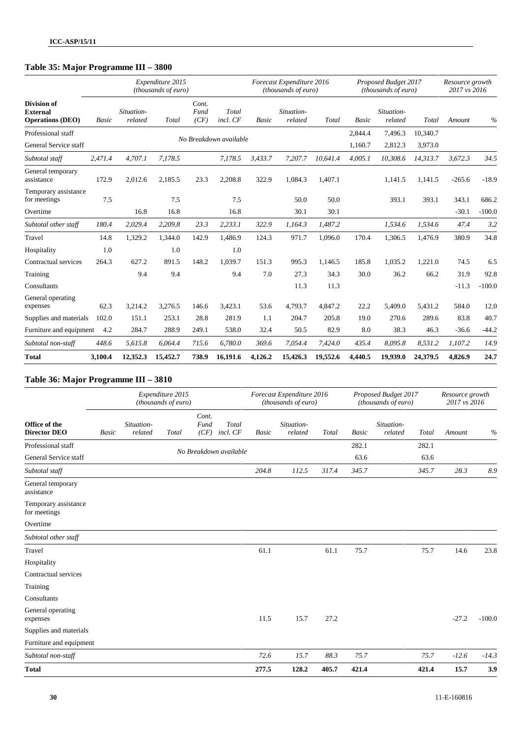## Table 35: Major Programme III – 3800

| Division of External Operations (DEO) | Expenditure 2015 (thousands of euro) | | | | | Forecast Expenditure 2016 (thousands of euro) | | | Proposed Budget 2017 (thousands of euro) | | | Resource growth 2017 vs 2016 | |
|---|---|---|---|---|---|---|---|---|---|---|---|---|---|
| | Basic | Situation-related | Total | Cont. Fund (CF) | Total incl. CF | Basic | Situation-related | Total | Basic | Situation-related | Total | Amount | % |
| Professional staff | No Breakdown available | | | | | | | | 2,844.4 | 7,496.3 | 10,340.7 | | |
| General Service staff | | | | | | | | | 1,160.7 | 2,812.3 | 3,973.0 | | |
| *Subtotal staff* | *2,471.4* | *4,707.1* | *7,178.5* | | *7,178.5* | *3,433.7* | *7,207.7* | *10,641.4* | *4,005.1* | *10,308.6* | *14,313.7* | *3,672.3* | *34.5* |
| General temporary assistance | 172.9 | 2,012.6 | 2,185.5 | 23.3 | 2,208.8 | 322.9 | 1,084.3 | 1,407.1 | | 1,141.5 | 1,141.5 | -265.6 | -18.9 |
| Temporary assistance for meetings | 7.5 | | 7.5 | | 7.5 | | 50.0 | 50.0 | | 393.1 | 393.1 | 343.1 | 686.2 |
| Overtime | | 16.8 | 16.8 | | 16.8 | | 30.1 | 30.1 | | | | -30.1 | -100.0 |
| *Subtotal other staff* | *180.4* | *2,029.4* | *2,209.8* | *23.3* | *2,233.1* | *322.9* | *1,164.3* | *1,487.2* | | *1,534.6* | *1,534.6* | *47.4* | *3.2* |
| Travel | 14.8 | 1,329.2 | 1,344.0 | 142.9 | 1,486.9 | 124.3 | 971.7 | 1,096.0 | 170.4 | 1,306.5 | 1,476.9 | 380.9 | 34.8 |
| Hospitality | 1.0 | | 1.0 | | 1.0 | | | | | | | | |
| Contractual services | 264.3 | 627.2 | 891.5 | 148.2 | 1,039.7 | 151.3 | 995.3 | 1,146.5 | 185.8 | 1,035.2 | 1,221.0 | 74.5 | 6.5 |
| Training | | 9.4 | 9.4 | | 9.4 | 7.0 | 27.3 | 34.3 | 30.0 | 36.2 | 66.2 | 31.9 | 92.8 |
| Consultants | | | | | | | 11.3 | 11.3 | | | | -11.3 | -100.0 |
| General operating expenses | 62.3 | 3,214.2 | 3,276.5 | 146.6 | 3,423.1 | 53.6 | 4,793.7 | 4,847.2 | 22.2 | 5,409.0 | 5,431.2 | 584.0 | 12.0 |
| Supplies and materials | 102.0 | 151.1 | 253.1 | 28.8 | 281.9 | 1.1 | 204.7 | 205.8 | 19.0 | 270.6 | 289.6 | 83.8 | 40.7 |
| Furniture and equipment | 4.2 | 284.7 | 288.9 | 249.1 | 538.0 | 32.4 | 50.5 | 82.9 | 8.0 | 38.3 | 46.3 | -36.6 | -44.2 |
| *Subtotal non-staff* | *448.6* | *5,615.8* | *6,064.4* | *715.6* | *6,780.0* | *369.6* | *7,054.4* | *7,424.0* | *435.4* | *8,095.8* | *8,531.2* | *1,107.2* | *14.9* |
| **Total** | **3,100.4** | **12,352.3** | **15,452.7** | **738.9** | **16,191.6** | **4,126.2** | **15,426.3** | **19,552.6** | **4,440.5** | **19,939.0** | **24,379.5** | **4,826.9** | **24.7** |

## Table 36: Major Programme III – 3810

| Office of the Director DEO | Expenditure 2015 (thousands of euro) | | | | | Forecast Expenditure 2016 (thousands of euro) | | | Proposed Budget 2017 (thousands of euro) | | | Resource growth 2017 vs 2016 | |
|---|---|---|---|---|---|---|---|---|---|---|---|---|---|
| | Basic | Situation-related | Total | Cont. Fund (CF) | Total incl. CF | Basic | Situation-related | Total | Basic | Situation-related | Total | Amount | % |
| Professional staff | No Breakdown available | | | | | | | | 282.1 | | 282.1 | | |
| General Service staff | | | | | | | | | 63.6 | | 63.6 | | |
| *Subtotal staff* | | | | | | *204.8* | *112.5* | *317.4* | *345.7* | | *345.7* | *28.3* | *8.9* |
| General temporary assistance | | | | | | | | | | | | | |
| Temporary assistance for meetings | | | | | | | | | | | | | |
| Overtime | | | | | | | | | | | | | |
| *Subtotal other staff* | | | | | | | | | | | | | |
| Travel | | | | | | 61.1 | | 61.1 | 75.7 | | 75.7 | 14.6 | 23.8 |
| Hospitality | | | | | | | | | | | | | |
| Contractual services | | | | | | | | | | | | | |
| Training | | | | | | | | | | | | | |
| Consultants | | | | | | | | | | | | | |
| General operating expenses | | | | | | 11.5 | 15.7 | 27.2 | | | | -27.2 | -100.0 |
| Supplies and materials | | | | | | | | | | | | | |
| Furniture and equipment | | | | | | | | | | | | | |
| *Subtotal non-staff* | | | | | | *72.6* | *15.7* | *88.3* | *75.7* | | *75.7* | *-12.6* | *-14.3* |
| **Total** | | | | | | **277.5** | **128.2** | **405.7** | **421.4** | | **421.4** | **15.7** | **3.9** |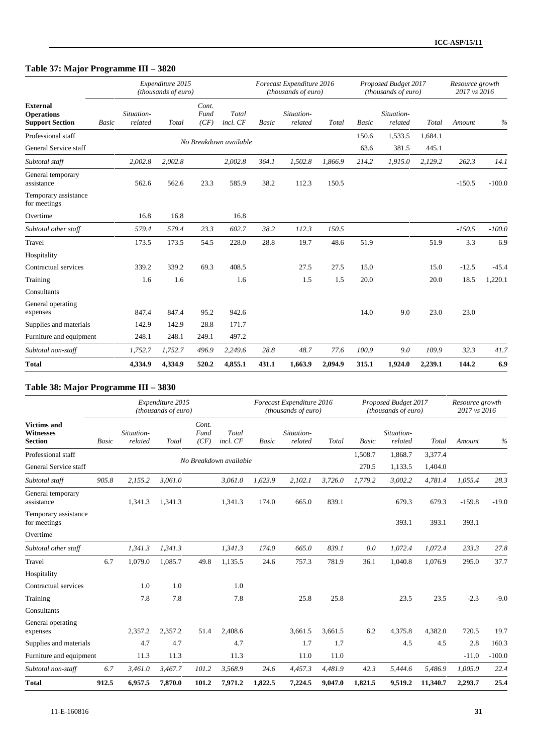## Table 37: Major Programme III – 3820

| External Operations Support Section | Expenditure 2015 (thousands of euro) | | | | | Forecast Expenditure 2016 (thousands of euro) | | | Proposed Budget 2017 (thousands of euro) | | | Resource growth 2017 vs 2016 | |
|---|---|---|---|---|---|---|---|---|---|---|---|---|---|
| | Basic | Situation-related | Total | Cont. Fund (CF) | Total incl. CF | Basic | Situation-related | Total | Basic | Situation-related | Total | Amount | % |
| Professional staff | No Breakdown available | | | | | | | | 150.6 | 1,533.5 | 1,684.1 | | |
| General Service staff | | | | | | | | | 63.6 | 381.5 | 445.1 | | |
| *Subtotal staff* | | *2,002.8* | *2,002.8* | | *2,002.8* | *364.1* | *1,502.8* | *1,866.9* | *214.2* | *1,915.0* | *2,129.2* | *262.3* | *14.1* |
| General temporary assistance | | 562.6 | 562.6 | 23.3 | 585.9 | 38.2 | 112.3 | 150.5 | | | | -150.5 | -100.0 |
| Temporary assistance for meetings | | | | | | | | | | | | | |
| Overtime | | 16.8 | 16.8 | | 16.8 | | | | | | | | |
| *Subtotal other staff* | | *579.4* | *579.4* | *23.3* | *602.7* | *38.2* | *112.3* | *150.5* | | | | *-150.5* | *-100.0* |
| Travel | | 173.5 | 173.5 | 54.5 | 228.0 | 28.8 | 19.7 | 48.6 | 51.9 | | 51.9 | 3.3 | 6.9 |
| Hospitality | | | | | | | | | | | | | |
| Contractual services | | 339.2 | 339.2 | 69.3 | 408.5 | | 27.5 | 27.5 | 15.0 | | 15.0 | -12.5 | -45.4 |
| Training | | 1.6 | 1.6 | | 1.6 | | 1.5 | 1.5 | 20.0 | | 20.0 | 18.5 | 1,220.1 |
| Consultants | | | | | | | | | | | | | |
| General operating expenses | | 847.4 | 847.4 | 95.2 | 942.6 | | | | 14.0 | 9.0 | 23.0 | 23.0 | |
| Supplies and materials | | 142.9 | 142.9 | 28.8 | 171.7 | | | | | | | | |
| Furniture and equipment | | 248.1 | 248.1 | 249.1 | 497.2 | | | | | | | | |
| *Subtotal non-staff* | | *1,752.7* | *1,752.7* | *496.9* | *2,249.6* | *28.8* | *48.7* | *77.6* | *100.9* | *9.0* | *109.9* | *32.3* | *41.7* |
| **Total** | | **4,334.9** | **4,334.9** | **520.2** | **4,855.1** | **431.1** | **1,663.9** | **2,094.9** | **315.1** | **1,924.0** | **2,239.1** | **144.2** | **6.9** |

## Table 38: Major Programme III – 3830

| Victims and Witnesses Section | Expenditure 2015 (thousands of euro) | | | | | Forecast Expenditure 2016 (thousands of euro) | | | Proposed Budget 2017 (thousands of euro) | | | Resource growth 2017 vs 2016 | |
|---|---|---|---|---|---|---|---|---|---|---|---|---|---|
| | Basic | Situation-related | Total | Cont. Fund (CF) | Total incl. CF | Basic | Situation-related | Total | Basic | Situation-related | Total | Amount | % |
| Professional staff | No Breakdown available | | | | | | | | 1,508.7 | 1,868.7 | 3,377.4 | | |
| General Service staff | | | | | | | | | 270.5 | 1,133.5 | 1,404.0 | | |
| *Subtotal staff* | *905.8* | *2,155.2* | *3,061.0* | | *3,061.0* | *1,623.9* | *2,102.1* | *3,726.0* | *1,779.2* | *3,002.2* | *4,781.4* | *1,055.4* | *28.3* |
| General temporary assistance | | 1,341.3 | 1,341.3 | | 1,341.3 | 174.0 | 665.0 | 839.1 | | 679.3 | 679.3 | -159.8 | -19.0 |
| Temporary assistance for meetings | | | | | | | | | | 393.1 | 393.1 | 393.1 | |
| Overtime | | | | | | | | | | | | | |
| *Subtotal other staff* | | *1,341.3* | *1,341.3* | | *1,341.3* | *174.0* | *665.0* | *839.1* | *0.0* | *1,072.4* | *1,072.4* | *233.3* | *27.8* |
| Travel | 6.7 | 1,079.0 | 1,085.7 | 49.8 | 1,135.5 | 24.6 | 757.3 | 781.9 | 36.1 | 1,040.8 | 1,076.9 | 295.0 | 37.7 |
| Hospitality | | | | | | | | | | | | | |
| Contractual services | | 1.0 | 1.0 | | 1.0 | | | | | | | | |
| Training | | 7.8 | 7.8 | | 7.8 | | 25.8 | 25.8 | | 23.5 | 23.5 | -2.3 | -9.0 |
| Consultants | | | | | | | | | | | | | |
| General operating expenses | | 2,357.2 | 2,357.2 | 51.4 | 2,408.6 | | 3,661.5 | 3,661.5 | 6.2 | 4,375.8 | 4,382.0 | 720.5 | 19.7 |
| Supplies and materials | | 4.7 | 4.7 | | 4.7 | | 1.7 | 1.7 | | 4.5 | 4.5 | 2.8 | 160.3 |
| Furniture and equipment | | 11.3 | 11.3 | | 11.3 | | 11.0 | 11.0 | | | | -11.0 | -100.0 |
| *Subtotal non-staff* | *6.7* | *3,461.0* | *3,467.7* | *101.2* | *3,568.9* | *24.6* | *4,457.3* | *4,481.9* | *42.3* | *5,444.6* | *5,486.9* | *1,005.0* | *22.4* |
| **Total** | **912.5** | **6,957.5** | **7,870.0** | **101.2** | **7,971.2** | **1,822.5** | **7,224.5** | **9,047.0** | **1,821.5** | **9,519.2** | **11,340.7** | **2,293.7** | **25.4** |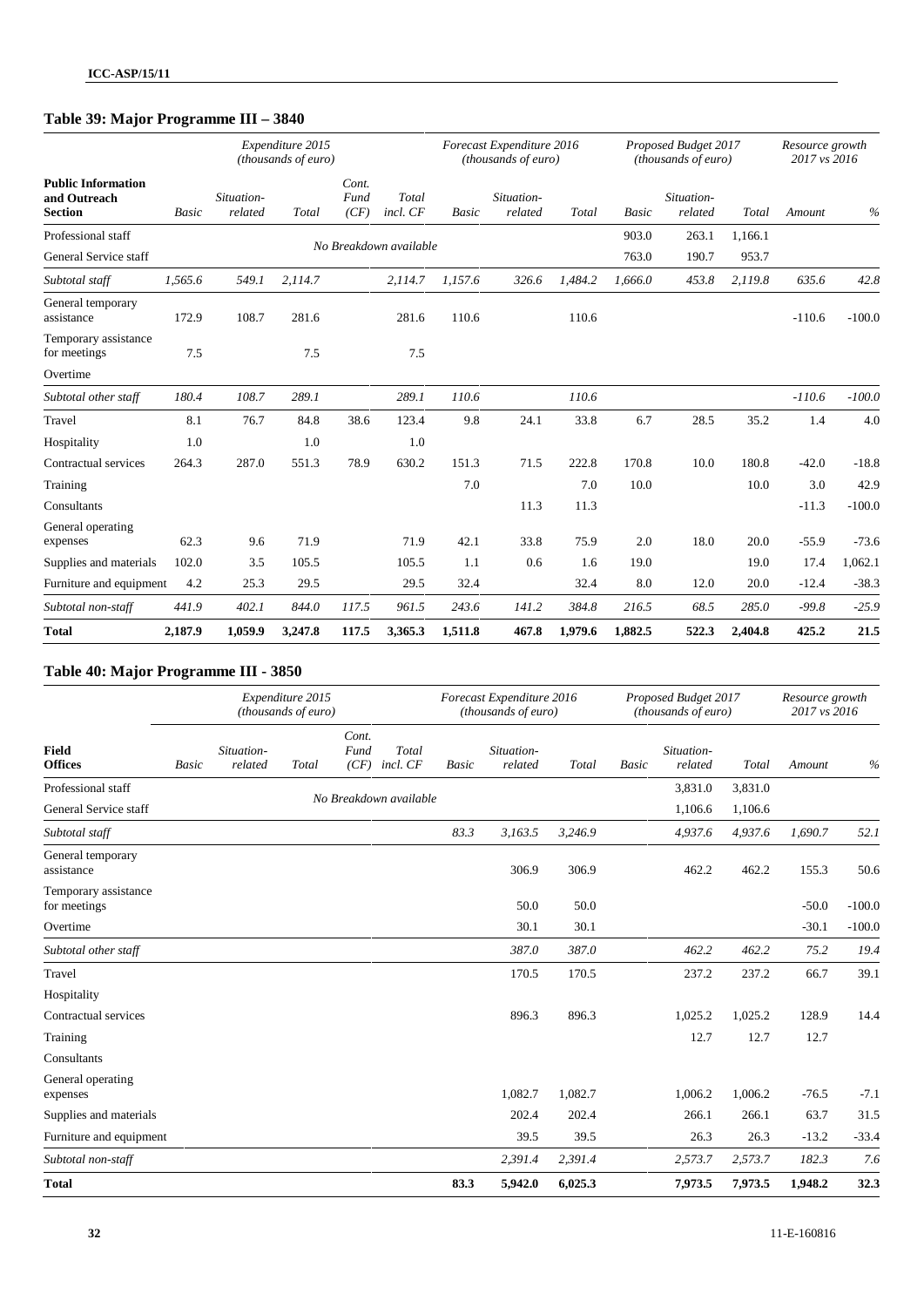## Table 39: Major Programme III – 3840

| Public Information and Outreach Section | Expenditure 2015 (thousands of euro) | | | | | Forecast Expenditure 2016 (thousands of euro) | | | Proposed Budget 2017 (thousands of euro) | | | Resource growth 2017 vs 2016 | |
|---|---|---|---|---|---|---|---|---|---|---|---|---|---|
| | *Basic* | *Situation-related* | *Total* | *Cont. Fund (CF)* | *Total incl. CF* | *Basic* | *Situation-related* | *Total* | *Basic* | *Situation-related* | *Total* | *Amount* | *%* |
| Professional staff | *No Breakdown available* | | | | | | | | 903.0 | 263.1 | 1,166.1 | | |
| General Service staff | | | | | | | | | 763.0 | 190.7 | 953.7 | | |
| *Subtotal staff* | *1,565.6* | *549.1* | *2,114.7* | | *2,114.7* | *1,157.6* | *326.6* | *1,484.2* | *1,666.0* | *453.8* | *2,119.8* | *635.6* | *42.8* |
| General temporary assistance | 172.9 | 108.7 | 281.6 | | 281.6 | 110.6 | | 110.6 | | | | -110.6 | -100.0 |
| Temporary assistance for meetings | 7.5 | | 7.5 | | 7.5 | | | | | | | | |
| Overtime | | | | | | | | | | | | | |
| *Subtotal other staff* | *180.4* | *108.7* | *289.1* | | *289.1* | *110.6* | | *110.6* | | | | *-110.6* | *-100.0* |
| Travel | 8.1 | 76.7 | 84.8 | 38.6 | 123.4 | 9.8 | 24.1 | 33.8 | 6.7 | 28.5 | 35.2 | 1.4 | 4.0 |
| Hospitality | 1.0 | | 1.0 | | 1.0 | | | | | | | | |
| Contractual services | 264.3 | 287.0 | 551.3 | 78.9 | 630.2 | 151.3 | 71.5 | 222.8 | 170.8 | 10.0 | 180.8 | -42.0 | -18.8 |
| Training | | | | | | 7.0 | | 7.0 | 10.0 | | 10.0 | 3.0 | 42.9 |
| Consultants | | | | | | | 11.3 | 11.3 | | | | -11.3 | -100.0 |
| General operating expenses | 62.3 | 9.6 | 71.9 | | 71.9 | 42.1 | 33.8 | 75.9 | 2.0 | 18.0 | 20.0 | -55.9 | -73.6 |
| Supplies and materials | 102.0 | 3.5 | 105.5 | | 105.5 | 1.1 | 0.6 | 1.6 | 19.0 | | 19.0 | 17.4 | 1,062.1 |
| Furniture and equipment | 4.2 | 25.3 | 29.5 | | 29.5 | 32.4 | | 32.4 | 8.0 | 12.0 | 20.0 | -12.4 | -38.3 |
| *Subtotal non-staff* | *441.9* | *402.1* | *844.0* | *117.5* | *961.5* | *243.6* | *141.2* | *384.8* | *216.5* | *68.5* | *285.0* | *-99.8* | *-25.9* |
| **Total** | **2,187.9** | **1,059.9** | **3,247.8** | **117.5** | **3,365.3** | **1,511.8** | **467.8** | **1,979.6** | **1,882.5** | **522.3** | **2,404.8** | **425.2** | **21.5** |

## Table 40: Major Programme III - 3850

| Field Offices | Expenditure 2015 (thousands of euro) | | | | | Forecast Expenditure 2016 (thousands of euro) | | | Proposed Budget 2017 (thousands of euro) | | | Resource growth 2017 vs 2016 | |
|---|---|---|---|---|---|---|---|---|---|---|---|---|---|
| | *Basic* | *Situation-related* | *Total* | *Cont. Fund (CF)* | *Total incl. CF* | *Basic* | *Situation-related* | *Total* | *Basic* | *Situation-related* | *Total* | *Amount* | *%* |
| Professional staff | *No Breakdown available* | | | | | | | | | 3,831.0 | 3,831.0 | | |
| General Service staff | | | | | | | | | | 1,106.6 | 1,106.6 | | |
| *Subtotal staff* | | | | | | *83.3* | *3,163.5* | *3,246.9* | | *4,937.6* | *4,937.6* | *1,690.7* | *52.1* |
| General temporary assistance | | | | | | | 306.9 | 306.9 | | 462.2 | 462.2 | 155.3 | 50.6 |
| Temporary assistance for meetings | | | | | | | 50.0 | 50.0 | | | | -50.0 | -100.0 |
| Overtime | | | | | | | 30.1 | 30.1 | | | | -30.1 | -100.0 |
| *Subtotal other staff* | | | | | | | *387.0* | *387.0* | | *462.2* | *462.2* | *75.2* | *19.4* |
| Travel | | | | | | | 170.5 | 170.5 | | 237.2 | 237.2 | 66.7 | 39.1 |
| Hospitality | | | | | | | | | | | | | |
| Contractual services | | | | | | | 896.3 | 896.3 | | 1,025.2 | 1,025.2 | 128.9 | 14.4 |
| Training | | | | | | | | | | 12.7 | 12.7 | 12.7 | |
| Consultants | | | | | | | | | | | | | |
| General operating expenses | | | | | | | 1,082.7 | 1,082.7 | | 1,006.2 | 1,006.2 | -76.5 | -7.1 |
| Supplies and materials | | | | | | | 202.4 | 202.4 | | 266.1 | 266.1 | 63.7 | 31.5 |
| Furniture and equipment | | | | | | | 39.5 | 39.5 | | 26.3 | 26.3 | -13.2 | -33.4 |
| *Subtotal non-staff* | | | | | | | *2,391.4* | *2,391.4* | | *2,573.7* | *2,573.7* | *182.3* | *7.6* |
| **Total** | | | | | | **83.3** | **5,942.0** | **6,025.3** | | **7,973.5** | **7,973.5** | **1,948.2** | **32.3** |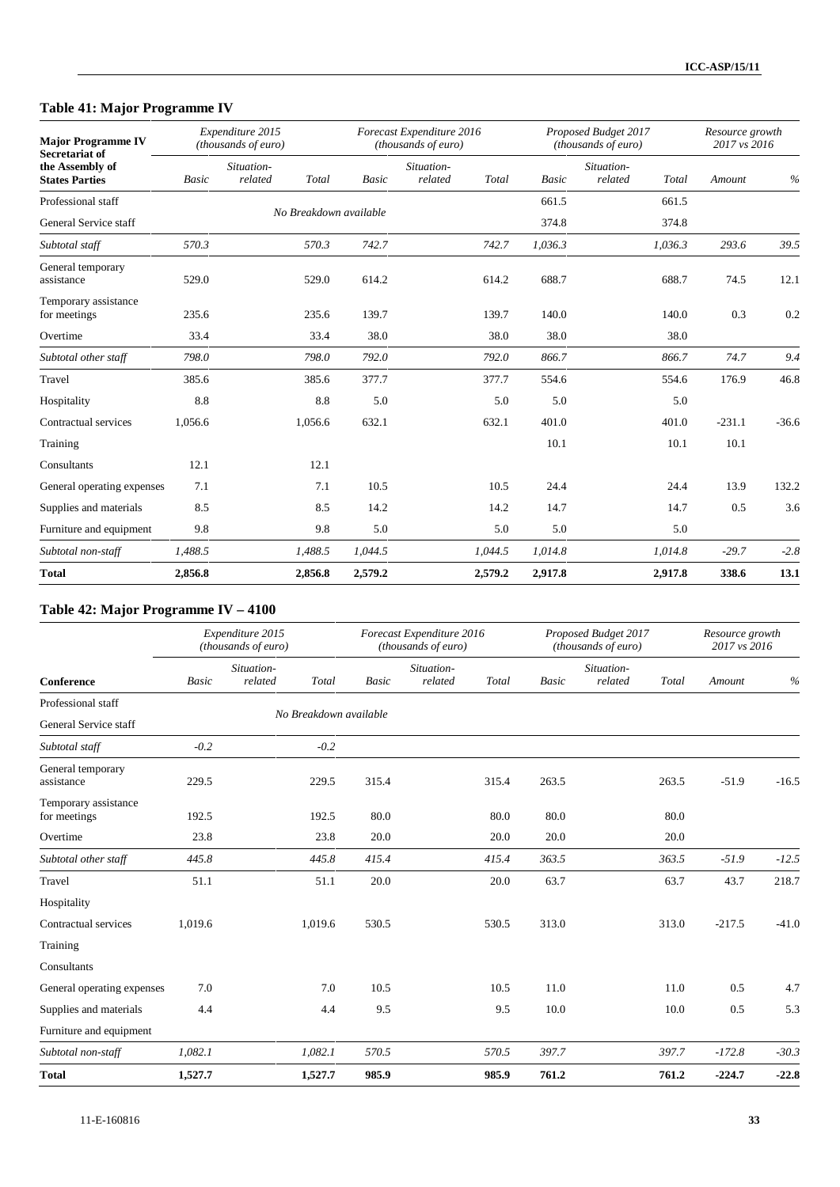## Table 41: Major Programme IV

| Major Programme IV Secretariat of the Assembly of States Parties | Expenditure 2015 (thousands of euro) | | | Forecast Expenditure 2016 (thousands of euro) | | | Proposed Budget 2017 (thousands of euro) | | | Resource growth 2017 vs 2016 | |
|---|---|---|---|---|---|---|---|---|---|---|---|
| | Basic | Situation-related | Total | Basic | Situation-related | Total | Basic | Situation-related | Total | Amount | % |
| Professional staff | | No Breakdown available | | | | | 661.5 | | 661.5 | | |
| General Service staff | | | | | | | 374.8 | | 374.8 | | |
| *Subtotal staff* | *570.3* | | *570.3* | *742.7* | | *742.7* | *1,036.3* | | *1,036.3* | *293.6* | *39.5* |
| General temporary assistance | 529.0 | | 529.0 | 614.2 | | 614.2 | 688.7 | | 688.7 | 74.5 | 12.1 |
| Temporary assistance for meetings | 235.6 | | 235.6 | 139.7 | | 139.7 | 140.0 | | 140.0 | 0.3 | 0.2 |
| Overtime | 33.4 | | 33.4 | 38.0 | | 38.0 | 38.0 | | 38.0 | | |
| *Subtotal other staff* | *798.0* | | *798.0* | *792.0* | | *792.0* | *866.7* | | *866.7* | *74.7* | *9.4* |
| Travel | 385.6 | | 385.6 | 377.7 | | 377.7 | 554.6 | | 554.6 | 176.9 | 46.8 |
| Hospitality | 8.8 | | 8.8 | 5.0 | | 5.0 | 5.0 | | 5.0 | | |
| Contractual services | 1,056.6 | | 1,056.6 | 632.1 | | 632.1 | 401.0 | | 401.0 | -231.1 | -36.6 |
| Training | | | | | | | 10.1 | | 10.1 | 10.1 | |
| Consultants | 12.1 | | 12.1 | | | | | | | | |
| General operating expenses | 7.1 | | 7.1 | 10.5 | | 10.5 | 24.4 | | 24.4 | 13.9 | 132.2 |
| Supplies and materials | 8.5 | | 8.5 | 14.2 | | 14.2 | 14.7 | | 14.7 | 0.5 | 3.6 |
| Furniture and equipment | 9.8 | | 9.8 | 5.0 | | 5.0 | 5.0 | | 5.0 | | |
| *Subtotal non-staff* | *1,488.5* | | *1,488.5* | *1,044.5* | | *1,044.5* | *1,014.8* | | *1,014.8* | *-29.7* | *-2.8* |
| **Total** | **2,856.8** | | **2,856.8** | **2,579.2** | | **2,579.2** | **2,917.8** | | **2,917.8** | **338.6** | **13.1** |

## Table 42: Major Programme IV – 4100

| Conference | Expenditure 2015 (thousands of euro) | | | Forecast Expenditure 2016 (thousands of euro) | | | Proposed Budget 2017 (thousands of euro) | | | Resource growth 2017 vs 2016 | |
|---|---|---|---|---|---|---|---|---|---|---|---|
| | Basic | Situation-related | Total | Basic | Situation-related | Total | Basic | Situation-related | Total | Amount | % |
| Professional staff | | No Breakdown available | | | | | | | | | |
| General Service staff | | | | | | | | | | | |
| *Subtotal staff* | *-0.2* | | *-0.2* | | | | | | | | |
| General temporary assistance | 229.5 | | 229.5 | 315.4 | | 315.4 | 263.5 | | 263.5 | -51.9 | -16.5 |
| Temporary assistance for meetings | 192.5 | | 192.5 | 80.0 | | 80.0 | 80.0 | | 80.0 | | |
| Overtime | 23.8 | | 23.8 | 20.0 | | 20.0 | 20.0 | | 20.0 | | |
| *Subtotal other staff* | *445.8* | | *445.8* | *415.4* | | *415.4* | *363.5* | | *363.5* | *-51.9* | *-12.5* |
| Travel | 51.1 | | 51.1 | 20.0 | | 20.0 | 63.7 | | 63.7 | 43.7 | 218.7 |
| Hospitality | | | | | | | | | | | |
| Contractual services | 1,019.6 | | 1,019.6 | 530.5 | | 530.5 | 313.0 | | 313.0 | -217.5 | -41.0 |
| Training | | | | | | | | | | | |
| Consultants | | | | | | | | | | | |
| General operating expenses | 7.0 | | 7.0 | 10.5 | | 10.5 | 11.0 | | 11.0 | 0.5 | 4.7 |
| Supplies and materials | 4.4 | | 4.4 | 9.5 | | 9.5 | 10.0 | | 10.0 | 0.5 | 5.3 |
| Furniture and equipment | | | | | | | | | | | |
| *Subtotal non-staff* | *1,082.1* | | *1,082.1* | *570.5* | | *570.5* | *397.7* | | *397.7* | *-172.8* | *-30.3* |
| **Total** | **1,527.7** | | **1,527.7** | **985.9** | | **985.9** | **761.2** | | **761.2** | **-224.7** | **-22.8** |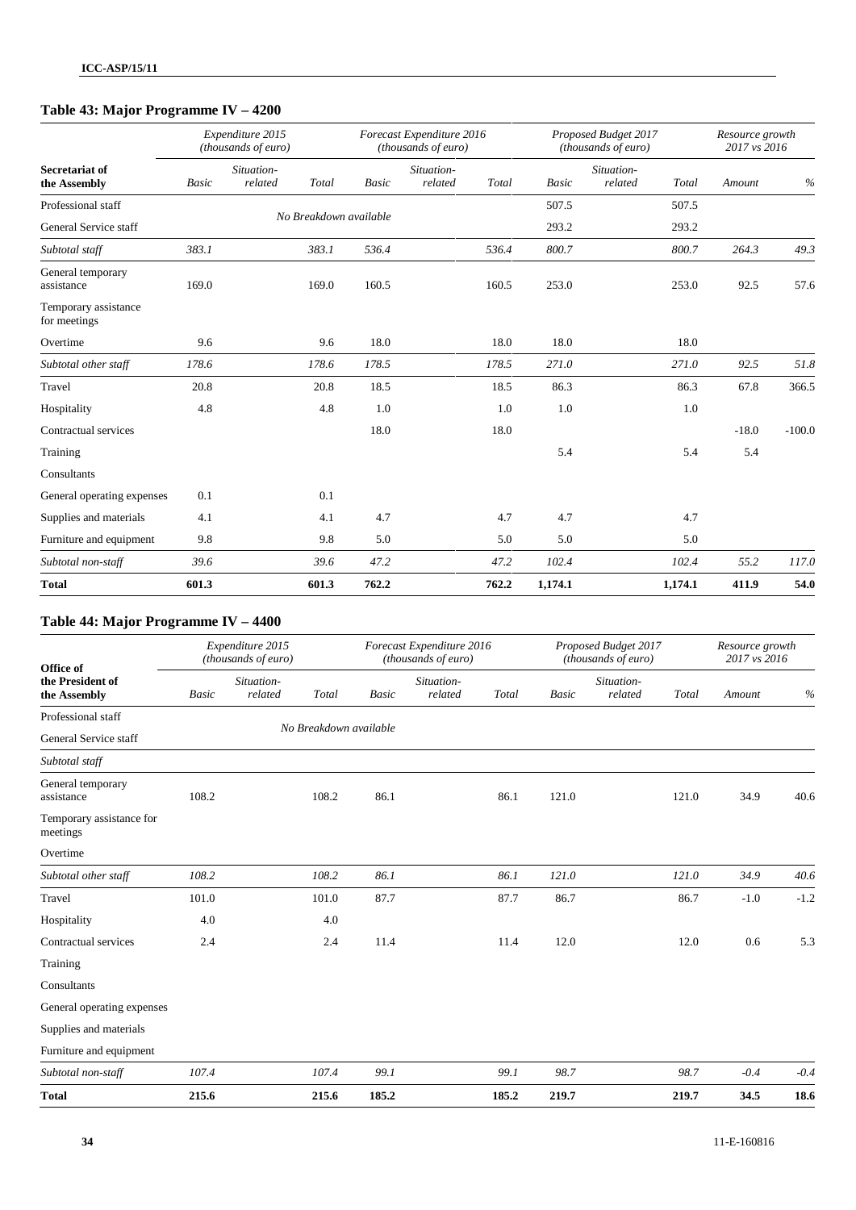## Table 43: Major Programme IV – 4200

| Secretariat of the Assembly | Expenditure 2015 (thousands of euro) | | | Forecast Expenditure 2016 (thousands of euro) | | | Proposed Budget 2017 (thousands of euro) | | | Resource growth 2017 vs 2016 | |
|---|---|---|---|---|---|---|---|---|---|---|---|
| | *Basic* | *Situation-related* | *Total* | *Basic* | *Situation-related* | *Total* | *Basic* | *Situation-related* | *Total* | *Amount* | *%* |
| Professional staff | | | No Breakdown available | | | | 507.5 | | 507.5 | | |
| General Service staff | | | | | | | 293.2 | | 293.2 | | |
| *Subtotal staff* | *383.1* | | *383.1* | *536.4* | | *536.4* | *800.7* | | *800.7* | *264.3* | *49.3* |
| General temporary assistance | 169.0 | | 169.0 | 160.5 | | 160.5 | 253.0 | | 253.0 | 92.5 | 57.6 |
| Temporary assistance for meetings | | | | | | | | | | | |
| Overtime | 9.6 | | 9.6 | 18.0 | | 18.0 | 18.0 | | 18.0 | | |
| *Subtotal other staff* | *178.6* | | *178.6* | *178.5* | | *178.5* | *271.0* | | *271.0* | *92.5* | *51.8* |
| Travel | 20.8 | | 20.8 | 18.5 | | 18.5 | 86.3 | | 86.3 | 67.8 | 366.5 |
| Hospitality | 4.8 | | 4.8 | 1.0 | | 1.0 | 1.0 | | 1.0 | | |
| Contractual services | | | | 18.0 | | 18.0 | | | | -18.0 | -100.0 |
| Training | | | | | | | 5.4 | | 5.4 | 5.4 | |
| Consultants | | | | | | | | | | | |
| General operating expenses | 0.1 | | 0.1 | | | | | | | | |
| Supplies and materials | 4.1 | | 4.1 | 4.7 | | 4.7 | 4.7 | | 4.7 | | |
| Furniture and equipment | 9.8 | | 9.8 | 5.0 | | 5.0 | 5.0 | | 5.0 | | |
| *Subtotal non-staff* | *39.6* | | *39.6* | *47.2* | | *47.2* | *102.4* | | *102.4* | *55.2* | *117.0* |
| **Total** | **601.3** | | **601.3** | **762.2** | | **762.2** | **1,174.1** | | **1,174.1** | **411.9** | **54.0** |

## Table 44: Major Programme IV – 4400

| Office of the President of the Assembly | Expenditure 2015 (thousands of euro) | | | Forecast Expenditure 2016 (thousands of euro) | | | Proposed Budget 2017 (thousands of euro) | | | Resource growth 2017 vs 2016 | |
|---|---|---|---|---|---|---|---|---|---|---|---|
| | *Basic* | *Situation-related* | *Total* | *Basic* | *Situation-related* | *Total* | *Basic* | *Situation-related* | *Total* | *Amount* | *%* |
| Professional staff | | | No Breakdown available | | | | | | | | |
| General Service staff | | | | | | | | | | | |
| *Subtotal staff* | | | | | | | | | | | |
| General temporary assistance | 108.2 | | 108.2 | 86.1 | | 86.1 | 121.0 | | 121.0 | 34.9 | 40.6 |
| Temporary assistance for meetings | | | | | | | | | | | |
| Overtime | | | | | | | | | | | |
| *Subtotal other staff* | *108.2* | | *108.2* | *86.1* | | *86.1* | *121.0* | | *121.0* | *34.9* | *40.6* |
| Travel | 101.0 | | 101.0 | 87.7 | | 87.7 | 86.7 | | 86.7 | -1.0 | -1.2 |
| Hospitality | 4.0 | | 4.0 | | | | | | | | |
| Contractual services | 2.4 | | 2.4 | 11.4 | | 11.4 | 12.0 | | 12.0 | 0.6 | 5.3 |
| Training | | | | | | | | | | | |
| Consultants | | | | | | | | | | | |
| General operating expenses | | | | | | | | | | | |
| Supplies and materials | | | | | | | | | | | |
| Furniture and equipment | | | | | | | | | | | |
| *Subtotal non-staff* | *107.4* | | *107.4* | *99.1* | | *99.1* | *98.7* | | *98.7* | *-0.4* | *-0.4* |
| **Total** | **215.6** | | **215.6** | **185.2** | | **185.2** | **219.7** | | **219.7** | **34.5** | **18.6** |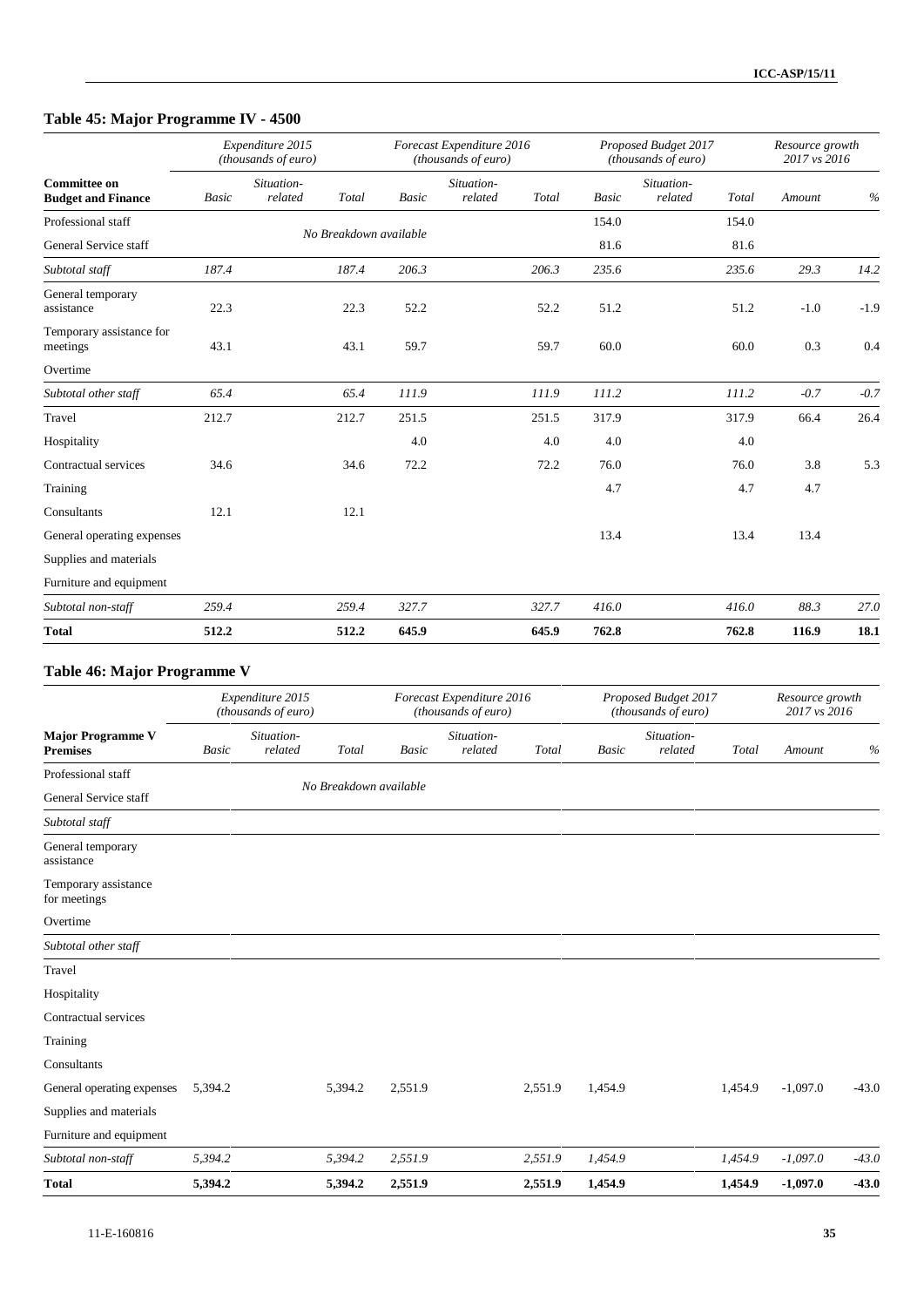## Table 45: Major Programme IV - 4500

| Committee on Budget and Finance | Expenditure 2015 (thousands of euro) | | | Forecast Expenditure 2016 (thousands of euro) | | | Proposed Budget 2017 (thousands of euro) | | | Resource growth 2017 vs 2016 | |
|---|---|---|---|---|---|---|---|---|---|---|---|
| | *Basic* | *Situation-related* | *Total* | *Basic* | *Situation-related* | *Total* | *Basic* | *Situation-related* | *Total* | *Amount* | *%* |
| Professional staff | | | No Breakdown available | | | | 154.0 | | 154.0 | | |
| General Service staff | | | | | | | 81.6 | | 81.6 | | |
| *Subtotal staff* | *187.4* | | *187.4* | *206.3* | | *206.3* | *235.6* | | *235.6* | *29.3* | *14.2* |
| General temporary assistance | 22.3 | | 22.3 | 52.2 | | 52.2 | 51.2 | | 51.2 | -1.0 | -1.9 |
| Temporary assistance for meetings | 43.1 | | 43.1 | 59.7 | | 59.7 | 60.0 | | 60.0 | 0.3 | 0.4 |
| Overtime | | | | | | | | | | | |
| *Subtotal other staff* | *65.4* | | *65.4* | *111.9* | | *111.9* | *111.2* | | *111.2* | *-0.7* | *-0.7* |
| Travel | 212.7 | | 212.7 | 251.5 | | 251.5 | 317.9 | | 317.9 | 66.4 | 26.4 |
| Hospitality | | | | 4.0 | | 4.0 | 4.0 | | 4.0 | | |
| Contractual services | 34.6 | | 34.6 | 72.2 | | 72.2 | 76.0 | | 76.0 | 3.8 | 5.3 |
| Training | | | | | | | 4.7 | | 4.7 | 4.7 | |
| Consultants | 12.1 | | 12.1 | | | | | | | | |
| General operating expenses | | | | | | | 13.4 | | 13.4 | 13.4 | |
| Supplies and materials | | | | | | | | | | | |
| Furniture and equipment | | | | | | | | | | | |
| *Subtotal non-staff* | *259.4* | | *259.4* | *327.7* | | *327.7* | *416.0* | | *416.0* | *88.3* | *27.0* |
| **Total** | **512.2** | | **512.2** | **645.9** | | **645.9** | **762.8** | | **762.8** | **116.9** | **18.1** |

## Table 46: Major Programme V

| Major Programme V Premises | Expenditure 2015 (thousands of euro) | | | Forecast Expenditure 2016 (thousands of euro) | | | Proposed Budget 2017 (thousands of euro) | | | Resource growth 2017 vs 2016 | |
|---|---|---|---|---|---|---|---|---|---|---|---|
| | *Basic* | *Situation-related* | *Total* | *Basic* | *Situation-related* | *Total* | *Basic* | *Situation-related* | *Total* | *Amount* | *%* |
| Professional staff | | | No Breakdown available | | | | | | | | |
| General Service staff | | | | | | | | | | | |
| *Subtotal staff* | | | | | | | | | | | |
| General temporary assistance | | | | | | | | | | | |
| Temporary assistance for meetings | | | | | | | | | | | |
| Overtime | | | | | | | | | | | |
| *Subtotal other staff* | | | | | | | | | | | |
| Travel | | | | | | | | | | | |
| Hospitality | | | | | | | | | | | |
| Contractual services | | | | | | | | | | | |
| Training | | | | | | | | | | | |
| Consultants | | | | | | | | | | | |
| General operating expenses | 5,394.2 | | 5,394.2 | 2,551.9 | | 2,551.9 | 1,454.9 | | 1,454.9 | -1,097.0 | -43.0 |
| Supplies and materials | | | | | | | | | | | |
| Furniture and equipment | | | | | | | | | | | |
| *Subtotal non-staff* | *5,394.2* | | *5,394.2* | *2,551.9* | | *2,551.9* | *1,454.9* | | *1,454.9* | *-1,097.0* | *-43.0* |
| **Total** | **5,394.2** | | **5,394.2** | **2,551.9** | | **2,551.9** | **1,454.9** | | **1,454.9** | **-1,097.0** | **-43.0** |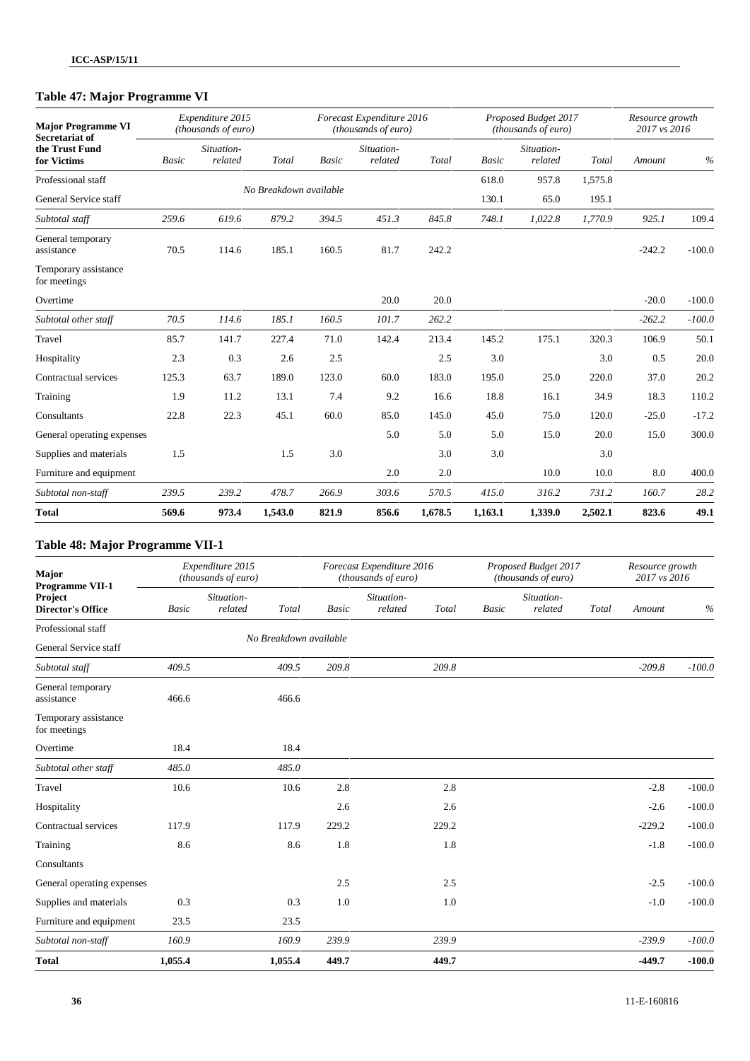## Table 47: Major Programme VI

| Major Programme VI Secretariat of the Trust Fund for Victims | Expenditure 2015 (thousands of euro) | | | Forecast Expenditure 2016 (thousands of euro) | | | Proposed Budget 2017 (thousands of euro) | | | Resource growth 2017 vs 2016 | |
|---|---|---|---|---|---|---|---|---|---|---|---|
| | *Basic* | *Situation-related* | *Total* | *Basic* | *Situation-related* | *Total* | *Basic* | *Situation-related* | *Total* | *Amount* | *%* |
| Professional staff | | | | | | | 618.0 | 957.8 | 1,575.8 | | |
| General Service staff | | | No Breakdown available | | | | 130.1 | 65.0 | 195.1 | | |
| *Subtotal staff* | *259.6* | *619.6* | *879.2* | *394.5* | *451.3* | *845.8* | *748.1* | *1,022.8* | *1,770.9* | *925.1* | *109.4* |
| General temporary assistance | 70.5 | 114.6 | 185.1 | 160.5 | 81.7 | 242.2 | | | | -242.2 | -100.0 |
| Temporary assistance for meetings | | | | | | | | | | | |
| Overtime | | | | | 20.0 | 20.0 | | | | -20.0 | -100.0 |
| *Subtotal other staff* | *70.5* | *114.6* | *185.1* | *160.5* | *101.7* | *262.2* | | | | *-262.2* | *-100.0* |
| Travel | 85.7 | 141.7 | 227.4 | 71.0 | 142.4 | 213.4 | 145.2 | 175.1 | 320.3 | 106.9 | 50.1 |
| Hospitality | 2.3 | 0.3 | 2.6 | 2.5 | | 2.5 | 3.0 | | 3.0 | 0.5 | 20.0 |
| Contractual services | 125.3 | 63.7 | 189.0 | 123.0 | 60.0 | 183.0 | 195.0 | 25.0 | 220.0 | 37.0 | 20.2 |
| Training | 1.9 | 11.2 | 13.1 | 7.4 | 9.2 | 16.6 | 18.8 | 16.1 | 34.9 | 18.3 | 110.2 |
| Consultants | 22.8 | 22.3 | 45.1 | 60.0 | 85.0 | 145.0 | 45.0 | 75.0 | 120.0 | -25.0 | -17.2 |
| General operating expenses | | | | | 5.0 | 5.0 | 5.0 | 15.0 | 20.0 | 15.0 | 300.0 |
| Supplies and materials | 1.5 | | 1.5 | 3.0 | | 3.0 | 3.0 | | 3.0 | | |
| Furniture and equipment | | | | | 2.0 | 2.0 | | 10.0 | 10.0 | 8.0 | 400.0 |
| *Subtotal non-staff* | *239.5* | *239.2* | *478.7* | *266.9* | *303.6* | *570.5* | *415.0* | *316.2* | *731.2* | *160.7* | *28.2* |
| **Total** | **569.6** | **973.4** | **1,543.0** | **821.9** | **856.6** | **1,678.5** | **1,163.1** | **1,339.0** | **2,502.1** | **823.6** | **49.1** |

## Table 48: Major Programme VII-1

| Major Programme VII-1 Project Director's Office | Expenditure 2015 (thousands of euro) | | | Forecast Expenditure 2016 (thousands of euro) | | | Proposed Budget 2017 (thousands of euro) | | | Resource growth 2017 vs 2016 | |
|---|---|---|---|---|---|---|---|---|---|---|---|
| | *Basic* | *Situation-related* | *Total* | *Basic* | *Situation-related* | *Total* | *Basic* | *Situation-related* | *Total* | *Amount* | *%* |
| Professional staff | | | | | | | | | | | |
| General Service staff | | | No Breakdown available | | | | | | | | |
| *Subtotal staff* | *409.5* | | *409.5* | *209.8* | | *209.8* | | | | *-209.8* | *-100.0* |
| General temporary assistance | 466.6 | | 466.6 | | | | | | | | |
| Temporary assistance for meetings | | | | | | | | | | | |
| Overtime | 18.4 | | 18.4 | | | | | | | | |
| *Subtotal other staff* | *485.0* | | *485.0* | | | | | | | | |
| Travel | 10.6 | | 10.6 | 2.8 | | 2.8 | | | | -2.8 | -100.0 |
| Hospitality | | | | 2.6 | | 2.6 | | | | -2.6 | -100.0 |
| Contractual services | 117.9 | | 117.9 | 229.2 | | 229.2 | | | | -229.2 | -100.0 |
| Training | 8.6 | | 8.6 | 1.8 | | 1.8 | | | | -1.8 | -100.0 |
| Consultants | | | | | | | | | | | |
| General operating expenses | | | | 2.5 | | 2.5 | | | | -2.5 | -100.0 |
| Supplies and materials | 0.3 | | 0.3 | 1.0 | | 1.0 | | | | -1.0 | -100.0 |
| Furniture and equipment | 23.5 | | 23.5 | | | | | | | | |
| *Subtotal non-staff* | *160.9* | | *160.9* | *239.9* | | *239.9* | | | | *-239.9* | *-100.0* |
| **Total** | **1,055.4** | | **1,055.4** | **449.7** | | **449.7** | | | | **-449.7** | **-100.0** |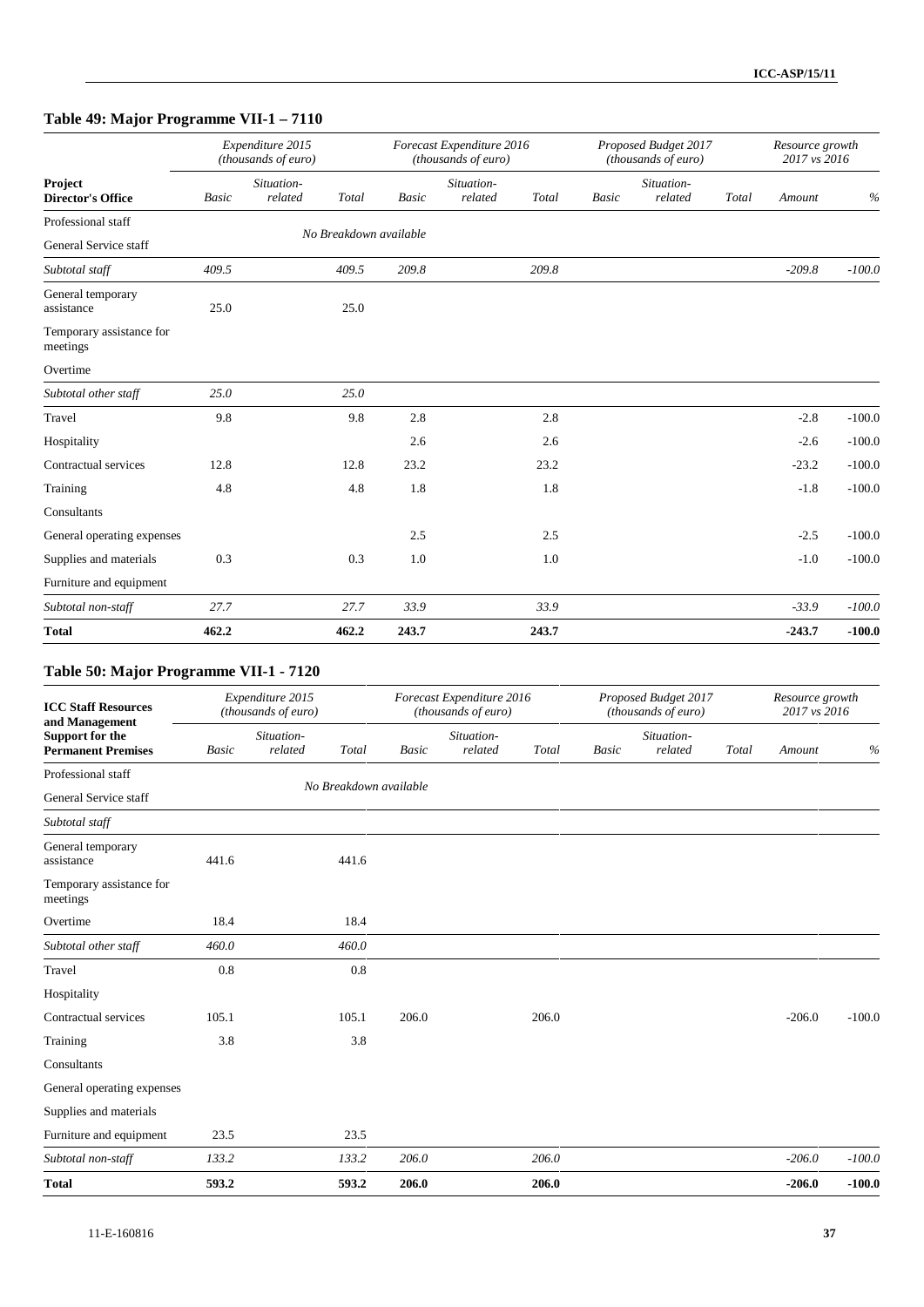## Table 49: Major Programme VII-1 – 7110

| Project Director's Office | Expenditure 2015 (thousands of euro) | | | Forecast Expenditure 2016 (thousands of euro) | | | Proposed Budget 2017 (thousands of euro) | | | Resource growth 2017 vs 2016 | |
|---|---|---|---|---|---|---|---|---|---|---|---|
| | *Basic* | *Situation-related* | *Total* | *Basic* | *Situation-related* | *Total* | *Basic* | *Situation-related* | *Total* | *Amount* | *%* |
| Professional staff | | | No Breakdown available | | | | | | | | |
| General Service staff | | | | | | | | | | | |
| *Subtotal staff* | *409.5* | | *409.5* | *209.8* | | *209.8* | | | | *-209.8* | *-100.0* |
| General temporary assistance | 25.0 | | 25.0 | | | | | | | | |
| Temporary assistance for meetings | | | | | | | | | | | |
| Overtime | | | | | | | | | | | |
| *Subtotal other staff* | *25.0* | | *25.0* | | | | | | | | |
| Travel | 9.8 | | 9.8 | 2.8 | | 2.8 | | | | -2.8 | -100.0 |
| Hospitality | | | | 2.6 | | 2.6 | | | | -2.6 | -100.0 |
| Contractual services | 12.8 | | 12.8 | 23.2 | | 23.2 | | | | -23.2 | -100.0 |
| Training | 4.8 | | 4.8 | 1.8 | | 1.8 | | | | -1.8 | -100.0 |
| Consultants | | | | | | | | | | | |
| General operating expenses | | | | 2.5 | | 2.5 | | | | -2.5 | -100.0 |
| Supplies and materials | 0.3 | | 0.3 | 1.0 | | 1.0 | | | | -1.0 | -100.0 |
| Furniture and equipment | | | | | | | | | | | |
| *Subtotal non-staff* | *27.7* | | *27.7* | *33.9* | | *33.9* | | | | *-33.9* | *-100.0* |
| **Total** | **462.2** | | **462.2** | **243.7** | | **243.7** | | | | **-243.7** | **-100.0** |

## Table 50: Major Programme VII-1 - 7120

| ICC Staff Resources and Management Support for the Permanent Premises | Expenditure 2015 (thousands of euro) | | | Forecast Expenditure 2016 (thousands of euro) | | | Proposed Budget 2017 (thousands of euro) | | | Resource growth 2017 vs 2016 | |
|---|---|---|---|---|---|---|---|---|---|---|---|
| | *Basic* | *Situation-related* | *Total* | *Basic* | *Situation-related* | *Total* | *Basic* | *Situation-related* | *Total* | *Amount* | *%* |
| Professional staff | | | No Breakdown available | | | | | | | | |
| General Service staff | | | | | | | | | | | |
| *Subtotal staff* | | | | | | | | | | | |
| General temporary assistance | 441.6 | | 441.6 | | | | | | | | |
| Temporary assistance for meetings | | | | | | | | | | | |
| Overtime | 18.4 | | 18.4 | | | | | | | | |
| *Subtotal other staff* | *460.0* | | *460.0* | | | | | | | | |
| Travel | 0.8 | | 0.8 | | | | | | | | |
| Hospitality | | | | | | | | | | | |
| Contractual services | 105.1 | | 105.1 | 206.0 | | 206.0 | | | | -206.0 | -100.0 |
| Training | 3.8 | | 3.8 | | | | | | | | |
| Consultants | | | | | | | | | | | |
| General operating expenses | | | | | | | | | | | |
| Supplies and materials | | | | | | | | | | | |
| Furniture and equipment | 23.5 | | 23.5 | | | | | | | | |
| *Subtotal non-staff* | *133.2* | | *133.2* | *206.0* | | *206.0* | | | | *-206.0* | *-100.0* |
| **Total** | **593.2** | | **593.2** | **206.0** | | **206.0** | | | | **-206.0** | **-100.0** |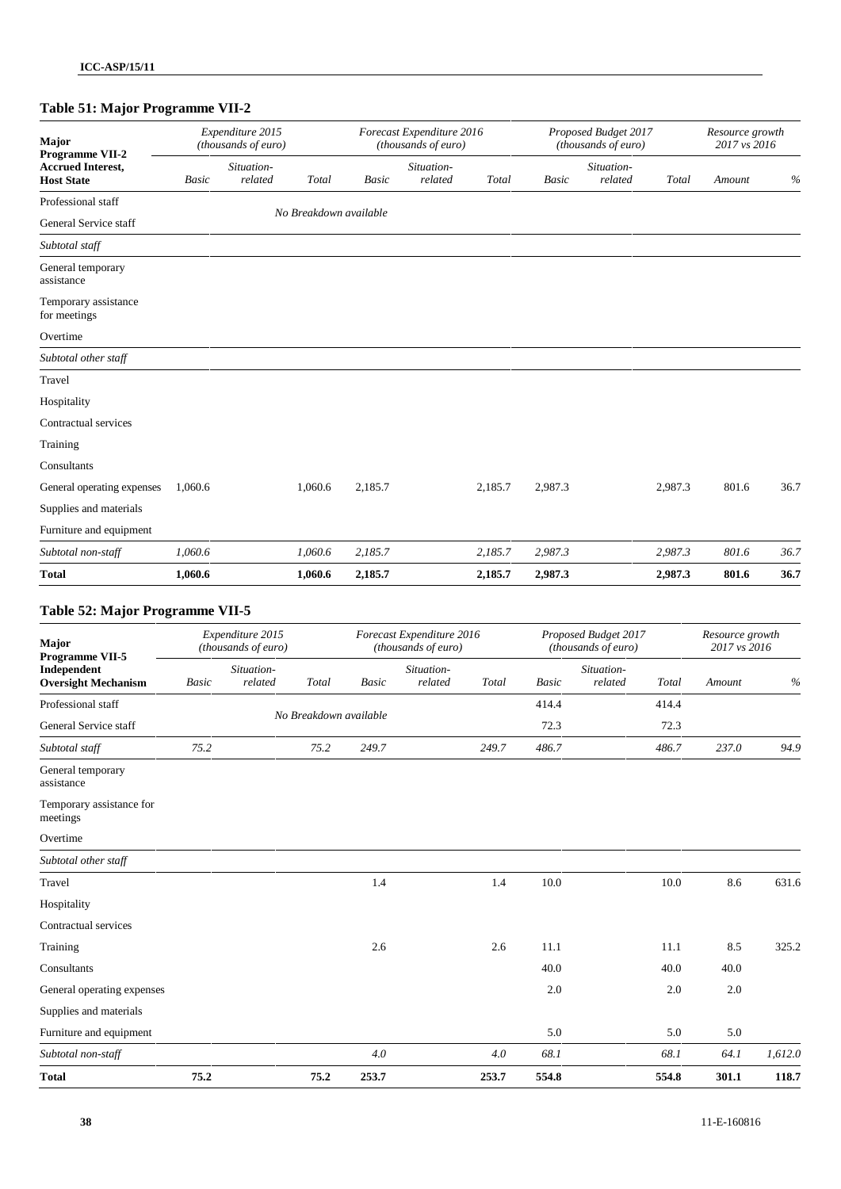## Table 51: Major Programme VII-2

| Major Programme VII-2 Accrued Interest, Host State | Expenditure 2015 (thousands of euro) | | | Forecast Expenditure 2016 (thousands of euro) | | | Proposed Budget 2017 (thousands of euro) | | | Resource growth 2017 vs 2016 | |
|---|---|---|---|---|---|---|---|---|---|---|---|
| | Basic | Situation-related | Total | Basic | Situation-related | Total | Basic | Situation-related | Total | Amount | % |
| Professional staff | | | No Breakdown available | | | | | | | | |
| General Service staff | | | | | | | | | | | |
| *Subtotal staff* | | | | | | | | | | | |
| General temporary assistance | | | | | | | | | | | |
| Temporary assistance for meetings | | | | | | | | | | | |
| Overtime | | | | | | | | | | | |
| *Subtotal other staff* | | | | | | | | | | | |
| Travel | | | | | | | | | | | |
| Hospitality | | | | | | | | | | | |
| Contractual services | | | | | | | | | | | |
| Training | | | | | | | | | | | |
| Consultants | | | | | | | | | | | |
| General operating expenses | 1,060.6 | | 1,060.6 | 2,185.7 | | 2,185.7 | 2,987.3 | | 2,987.3 | 801.6 | 36.7 |
| Supplies and materials | | | | | | | | | | | |
| Furniture and equipment | | | | | | | | | | | |
| *Subtotal non-staff* | *1,060.6* | | *1,060.6* | *2,185.7* | | *2,185.7* | *2,987.3* | | *2,987.3* | *801.6* | *36.7* |
| **Total** | **1,060.6** | | **1,060.6** | **2,185.7** | | **2,185.7** | **2,987.3** | | **2,987.3** | **801.6** | **36.7** |

## Table 52: Major Programme VII-5

| Major Programme VII-5 Independent Oversight Mechanism | Expenditure 2015 (thousands of euro) | | | Forecast Expenditure 2016 (thousands of euro) | | | Proposed Budget 2017 (thousands of euro) | | | Resource growth 2017 vs 2016 | |
|---|---|---|---|---|---|---|---|---|---|---|---|
| | Basic | Situation-related | Total | Basic | Situation-related | Total | Basic | Situation-related | Total | Amount | % |
| Professional staff | | | No Breakdown available | | | | 414.4 | | 414.4 | | |
| General Service staff | | | | | | | 72.3 | | 72.3 | | |
| *Subtotal staff* | *75.2* | | *75.2* | *249.7* | | *249.7* | *486.7* | | *486.7* | *237.0* | *94.9* |
| General temporary assistance | | | | | | | | | | | |
| Temporary assistance for meetings | | | | | | | | | | | |
| Overtime | | | | | | | | | | | |
| *Subtotal other staff* | | | | | | | | | | | |
| Travel | | | | 1.4 | | 1.4 | 10.0 | | 10.0 | 8.6 | 631.6 |
| Hospitality | | | | | | | | | | | |
| Contractual services | | | | | | | | | | | |
| Training | | | | 2.6 | | 2.6 | 11.1 | | 11.1 | 8.5 | 325.2 |
| Consultants | | | | | | | 40.0 | | 40.0 | 40.0 | |
| General operating expenses | | | | | | | 2.0 | | 2.0 | 2.0 | |
| Supplies and materials | | | | | | | | | | | |
| Furniture and equipment | | | | | | | 5.0 | | 5.0 | 5.0 | |
| *Subtotal non-staff* | | | | *4.0* | | *4.0* | *68.1* | | *68.1* | *64.1* | *1,612.0* |
| **Total** | **75.2** | | **75.2** | **253.7** | | **253.7** | **554.8** | | **554.8** | **301.1** | **118.7** |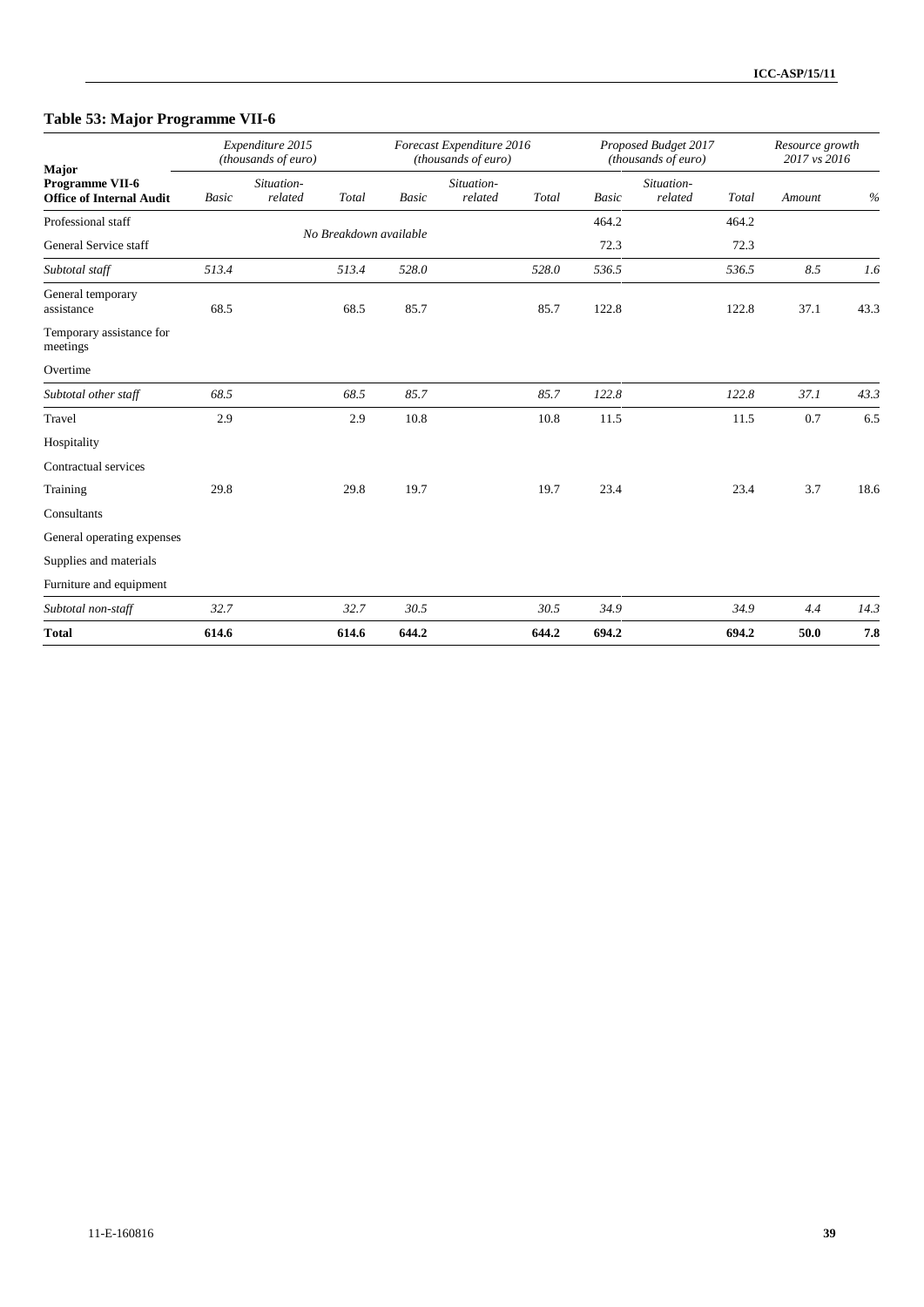## Table 53: Major Programme VII-6

| Major Programme VII-6 Office of Internal Audit | Expenditure 2015 (thousands of euro) | | | Forecast Expenditure 2016 (thousands of euro) | | | Proposed Budget 2017 (thousands of euro) | | | Resource growth 2017 vs 2016 | |
|---|---|---|---|---|---|---|---|---|---|---|---|
| | *Basic* | *Situation-related* | *Total* | *Basic* | *Situation-related* | *Total* | *Basic* | *Situation-related* | *Total* | *Amount* | *%* |
| Professional staff | | | *No Breakdown available* | | | | 464.2 | | 464.2 | | |
| General Service staff | | | | | | | 72.3 | | 72.3 | | |
| *Subtotal staff* | *513.4* | | *513.4* | *528.0* | | *528.0* | *536.5* | | *536.5* | *8.5* | *1.6* |
| General temporary assistance | 68.5 | | 68.5 | 85.7 | | 85.7 | 122.8 | | 122.8 | 37.1 | 43.3 |
| Temporary assistance for meetings | | | | | | | | | | | |
| Overtime | | | | | | | | | | | |
| *Subtotal other staff* | *68.5* | | *68.5* | *85.7* | | *85.7* | *122.8* | | *122.8* | *37.1* | *43.3* |
| Travel | 2.9 | | 2.9 | 10.8 | | 10.8 | 11.5 | | 11.5 | 0.7 | 6.5 |
| Hospitality | | | | | | | | | | | |
| Contractual services | | | | | | | | | | | |
| Training | 29.8 | | 29.8 | 19.7 | | 19.7 | 23.4 | | 23.4 | 3.7 | 18.6 |
| Consultants | | | | | | | | | | | |
| General operating expenses | | | | | | | | | | | |
| Supplies and materials | | | | | | | | | | | |
| Furniture and equipment | | | | | | | | | | | |
| *Subtotal non-staff* | *32.7* | | *32.7* | *30.5* | | *30.5* | *34.9* | | *34.9* | *4.4* | *14.3* |
| **Total** | **614.6** | | **614.6** | **644.2** | | **644.2** | **694.2** | | **694.2** | **50.0** | **7.8** |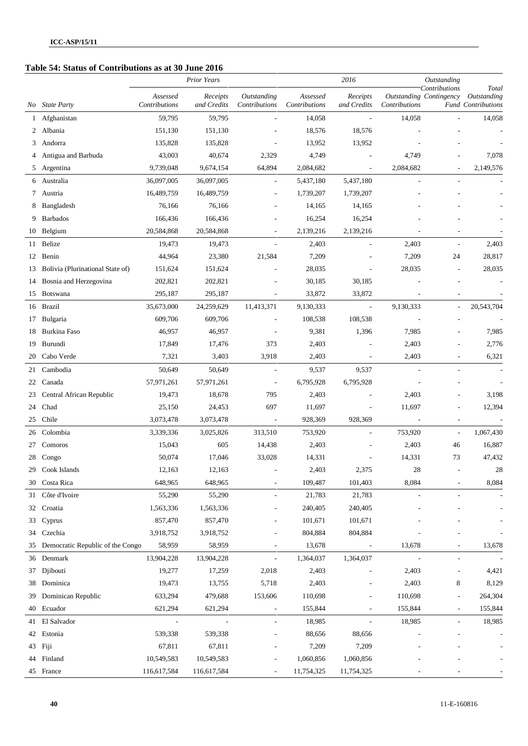### Table 54: Status of Contributions as at 30 June 2016

| | | Prior Years | | | 2016 | | | Outstanding Contributions | |
|---|---|---|---|---|---|---|---|---|---|
| *No* | *State Party* | *Assessed Contributions* | *Receipts and Credits* | *Outstanding Contributions* | *Assessed Contributions* | *Receipts and Credits* | *Outstanding Contributions* | *Contingency Fund* | *Total Outstanding Contributions* |
| 1 | Afghanistan | 59,795 | 59,795 | - | 14,058 | - | 14,058 | - | 14,058 |
| 2 | Albania | 151,130 | 151,130 | - | 18,576 | 18,576 | - | - | - |
| 3 | Andorra | 135,828 | 135,828 | - | 13,952 | 13,952 | - | - | - |
| 4 | Antigua and Barbuda | 43,003 | 40,674 | 2,329 | 4,749 | - | 4,749 | - | 7,078 |
| 5 | Argentina | 9,739,048 | 9,674,154 | 64,894 | 2,084,682 | - | 2,084,682 | - | 2,149,576 |
| 6 | Australia | 36,097,005 | 36,097,005 | - | 5,437,180 | 5,437,180 | - | - | - |
| 7 | Austria | 16,489,759 | 16,489,759 | - | 1,739,207 | 1,739,207 | - | - | - |
| 8 | Bangladesh | 76,166 | 76,166 | - | 14,165 | 14,165 | - | - | - |
| 9 | Barbados | 166,436 | 166,436 | - | 16,254 | 16,254 | - | - | - |
| 10 | Belgium | 20,584,868 | 20,584,868 | - | 2,139,216 | 2,139,216 | - | - | - |
| 11 | Belize | 19,473 | 19,473 | - | 2,403 | - | 2,403 | - | 2,403 |
| 12 | Benin | 44,964 | 23,380 | 21,584 | 7,209 | - | 7,209 | 24 | 28,817 |
| 13 | Bolivia (Plurinational State of) | 151,624 | 151,624 | - | 28,035 | - | 28,035 | - | 28,035 |
| 14 | Bosnia and Herzegovina | 202,821 | 202,821 | - | 30,185 | 30,185 | - | - | - |
| 15 | Botswana | 295,187 | 295,187 | - | 33,872 | 33,872 | - | - | - |
| 16 | Brazil | 35,673,000 | 24,259,629 | 11,413,371 | 9,130,333 | - | 9,130,333 | - | 20,543,704 |
| 17 | Bulgaria | 609,706 | 609,706 | - | 108,538 | 108,538 | - | - | - |
| 18 | Burkina Faso | 46,957 | 46,957 | - | 9,381 | 1,396 | 7,985 | - | 7,985 |
| 19 | Burundi | 17,849 | 17,476 | 373 | 2,403 | - | 2,403 | - | 2,776 |
| 20 | Cabo Verde | 7,321 | 3,403 | 3,918 | 2,403 | - | 2,403 | - | 6,321 |
| 21 | Cambodia | 50,649 | 50,649 | - | 9,537 | 9,537 | - | - | - |
| 22 | Canada | 57,971,261 | 57,971,261 | - | 6,795,928 | 6,795,928 | - | - | - |
| 23 | Central African Republic | 19,473 | 18,678 | 795 | 2,403 | - | 2,403 | - | 3,198 |
| 24 | Chad | 25,150 | 24,453 | 697 | 11,697 | - | 11,697 | - | 12,394 |
| 25 | Chile | 3,073,478 | 3,073,478 | - | 928,369 | 928,369 | - | - | - |
| 26 | Colombia | 3,339,336 | 3,025,826 | 313,510 | 753,920 | - | 753,920 | - | 1,067,430 |
| 27 | Comoros | 15,043 | 605 | 14,438 | 2,403 | - | 2,403 | 46 | 16,887 |
| 28 | Congo | 50,074 | 17,046 | 33,028 | 14,331 | - | 14,331 | 73 | 47,432 |
| 29 | Cook Islands | 12,163 | 12,163 | - | 2,403 | 2,375 | 28 | - | 28 |
| 30 | Costa Rica | 648,965 | 648,965 | - | 109,487 | 101,403 | 8,084 | - | 8,084 |
| 31 | Côte d'Ivoire | 55,290 | 55,290 | - | 21,783 | 21,783 | - | - | - |
| 32 | Croatia | 1,563,336 | 1,563,336 | - | 240,405 | 240,405 | - | - | - |
| 33 | Cyprus | 857,470 | 857,470 | - | 101,671 | 101,671 | - | - | - |
| 34 | Czechia | 3,918,752 | 3,918,752 | - | 804,884 | 804,884 | - | - | - |
| 35 | Democratic Republic of the Congo | 58,959 | 58,959 | - | 13,678 | - | 13,678 | - | 13,678 |
| 36 | Denmark | 13,904,228 | 13,904,228 | - | 1,364,037 | 1,364,037 | - | - | - |
| 37 | Djibouti | 19,277 | 17,259 | 2,018 | 2,403 | - | 2,403 | - | 4,421 |
| 38 | Dominica | 19,473 | 13,755 | 5,718 | 2,403 | - | 2,403 | 8 | 8,129 |
| 39 | Dominican Republic | 633,294 | 479,688 | 153,606 | 110,698 | - | 110,698 | - | 264,304 |
| 40 | Ecuador | 621,294 | 621,294 | - | 155,844 | - | 155,844 | - | 155,844 |
| 41 | El Salvador | - | - | - | 18,985 | - | 18,985 | - | 18,985 |
| 42 | Estonia | 539,338 | 539,338 | - | 88,656 | 88,656 | - | - | - |
| 43 | Fiji | 67,811 | 67,811 | - | 7,209 | 7,209 | - | - | - |
| 44 | Finland | 10,549,583 | 10,549,583 | - | 1,060,856 | 1,060,856 | - | - | - |
| 45 | France | 116,617,584 | 116,617,584 | - | 11,754,325 | 11,754,325 | - | - | - |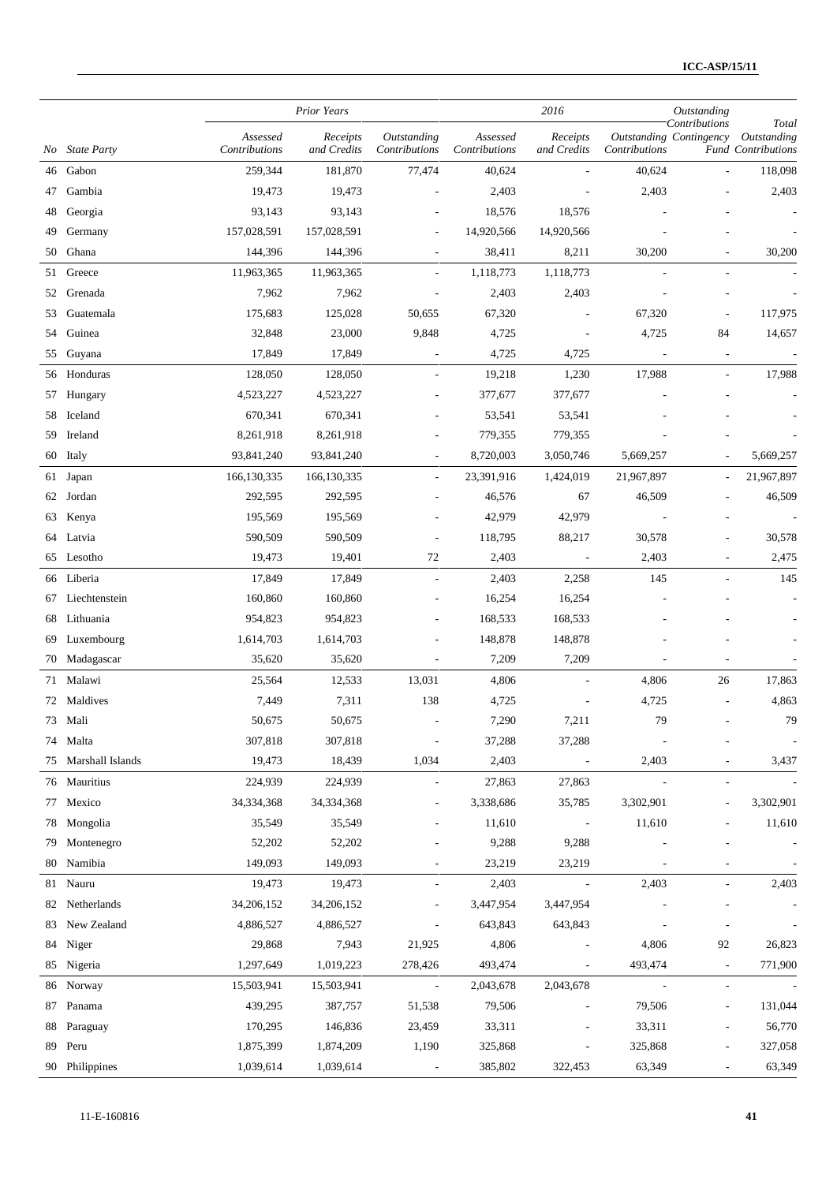| No | State Party | Prior Years | | | 2016 | | | Outstanding Contributions | Total |
|---|---|---|---|---|---|---|---|---|---|
| | | *Assessed Contributions* | *Receipts and Credits* | *Outstanding Contributions* | *Assessed Contributions* | *Receipts and Credits* | *Outstanding Contributions* | *Contingency Fund* | *Outstanding Contributions* |
| 46 | Gabon | 259,344 | 181,870 | 77,474 | 40,624 | - | 40,624 | - | 118,098 |
| 47 | Gambia | 19,473 | 19,473 | - | 2,403 | - | 2,403 | - | 2,403 |
| 48 | Georgia | 93,143 | 93,143 | - | 18,576 | 18,576 | - | - | - |
| 49 | Germany | 157,028,591 | 157,028,591 | - | 14,920,566 | 14,920,566 | - | - | - |
| 50 | Ghana | 144,396 | 144,396 | - | 38,411 | 8,211 | 30,200 | - | 30,200 |
| 51 | Greece | 11,963,365 | 11,963,365 | - | 1,118,773 | 1,118,773 | - | - | - |
| 52 | Grenada | 7,962 | 7,962 | - | 2,403 | 2,403 | - | - | - |
| 53 | Guatemala | 175,683 | 125,028 | 50,655 | 67,320 | - | 67,320 | - | 117,975 |
| 54 | Guinea | 32,848 | 23,000 | 9,848 | 4,725 | - | 4,725 | 84 | 14,657 |
| 55 | Guyana | 17,849 | 17,849 | - | 4,725 | 4,725 | - | - | - |
| 56 | Honduras | 128,050 | 128,050 | - | 19,218 | 1,230 | 17,988 | - | 17,988 |
| 57 | Hungary | 4,523,227 | 4,523,227 | - | 377,677 | 377,677 | - | - | - |
| 58 | Iceland | 670,341 | 670,341 | - | 53,541 | 53,541 | - | - | - |
| 59 | Ireland | 8,261,918 | 8,261,918 | - | 779,355 | 779,355 | - | - | - |
| 60 | Italy | 93,841,240 | 93,841,240 | - | 8,720,003 | 3,050,746 | 5,669,257 | - | 5,669,257 |
| 61 | Japan | 166,130,335 | 166,130,335 | - | 23,391,916 | 1,424,019 | 21,967,897 | - | 21,967,897 |
| 62 | Jordan | 292,595 | 292,595 | - | 46,576 | 67 | 46,509 | - | 46,509 |
| 63 | Kenya | 195,569 | 195,569 | - | 42,979 | 42,979 | - | - | - |
| 64 | Latvia | 590,509 | 590,509 | - | 118,795 | 88,217 | 30,578 | - | 30,578 |
| 65 | Lesotho | 19,473 | 19,401 | 72 | 2,403 | - | 2,403 | - | 2,475 |
| 66 | Liberia | 17,849 | 17,849 | - | 2,403 | 2,258 | 145 | - | 145 |
| 67 | Liechtenstein | 160,860 | 160,860 | - | 16,254 | 16,254 | - | - | - |
| 68 | Lithuania | 954,823 | 954,823 | - | 168,533 | 168,533 | - | - | - |
| 69 | Luxembourg | 1,614,703 | 1,614,703 | - | 148,878 | 148,878 | - | - | - |
| 70 | Madagascar | 35,620 | 35,620 | - | 7,209 | 7,209 | - | - | - |
| 71 | Malawi | 25,564 | 12,533 | 13,031 | 4,806 | - | 4,806 | 26 | 17,863 |
| 72 | Maldives | 7,449 | 7,311 | 138 | 4,725 | - | 4,725 | - | 4,863 |
| 73 | Mali | 50,675 | 50,675 | - | 7,290 | 7,211 | 79 | - | 79 |
| 74 | Malta | 307,818 | 307,818 | - | 37,288 | 37,288 | - | - | - |
| 75 | Marshall Islands | 19,473 | 18,439 | 1,034 | 2,403 | - | 2,403 | - | 3,437 |
| 76 | Mauritius | 224,939 | 224,939 | - | 27,863 | 27,863 | - | - | - |
| 77 | Mexico | 34,334,368 | 34,334,368 | - | 3,338,686 | 35,785 | 3,302,901 | - | 3,302,901 |
| 78 | Mongolia | 35,549 | 35,549 | - | 11,610 | - | 11,610 | - | 11,610 |
| 79 | Montenegro | 52,202 | 52,202 | - | 9,288 | 9,288 | - | - | - |
| 80 | Namibia | 149,093 | 149,093 | - | 23,219 | 23,219 | - | - | - |
| 81 | Nauru | 19,473 | 19,473 | - | 2,403 | - | 2,403 | - | 2,403 |
| 82 | Netherlands | 34,206,152 | 34,206,152 | - | 3,447,954 | 3,447,954 | - | - | - |
| 83 | New Zealand | 4,886,527 | 4,886,527 | - | 643,843 | 643,843 | - | - | - |
| 84 | Niger | 29,868 | 7,943 | 21,925 | 4,806 | - | 4,806 | 92 | 26,823 |
| 85 | Nigeria | 1,297,649 | 1,019,223 | 278,426 | 493,474 | - | 493,474 | - | 771,900 |
| 86 | Norway | 15,503,941 | 15,503,941 | - | 2,043,678 | 2,043,678 | - | - | - |
| 87 | Panama | 439,295 | 387,757 | 51,538 | 79,506 | - | 79,506 | - | 131,044 |
| 88 | Paraguay | 170,295 | 146,836 | 23,459 | 33,311 | - | 33,311 | - | 56,770 |
| 89 | Peru | 1,875,399 | 1,874,209 | 1,190 | 325,868 | - | 325,868 | - | 327,058 |
| 90 | Philippines | 1,039,614 | 1,039,614 | - | 385,802 | 322,453 | 63,349 | - | 63,349 |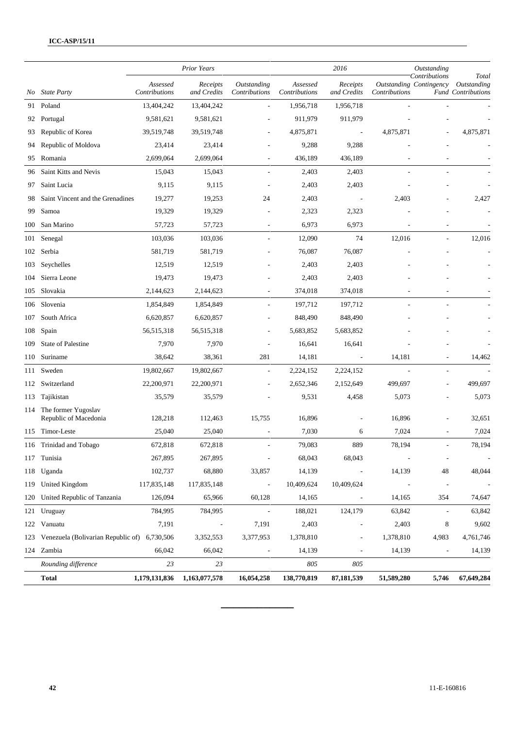| No | State Party | Prior Years | | | 2016 | | | Outstanding Contributions | Total |
|---|---|---|---|---|---|---|---|---|---|
| | | Assessed Contributions | Receipts and Credits | Outstanding Contributions | Assessed Contributions | Receipts and Credits | Outstanding Contributions | Contingency Fund | Total Outstanding Contributions |
| 91 | Poland | 13,404,242 | 13,404,242 | - | 1,956,718 | 1,956,718 | - | - | - |
| 92 | Portugal | 9,581,621 | 9,581,621 | - | 911,979 | 911,979 | - | - | - |
| 93 | Republic of Korea | 39,519,748 | 39,519,748 | - | 4,875,871 | - | 4,875,871 | - | 4,875,871 |
| 94 | Republic of Moldova | 23,414 | 23,414 | - | 9,288 | 9,288 | - | - | - |
| 95 | Romania | 2,699,064 | 2,699,064 | - | 436,189 | 436,189 | - | - | - |
| 96 | Saint Kitts and Nevis | 15,043 | 15,043 | - | 2,403 | 2,403 | - | - | - |
| 97 | Saint Lucia | 9,115 | 9,115 | - | 2,403 | 2,403 | - | - | - |
| 98 | Saint Vincent and the Grenadines | 19,277 | 19,253 | 24 | 2,403 | - | 2,403 | - | 2,427 |
| 99 | Samoa | 19,329 | 19,329 | - | 2,323 | 2,323 | - | - | - |
| 100 | San Marino | 57,723 | 57,723 | - | 6,973 | 6,973 | - | - | - |
| 101 | Senegal | 103,036 | 103,036 | - | 12,090 | 74 | 12,016 | - | 12,016 |
| 102 | Serbia | 581,719 | 581,719 | - | 76,087 | 76,087 | - | - | - |
| 103 | Seychelles | 12,519 | 12,519 | - | 2,403 | 2,403 | - | - | - |
| 104 | Sierra Leone | 19,473 | 19,473 | - | 2,403 | 2,403 | - | - | - |
| 105 | Slovakia | 2,144,623 | 2,144,623 | - | 374,018 | 374,018 | - | - | - |
| 106 | Slovenia | 1,854,849 | 1,854,849 | - | 197,712 | 197,712 | - | - | - |
| 107 | South Africa | 6,620,857 | 6,620,857 | - | 848,490 | 848,490 | - | - | - |
| 108 | Spain | 56,515,318 | 56,515,318 | - | 5,683,852 | 5,683,852 | - | - | - |
| 109 | State of Palestine | 7,970 | 7,970 | - | 16,641 | 16,641 | - | - | - |
| 110 | Suriname | 38,642 | 38,361 | 281 | 14,181 | - | 14,181 | - | 14,462 |
| 111 | Sweden | 19,802,667 | 19,802,667 | - | 2,224,152 | 2,224,152 | - | - | - |
| 112 | Switzerland | 22,200,971 | 22,200,971 | - | 2,652,346 | 2,152,649 | 499,697 | - | 499,697 |
| 113 | Tajikistan | 35,579 | 35,579 | - | 9,531 | 4,458 | 5,073 | - | 5,073 |
| 114 | The former Yugoslav Republic of Macedonia | 128,218 | 112,463 | 15,755 | 16,896 | - | 16,896 | - | 32,651 |
| 115 | Timor-Leste | 25,040 | 25,040 | - | 7,030 | 6 | 7,024 | - | 7,024 |
| 116 | Trinidad and Tobago | 672,818 | 672,818 | - | 79,083 | 889 | 78,194 | - | 78,194 |
| 117 | Tunisia | 267,895 | 267,895 | - | 68,043 | 68,043 | - | - | - |
| 118 | Uganda | 102,737 | 68,880 | 33,857 | 14,139 | - | 14,139 | 48 | 48,044 |
| 119 | United Kingdom | 117,835,148 | 117,835,148 | - | 10,409,624 | 10,409,624 | - | - | - |
| 120 | United Republic of Tanzania | 126,094 | 65,966 | 60,128 | 14,165 | - | 14,165 | 354 | 74,647 |
| 121 | Uruguay | 784,995 | 784,995 | - | 188,021 | 124,179 | 63,842 | - | 63,842 |
| 122 | Vanuatu | 7,191 | - | 7,191 | 2,403 | - | 2,403 | 8 | 9,602 |
| 123 | Venezuela (Bolivarian Republic of) | 6,730,506 | 3,352,553 | 3,377,953 | 1,378,810 | - | 1,378,810 | 4,983 | 4,761,746 |
| 124 | Zambia | 66,042 | 66,042 | - | 14,139 | - | 14,139 | - | 14,139 |
| | *Rounding difference* | *23* | *23* | | *805* | *805* | | | |
| | **Total** | **1,179,131,836** | **1,163,077,578** | **16,054,258** | **138,770,819** | **87,181,539** | **51,589,280** | **5,746** | **67,649,284** |